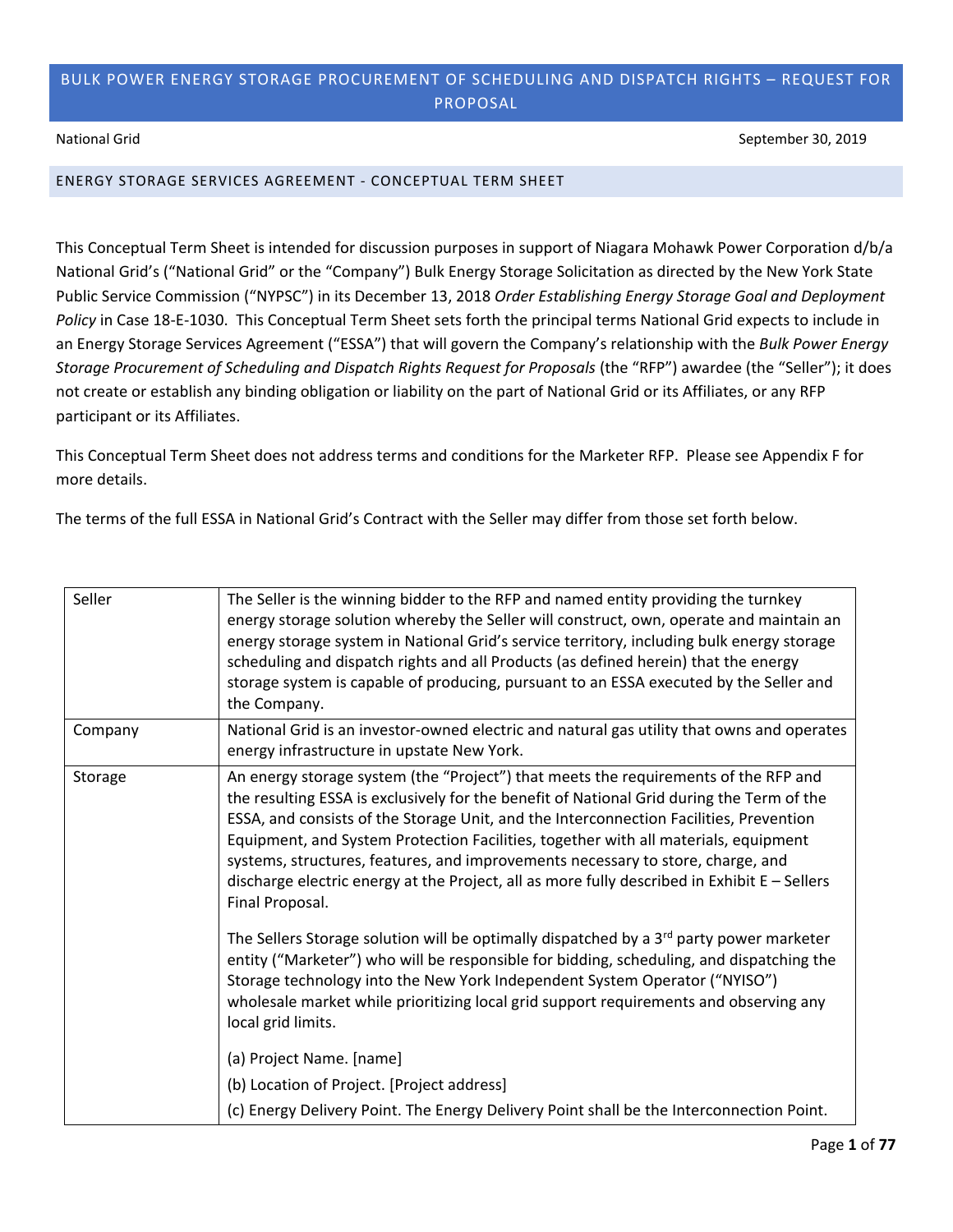# BULK POWER ENERGY STORAGE PROCUREMENT OF SCHEDULING AND DISPATCH RIGHTS – REQUEST FOR PROPOSAL

National Grid September 30, 2019

## ENERGY STORAGE SERVICES AGREEMENT - CONCEPTUAL TERM SHEET

This Conceptual Term Sheet is intended for discussion purposes in support of Niagara Mohawk Power Corporation d/b/a National Grid's ("National Grid" or the "Company") Bulk Energy Storage Solicitation as directed by the New York State Public Service Commission ("NYPSC") in its December 13, 2018 *Order Establishing Energy Storage Goal and Deployment Policy* in Case 18-E-1030. This Conceptual Term Sheet sets forth the principal terms National Grid expects to include in an Energy Storage Services Agreement ("ESSA") that will govern the Company's relationship with the *Bulk Power Energy Storage Procurement of Scheduling and Dispatch Rights Request for Proposals* (the "RFP") awardee (the "Seller"); it does not create or establish any binding obligation or liability on the part of National Grid or its Affiliates, or any RFP participant or its Affiliates.

This Conceptual Term Sheet does not address terms and conditions for the Marketer RFP. Please see Appendix F for more details.

The terms of the full ESSA in National Grid's Contract with the Seller may differ from those set forth below.

| | |
|---|---|
| Seller | The Seller is the winning bidder to the RFP and named entity providing the turnkey energy storage solution whereby the Seller will construct, own, operate and maintain an energy storage system in National Grid's service territory, including bulk energy storage scheduling and dispatch rights and all Products (as defined herein) that the energy storage system is capable of producing, pursuant to an ESSA executed by the Seller and the Company. |
| Company | National Grid is an investor-owned electric and natural gas utility that owns and operates energy infrastructure in upstate New York. |
| Storage | An energy storage system (the "Project") that meets the requirements of the RFP and the resulting ESSA is exclusively for the benefit of National Grid during the Term of the ESSA, and consists of the Storage Unit, and the Interconnection Facilities, Prevention Equipment, and System Protection Facilities, together with all materials, equipment systems, structures, features, and improvements necessary to store, charge, and discharge electric energy at the Project, all as more fully described in Exhibit E – Sellers Final Proposal.<br><br>The Sellers Storage solution will be optimally dispatched by a 3rd party power marketer entity ("Marketer") who will be responsible for bidding, scheduling, and dispatching the Storage technology into the New York Independent System Operator ("NYISO") wholesale market while prioritizing local grid support requirements and observing any local grid limits.<br><br>(a) Project Name. [name]<br><br>(b) Location of Project. [Project address]<br><br>(c) Energy Delivery Point. The Energy Delivery Point shall be the Interconnection Point. |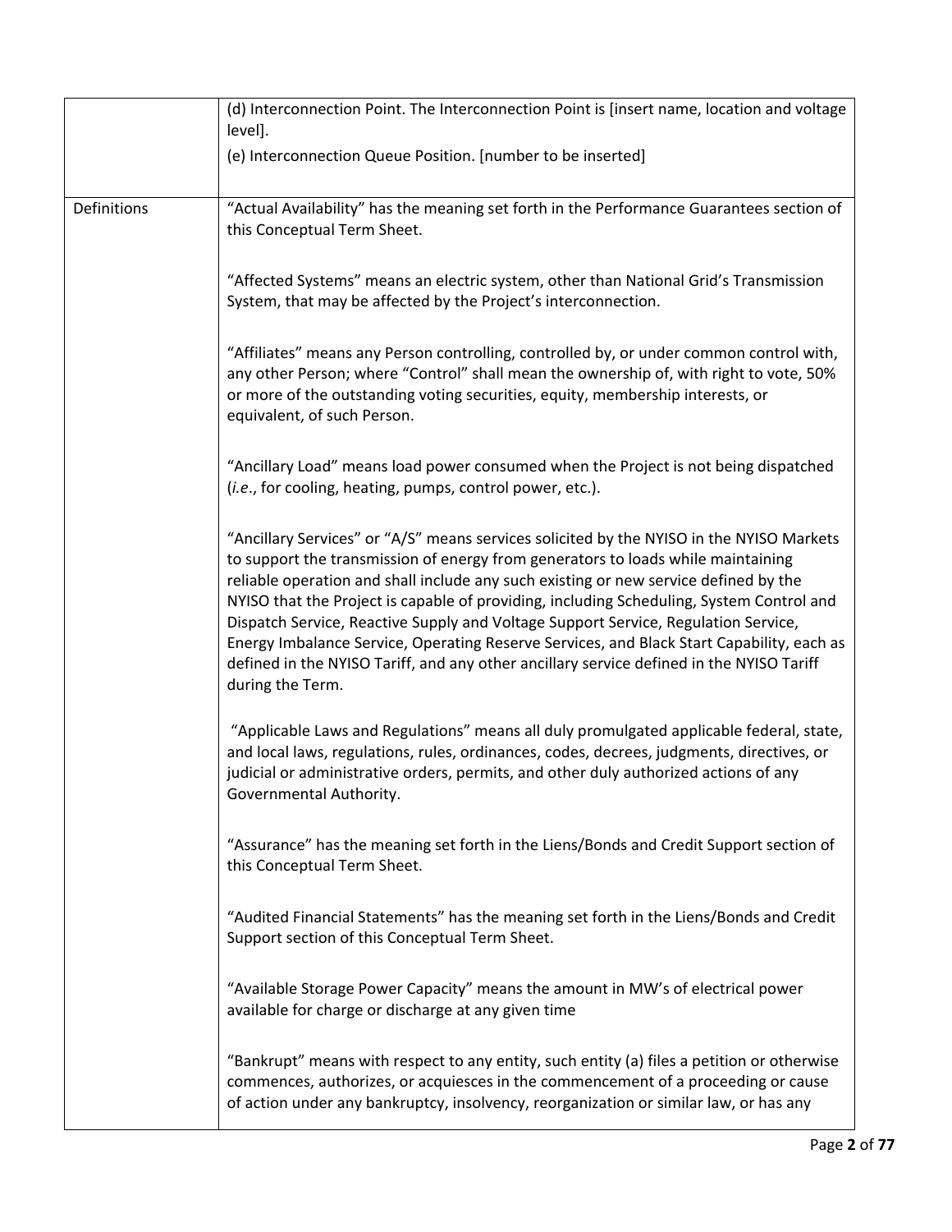| | |
|---|---|
| | (d) Interconnection Point. The Interconnection Point is [insert name, location and voltage level].<br><br>(e) Interconnection Queue Position. [number to be inserted] |
| Definitions | "Actual Availability" has the meaning set forth in the Performance Guarantees section of this Conceptual Term Sheet.<br><br>"Affected Systems" means an electric system, other than National Grid's Transmission System, that may be affected by the Project's interconnection.<br><br>"Affiliates" means any Person controlling, controlled by, or under common control with, any other Person; where "Control" shall mean the ownership of, with right to vote, 50% or more of the outstanding voting securities, equity, membership interests, or equivalent, of such Person.<br><br>"Ancillary Load" means load power consumed when the Project is not being dispatched (*i.e.*, for cooling, heating, pumps, control power, etc.).<br><br>"Ancillary Services" or "A/S" means services solicited by the NYISO in the NYISO Markets to support the transmission of energy from generators to loads while maintaining reliable operation and shall include any such existing or new service defined by the NYISO that the Project is capable of providing, including Scheduling, System Control and Dispatch Service, Reactive Supply and Voltage Support Service, Regulation Service, Energy Imbalance Service, Operating Reserve Services, and Black Start Capability, each as defined in the NYISO Tariff, and any other ancillary service defined in the NYISO Tariff during the Term.<br><br>"Applicable Laws and Regulations" means all duly promulgated applicable federal, state, and local laws, regulations, rules, ordinances, codes, decrees, judgments, directives, or judicial or administrative orders, permits, and other duly authorized actions of any Governmental Authority.<br><br>"Assurance" has the meaning set forth in the Liens/Bonds and Credit Support section of this Conceptual Term Sheet.<br><br>"Audited Financial Statements" has the meaning set forth in the Liens/Bonds and Credit Support section of this Conceptual Term Sheet.<br><br>"Available Storage Power Capacity" means the amount in MW's of electrical power available for charge or discharge at any given time<br><br>"Bankrupt" means with respect to any entity, such entity (a) files a petition or otherwise commences, authorizes, or acquiesces in the commencement of a proceeding or cause of action under any bankruptcy, insolvency, reorganization or similar law, or has any |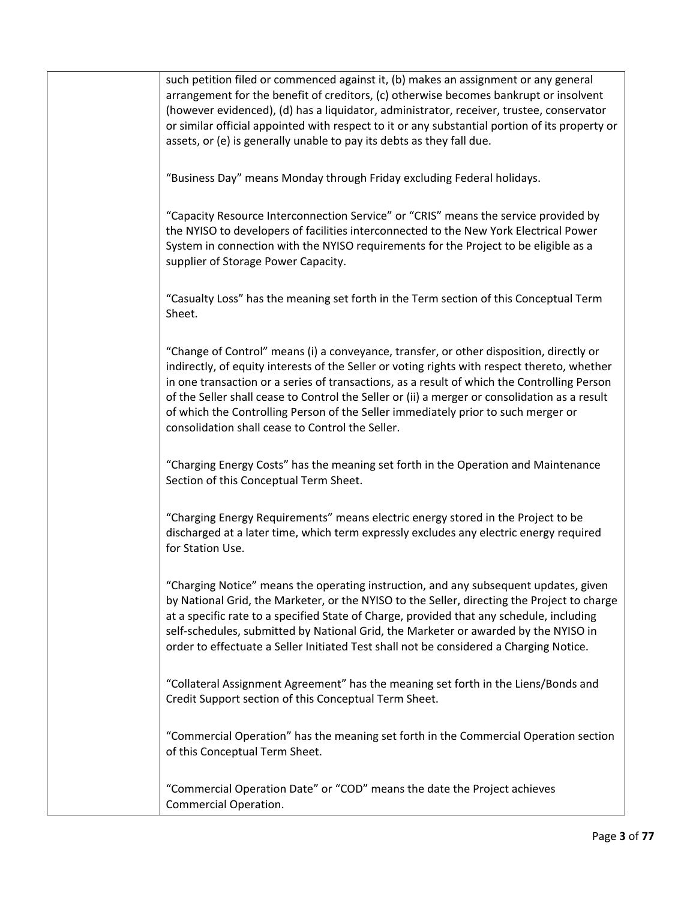| | such petition filed or commenced against it, (b) makes an assignment or any general arrangement for the benefit of creditors, (c) otherwise becomes bankrupt or insolvent (however evidenced), (d) has a liquidator, administrator, receiver, trustee, conservator or similar official appointed with respect to it or any substantial portion of its property or assets, or (e) is generally unable to pay its debts as they fall due.<br><br>"Business Day" means Monday through Friday excluding Federal holidays.<br><br>"Capacity Resource Interconnection Service" or "CRIS" means the service provided by the NYISO to developers of facilities interconnected to the New York Electrical Power System in connection with the NYISO requirements for the Project to be eligible as a supplier of Storage Power Capacity.<br><br>"Casualty Loss" has the meaning set forth in the Term section of this Conceptual Term Sheet.<br><br>"Change of Control" means (i) a conveyance, transfer, or other disposition, directly or indirectly, of equity interests of the Seller or voting rights with respect thereto, whether in one transaction or a series of transactions, as a result of which the Controlling Person of the Seller shall cease to Control the Seller or (ii) a merger or consolidation as a result of which the Controlling Person of the Seller immediately prior to such merger or consolidation shall cease to Control the Seller.<br><br>"Charging Energy Costs" has the meaning set forth in the Operation and Maintenance Section of this Conceptual Term Sheet.<br><br>"Charging Energy Requirements" means electric energy stored in the Project to be discharged at a later time, which term expressly excludes any electric energy required for Station Use.<br><br>"Charging Notice" means the operating instruction, and any subsequent updates, given by National Grid, the Marketer, or the NYISO to the Seller, directing the Project to charge at a specific rate to a specified State of Charge, provided that any schedule, including self-schedules, submitted by National Grid, the Marketer or awarded by the NYISO in order to effectuate a Seller Initiated Test shall not be considered a Charging Notice.<br><br>"Collateral Assignment Agreement" has the meaning set forth in the Liens/Bonds and Credit Support section of this Conceptual Term Sheet.<br><br>"Commercial Operation" has the meaning set forth in the Commercial Operation section of this Conceptual Term Sheet.<br><br>"Commercial Operation Date" or "COD" means the date the Project achieves Commercial Operation. |
|---|---|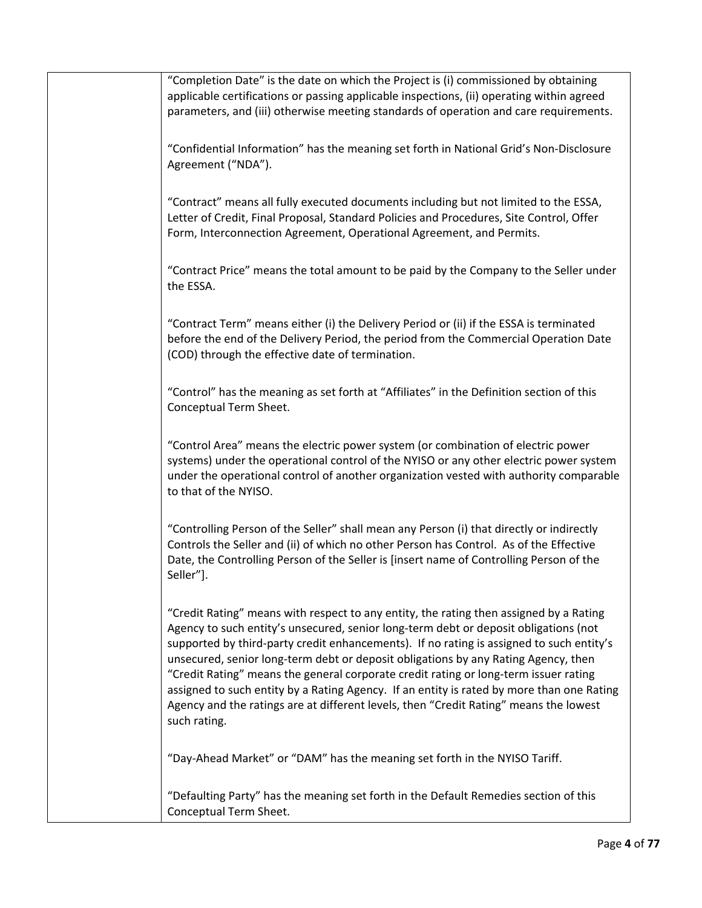| | |
|---|---|
| | "Completion Date" is the date on which the Project is (i) commissioned by obtaining applicable certifications or passing applicable inspections, (ii) operating within agreed parameters, and (iii) otherwise meeting standards of operation and care requirements.<br><br>"Confidential Information" has the meaning set forth in National Grid's Non-Disclosure Agreement ("NDA").<br><br>"Contract" means all fully executed documents including but not limited to the ESSA, Letter of Credit, Final Proposal, Standard Policies and Procedures, Site Control, Offer Form, Interconnection Agreement, Operational Agreement, and Permits.<br><br>"Contract Price" means the total amount to be paid by the Company to the Seller under the ESSA.<br><br>"Contract Term" means either (i) the Delivery Period or (ii) if the ESSA is terminated before the end of the Delivery Period, the period from the Commercial Operation Date (COD) through the effective date of termination.<br><br>"Control" has the meaning as set forth at "Affiliates" in the Definition section of this Conceptual Term Sheet.<br><br>"Control Area" means the electric power system (or combination of electric power systems) under the operational control of the NYISO or any other electric power system under the operational control of another organization vested with authority comparable to that of the NYISO.<br><br>"Controlling Person of the Seller" shall mean any Person (i) that directly or indirectly Controls the Seller and (ii) of which no other Person has Control. As of the Effective Date, the Controlling Person of the Seller is [insert name of Controlling Person of the Seller"].<br><br>"Credit Rating" means with respect to any entity, the rating then assigned by a Rating Agency to such entity's unsecured, senior long-term debt or deposit obligations (not supported by third-party credit enhancements). If no rating is assigned to such entity's unsecured, senior long-term debt or deposit obligations by any Rating Agency, then "Credit Rating" means the general corporate credit rating or long-term issuer rating assigned to such entity by a Rating Agency. If an entity is rated by more than one Rating Agency and the ratings are at different levels, then "Credit Rating" means the lowest such rating.<br><br>"Day-Ahead Market" or "DAM" has the meaning set forth in the NYISO Tariff.<br><br>"Defaulting Party" has the meaning set forth in the Default Remedies section of this Conceptual Term Sheet. |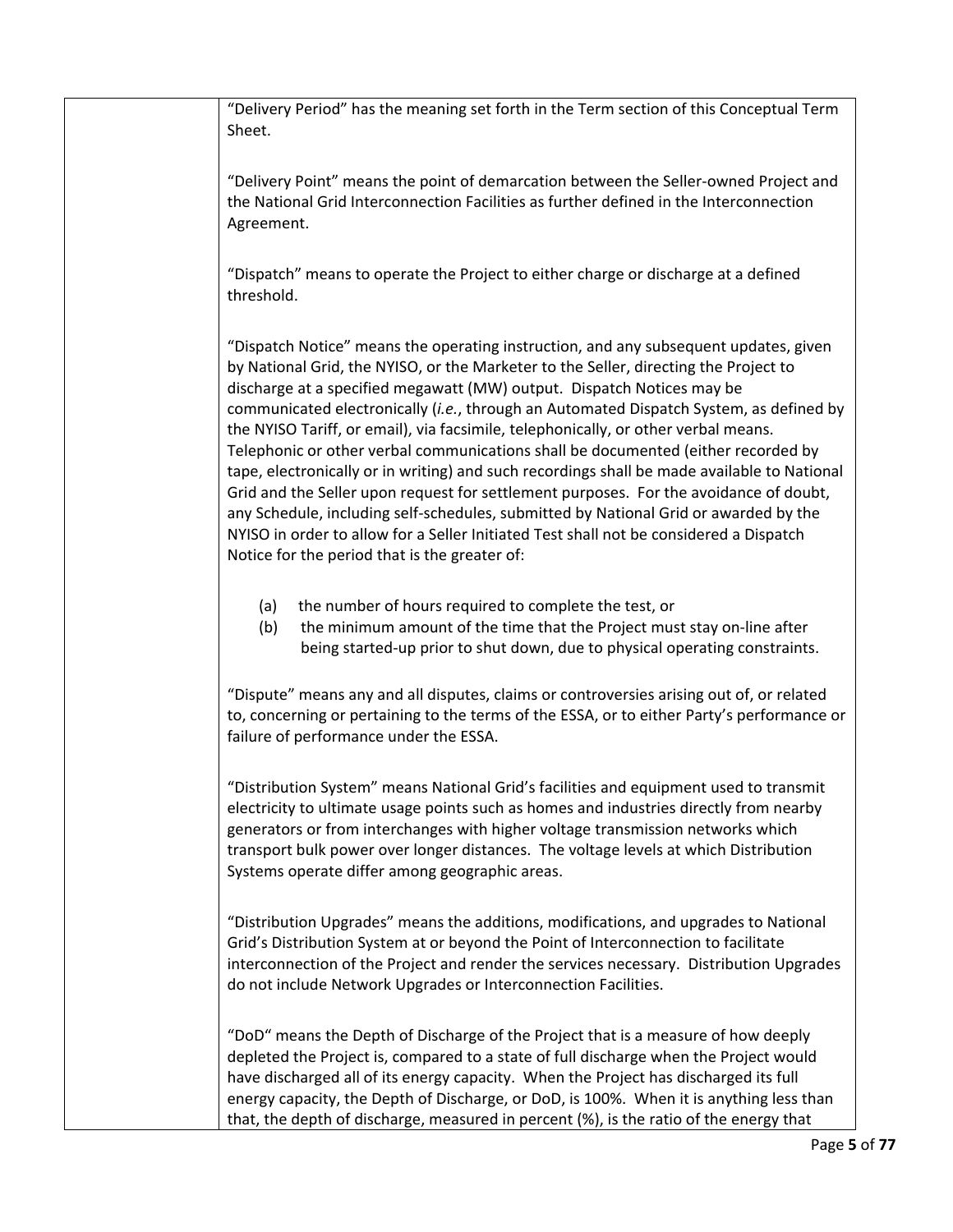"Delivery Period" has the meaning set forth in the Term section of this Conceptual Term Sheet.

"Delivery Point" means the point of demarcation between the Seller-owned Project and the National Grid Interconnection Facilities as further defined in the Interconnection Agreement.

"Dispatch" means to operate the Project to either charge or discharge at a defined threshold.

"Dispatch Notice" means the operating instruction, and any subsequent updates, given by National Grid, the NYISO, or the Marketer to the Seller, directing the Project to discharge at a specified megawatt (MW) output. Dispatch Notices may be communicated electronically (*i.e.*, through an Automated Dispatch System, as defined by the NYISO Tariff, or email), via facsimile, telephonically, or other verbal means. Telephonic or other verbal communications shall be documented (either recorded by tape, electronically or in writing) and such recordings shall be made available to National Grid and the Seller upon request for settlement purposes. For the avoidance of doubt, any Schedule, including self-schedules, submitted by National Grid or awarded by the NYISO in order to allow for a Seller Initiated Test shall not be considered a Dispatch Notice for the period that is the greater of:

(a) the number of hours required to complete the test, or
(b) the minimum amount of the time that the Project must stay on-line after being started-up prior to shut down, due to physical operating constraints.

"Dispute" means any and all disputes, claims or controversies arising out of, or related to, concerning or pertaining to the terms of the ESSA, or to either Party's performance or failure of performance under the ESSA.

"Distribution System" means National Grid's facilities and equipment used to transmit electricity to ultimate usage points such as homes and industries directly from nearby generators or from interchanges with higher voltage transmission networks which transport bulk power over longer distances. The voltage levels at which Distribution Systems operate differ among geographic areas.

"Distribution Upgrades" means the additions, modifications, and upgrades to National Grid's Distribution System at or beyond the Point of Interconnection to facilitate interconnection of the Project and render the services necessary. Distribution Upgrades do not include Network Upgrades or Interconnection Facilities.

"DoD" means the Depth of Discharge of the Project that is a measure of how deeply depleted the Project is, compared to a state of full discharge when the Project would have discharged all of its energy capacity. When the Project has discharged its full energy capacity, the Depth of Discharge, or DoD, is 100%. When it is anything less than that, the depth of discharge, measured in percent (%), is the ratio of the energy that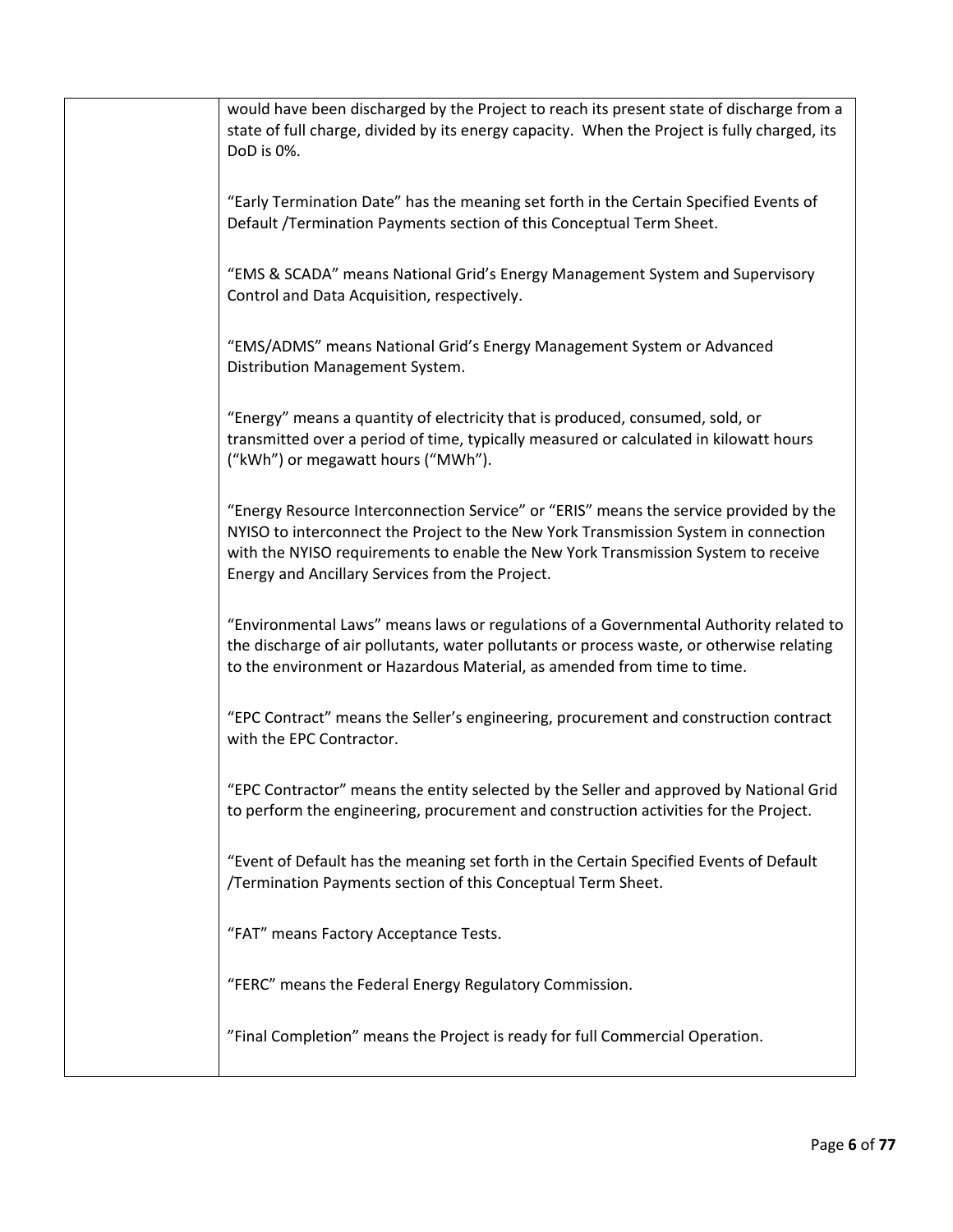| | would have been discharged by the Project to reach its present state of discharge from a state of full charge, divided by its energy capacity. When the Project is fully charged, its DoD is 0%.<br><br>"Early Termination Date" has the meaning set forth in the Certain Specified Events of Default /Termination Payments section of this Conceptual Term Sheet.<br><br>"EMS & SCADA" means National Grid's Energy Management System and Supervisory Control and Data Acquisition, respectively.<br><br>"EMS/ADMS" means National Grid's Energy Management System or Advanced Distribution Management System.<br><br>"Energy" means a quantity of electricity that is produced, consumed, sold, or transmitted over a period of time, typically measured or calculated in kilowatt hours ("kWh") or megawatt hours ("MWh").<br><br>"Energy Resource Interconnection Service" or "ERIS" means the service provided by the NYISO to interconnect the Project to the New York Transmission System in connection with the NYISO requirements to enable the New York Transmission System to receive Energy and Ancillary Services from the Project.<br><br>"Environmental Laws" means laws or regulations of a Governmental Authority related to the discharge of air pollutants, water pollutants or process waste, or otherwise relating to the environment or Hazardous Material, as amended from time to time.<br><br>"EPC Contract" means the Seller's engineering, procurement and construction contract with the EPC Contractor.<br><br>"EPC Contractor" means the entity selected by the Seller and approved by National Grid to perform the engineering, procurement and construction activities for the Project.<br><br>"Event of Default has the meaning set forth in the Certain Specified Events of Default /Termination Payments section of this Conceptual Term Sheet.<br><br>"FAT" means Factory Acceptance Tests.<br><br>"FERC" means the Federal Energy Regulatory Commission.<br><br>"Final Completion" means the Project is ready for full Commercial Operation. |
|---|---|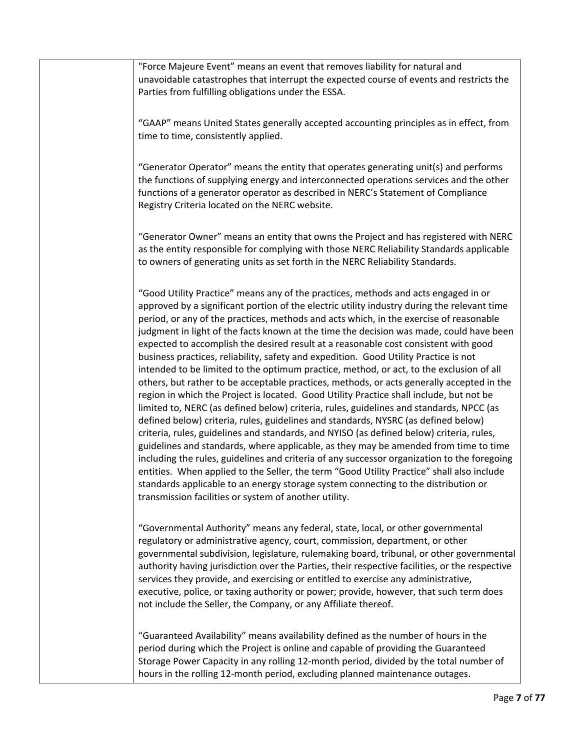| | |
|---|---|
| | "Force Majeure Event" means an event that removes liability for natural and unavoidable catastrophes that interrupt the expected course of events and restricts the Parties from fulfilling obligations under the ESSA.<br><br>"GAAP" means United States generally accepted accounting principles as in effect, from time to time, consistently applied.<br><br>"Generator Operator" means the entity that operates generating unit(s) and performs the functions of supplying energy and interconnected operations services and the other functions of a generator operator as described in NERC's Statement of Compliance Registry Criteria located on the NERC website.<br><br>"Generator Owner" means an entity that owns the Project and has registered with NERC as the entity responsible for complying with those NERC Reliability Standards applicable to owners of generating units as set forth in the NERC Reliability Standards.<br><br>"Good Utility Practice" means any of the practices, methods and acts engaged in or approved by a significant portion of the electric utility industry during the relevant time period, or any of the practices, methods and acts which, in the exercise of reasonable judgment in light of the facts known at the time the decision was made, could have been expected to accomplish the desired result at a reasonable cost consistent with good business practices, reliability, safety and expedition. Good Utility Practice is not intended to be limited to the optimum practice, method, or act, to the exclusion of all others, but rather to be acceptable practices, methods, or acts generally accepted in the region in which the Project is located. Good Utility Practice shall include, but not be limited to, NERC (as defined below) criteria, rules, guidelines and standards, NPCC (as defined below) criteria, rules, guidelines and standards, NYSRC (as defined below) criteria, rules, guidelines and standards, and NYISO (as defined below) criteria, rules, guidelines and standards, where applicable, as they may be amended from time to time including the rules, guidelines and criteria of any successor organization to the foregoing entities. When applied to the Seller, the term "Good Utility Practice" shall also include standards applicable to an energy storage system connecting to the distribution or transmission facilities or system of another utility.<br><br>"Governmental Authority" means any federal, state, local, or other governmental regulatory or administrative agency, court, commission, department, or other governmental subdivision, legislature, rulemaking board, tribunal, or other governmental authority having jurisdiction over the Parties, their respective facilities, or the respective services they provide, and exercising or entitled to exercise any administrative, executive, police, or taxing authority or power; provide, however, that such term does not include the Seller, the Company, or any Affiliate thereof.<br><br>"Guaranteed Availability" means availability defined as the number of hours in the period during which the Project is online and capable of providing the Guaranteed Storage Power Capacity in any rolling 12-month period, divided by the total number of hours in the rolling 12-month period, excluding planned maintenance outages. |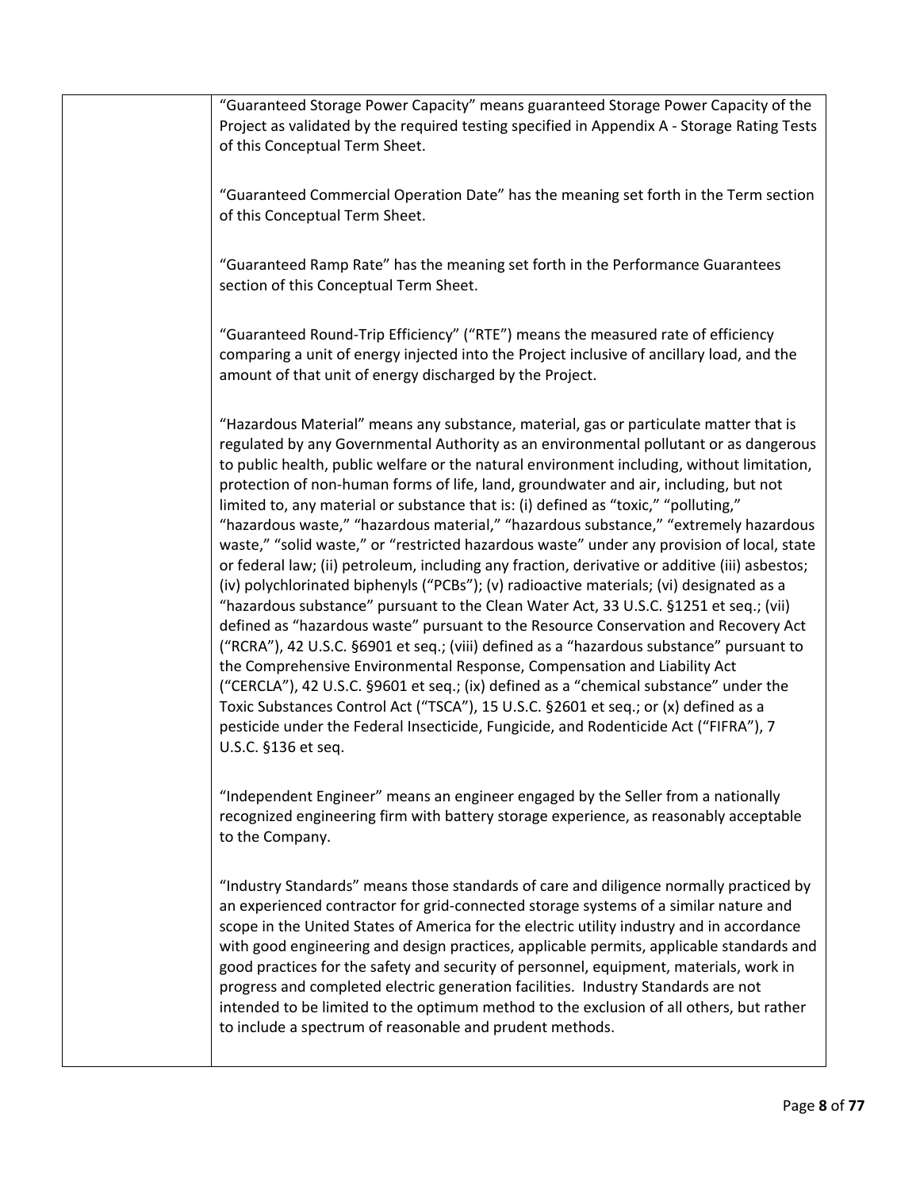"Guaranteed Storage Power Capacity" means guaranteed Storage Power Capacity of the Project as validated by the required testing specified in Appendix A - Storage Rating Tests of this Conceptual Term Sheet.

"Guaranteed Commercial Operation Date" has the meaning set forth in the Term section of this Conceptual Term Sheet.

"Guaranteed Ramp Rate" has the meaning set forth in the Performance Guarantees section of this Conceptual Term Sheet.

"Guaranteed Round-Trip Efficiency" ("RTE") means the measured rate of efficiency comparing a unit of energy injected into the Project inclusive of ancillary load, and the amount of that unit of energy discharged by the Project.

"Hazardous Material" means any substance, material, gas or particulate matter that is regulated by any Governmental Authority as an environmental pollutant or as dangerous to public health, public welfare or the natural environment including, without limitation, protection of non-human forms of life, land, groundwater and air, including, but not limited to, any material or substance that is: (i) defined as "toxic," "polluting," "hazardous waste," "hazardous material," "hazardous substance," "extremely hazardous waste," "solid waste," or "restricted hazardous waste" under any provision of local, state or federal law; (ii) petroleum, including any fraction, derivative or additive (iii) asbestos; (iv) polychlorinated biphenyls ("PCBs"); (v) radioactive materials; (vi) designated as a "hazardous substance" pursuant to the Clean Water Act, 33 U.S.C. §1251 et seq.; (vii) defined as "hazardous waste" pursuant to the Resource Conservation and Recovery Act ("RCRA"), 42 U.S.C. §6901 et seq.; (viii) defined as a "hazardous substance" pursuant to the Comprehensive Environmental Response, Compensation and Liability Act ("CERCLA"), 42 U.S.C. §9601 et seq.; (ix) defined as a "chemical substance" under the Toxic Substances Control Act ("TSCA"), 15 U.S.C. §2601 et seq.; or (x) defined as a pesticide under the Federal Insecticide, Fungicide, and Rodenticide Act ("FIFRA"), 7 U.S.C. §136 et seq.

"Independent Engineer" means an engineer engaged by the Seller from a nationally recognized engineering firm with battery storage experience, as reasonably acceptable to the Company.

"Industry Standards" means those standards of care and diligence normally practiced by an experienced contractor for grid-connected storage systems of a similar nature and scope in the United States of America for the electric utility industry and in accordance with good engineering and design practices, applicable permits, applicable standards and good practices for the safety and security of personnel, equipment, materials, work in progress and completed electric generation facilities. Industry Standards are not intended to be limited to the optimum method to the exclusion of all others, but rather to include a spectrum of reasonable and prudent methods.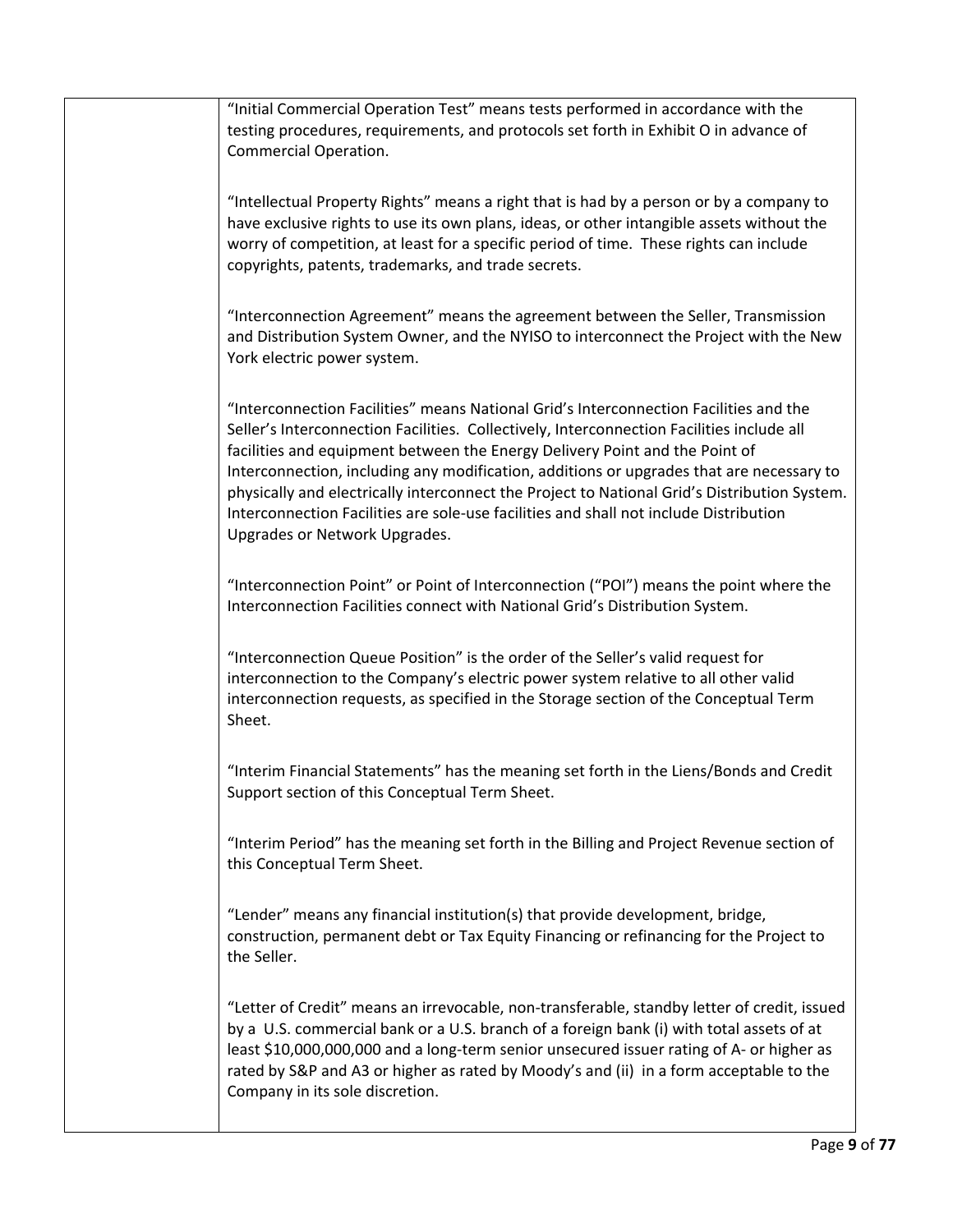"Initial Commercial Operation Test" means tests performed in accordance with the testing procedures, requirements, and protocols set forth in Exhibit O in advance of Commercial Operation.

"Intellectual Property Rights" means a right that is had by a person or by a company to have exclusive rights to use its own plans, ideas, or other intangible assets without the worry of competition, at least for a specific period of time. These rights can include copyrights, patents, trademarks, and trade secrets.

"Interconnection Agreement" means the agreement between the Seller, Transmission and Distribution System Owner, and the NYISO to interconnect the Project with the New York electric power system.

"Interconnection Facilities" means National Grid's Interconnection Facilities and the Seller's Interconnection Facilities. Collectively, Interconnection Facilities include all facilities and equipment between the Energy Delivery Point and the Point of Interconnection, including any modification, additions or upgrades that are necessary to physically and electrically interconnect the Project to National Grid's Distribution System. Interconnection Facilities are sole-use facilities and shall not include Distribution Upgrades or Network Upgrades.

"Interconnection Point" or Point of Interconnection ("POI") means the point where the Interconnection Facilities connect with National Grid's Distribution System.

"Interconnection Queue Position" is the order of the Seller's valid request for interconnection to the Company's electric power system relative to all other valid interconnection requests, as specified in the Storage section of the Conceptual Term Sheet.

"Interim Financial Statements" has the meaning set forth in the Liens/Bonds and Credit Support section of this Conceptual Term Sheet.

"Interim Period" has the meaning set forth in the Billing and Project Revenue section of this Conceptual Term Sheet.

"Lender" means any financial institution(s) that provide development, bridge, construction, permanent debt or Tax Equity Financing or refinancing for the Project to the Seller.

"Letter of Credit" means an irrevocable, non-transferable, standby letter of credit, issued by a U.S. commercial bank or a U.S. branch of a foreign bank (i) with total assets of at least $10,000,000,000 and a long-term senior unsecured issuer rating of A- or higher as rated by S&P and A3 or higher as rated by Moody's and (ii) in a form acceptable to the Company in its sole discretion.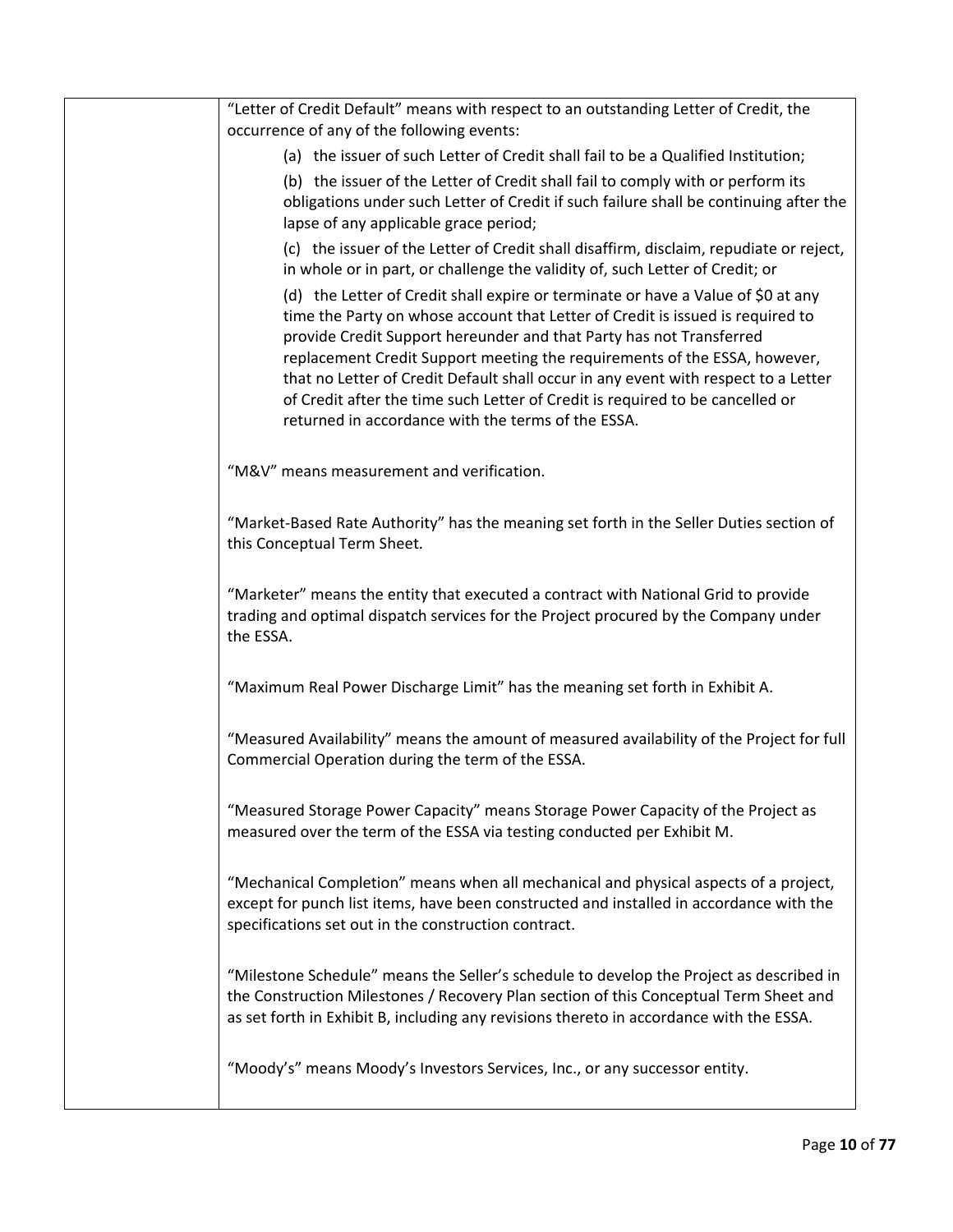"Letter of Credit Default" means with respect to an outstanding Letter of Credit, the occurrence of any of the following events:

(a) the issuer of such Letter of Credit shall fail to be a Qualified Institution;

(b) the issuer of the Letter of Credit shall fail to comply with or perform its obligations under such Letter of Credit if such failure shall be continuing after the lapse of any applicable grace period;

(c) the issuer of the Letter of Credit shall disaffirm, disclaim, repudiate or reject, in whole or in part, or challenge the validity of, such Letter of Credit; or

(d) the Letter of Credit shall expire or terminate or have a Value of $0 at any time the Party on whose account that Letter of Credit is issued is required to provide Credit Support hereunder and that Party has not Transferred replacement Credit Support meeting the requirements of the ESSA, however, that no Letter of Credit Default shall occur in any event with respect to a Letter of Credit after the time such Letter of Credit is required to be cancelled or returned in accordance with the terms of the ESSA.

"M&V" means measurement and verification.

"Market-Based Rate Authority" has the meaning set forth in the Seller Duties section of this Conceptual Term Sheet.

"Marketer" means the entity that executed a contract with National Grid to provide trading and optimal dispatch services for the Project procured by the Company under the ESSA.

"Maximum Real Power Discharge Limit" has the meaning set forth in Exhibit A.

"Measured Availability" means the amount of measured availability of the Project for full Commercial Operation during the term of the ESSA.

"Measured Storage Power Capacity" means Storage Power Capacity of the Project as measured over the term of the ESSA via testing conducted per Exhibit M.

"Mechanical Completion" means when all mechanical and physical aspects of a project, except for punch list items, have been constructed and installed in accordance with the specifications set out in the construction contract.

"Milestone Schedule" means the Seller's schedule to develop the Project as described in the Construction Milestones / Recovery Plan section of this Conceptual Term Sheet and as set forth in Exhibit B, including any revisions thereto in accordance with the ESSA.

"Moody's" means Moody's Investors Services, Inc., or any successor entity.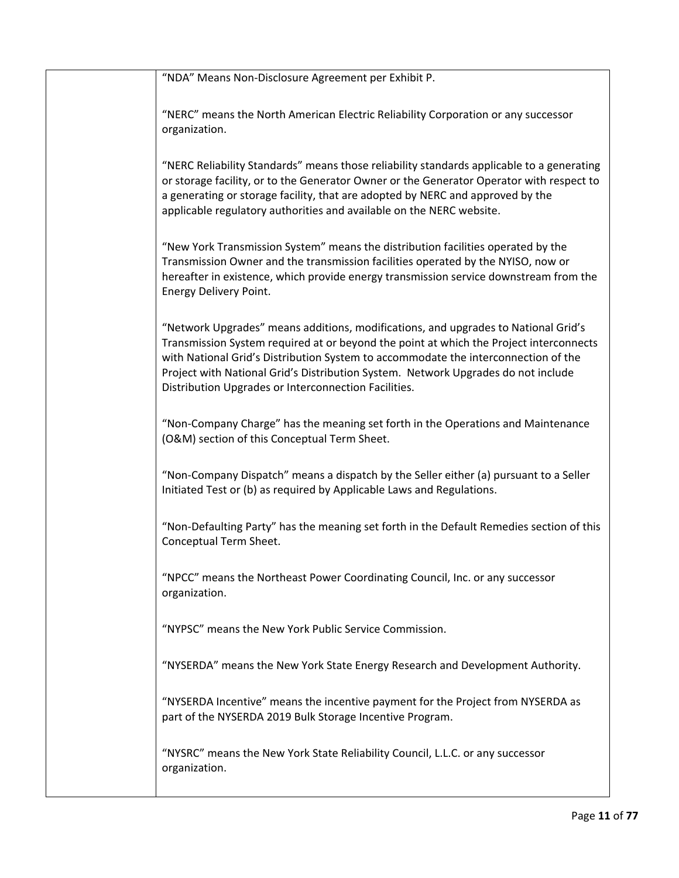“NDA” Means Non-Disclosure Agreement per Exhibit P.

“NERC” means the North American Electric Reliability Corporation or any successor organization.

“NERC Reliability Standards” means those reliability standards applicable to a generating or storage facility, or to the Generator Owner or the Generator Operator with respect to a generating or storage facility, that are adopted by NERC and approved by the applicable regulatory authorities and available on the NERC website.

“New York Transmission System” means the distribution facilities operated by the Transmission Owner and the transmission facilities operated by the NYISO, now or hereafter in existence, which provide energy transmission service downstream from the Energy Delivery Point.

“Network Upgrades” means additions, modifications, and upgrades to National Grid’s Transmission System required at or beyond the point at which the Project interconnects with National Grid’s Distribution System to accommodate the interconnection of the Project with National Grid’s Distribution System. Network Upgrades do not include Distribution Upgrades or Interconnection Facilities.

“Non-Company Charge” has the meaning set forth in the Operations and Maintenance (O&M) section of this Conceptual Term Sheet.

“Non-Company Dispatch” means a dispatch by the Seller either (a) pursuant to a Seller Initiated Test or (b) as required by Applicable Laws and Regulations.

“Non-Defaulting Party” has the meaning set forth in the Default Remedies section of this Conceptual Term Sheet.

“NPCC” means the Northeast Power Coordinating Council, Inc. or any successor organization.

“NYPSC” means the New York Public Service Commission.

“NYSERDA” means the New York State Energy Research and Development Authority.

“NYSERDA Incentive” means the incentive payment for the Project from NYSERDA as part of the NYSERDA 2019 Bulk Storage Incentive Program.

“NYSRC” means the New York State Reliability Council, L.L.C. or any successor organization.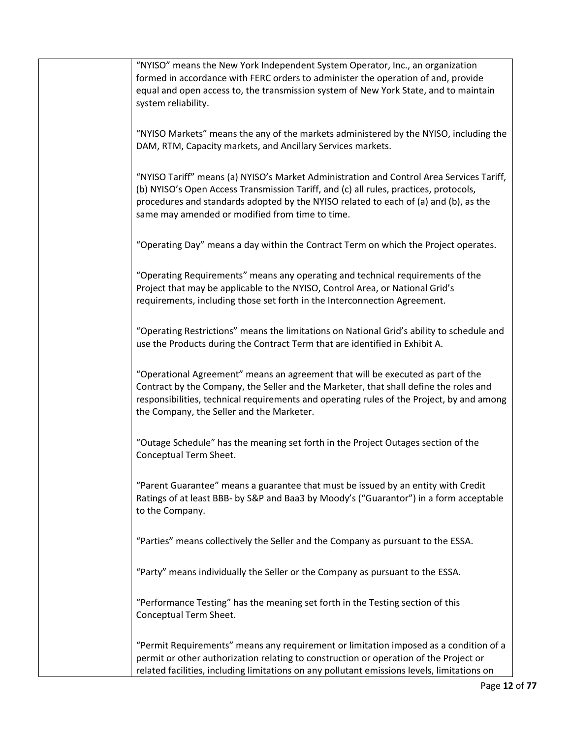"NYISO" means the New York Independent System Operator, Inc., an organization formed in accordance with FERC orders to administer the operation of and, provide equal and open access to, the transmission system of New York State, and to maintain system reliability.

"NYISO Markets" means the any of the markets administered by the NYISO, including the DAM, RTM, Capacity markets, and Ancillary Services markets.

"NYISO Tariff" means (a) NYISO's Market Administration and Control Area Services Tariff, (b) NYISO's Open Access Transmission Tariff, and (c) all rules, practices, protocols, procedures and standards adopted by the NYISO related to each of (a) and (b), as the same may amended or modified from time to time.

"Operating Day" means a day within the Contract Term on which the Project operates.

"Operating Requirements" means any operating and technical requirements of the Project that may be applicable to the NYISO, Control Area, or National Grid's requirements, including those set forth in the Interconnection Agreement.

"Operating Restrictions" means the limitations on National Grid's ability to schedule and use the Products during the Contract Term that are identified in Exhibit A.

"Operational Agreement" means an agreement that will be executed as part of the Contract by the Company, the Seller and the Marketer, that shall define the roles and responsibilities, technical requirements and operating rules of the Project, by and among the Company, the Seller and the Marketer.

"Outage Schedule" has the meaning set forth in the Project Outages section of the Conceptual Term Sheet.

"Parent Guarantee" means a guarantee that must be issued by an entity with Credit Ratings of at least BBB- by S&P and Baa3 by Moody's ("Guarantor") in a form acceptable to the Company.

"Parties" means collectively the Seller and the Company as pursuant to the ESSA.

"Party" means individually the Seller or the Company as pursuant to the ESSA.

"Performance Testing" has the meaning set forth in the Testing section of this Conceptual Term Sheet.

"Permit Requirements" means any requirement or limitation imposed as a condition of a permit or other authorization relating to construction or operation of the Project or related facilities, including limitations on any pollutant emissions levels, limitations on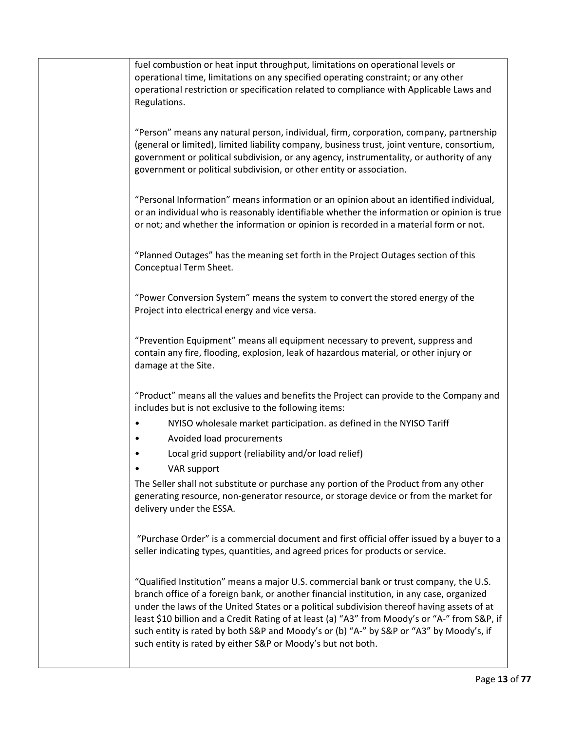| | |
|---|---|
| | fuel combustion or heat input throughput, limitations on operational levels or operational time, limitations on any specified operating constraint; or any other operational restriction or specification related to compliance with Applicable Laws and Regulations.<br><br>“Person” means any natural person, individual, firm, corporation, company, partnership (general or limited), limited liability company, business trust, joint venture, consortium, government or political subdivision, or any agency, instrumentality, or authority of any government or political subdivision, or other entity or association.<br><br>“Personal Information” means information or an opinion about an identified individual, or an individual who is reasonably identifiable whether the information or opinion is true or not; and whether the information or opinion is recorded in a material form or not.<br><br>“Planned Outages” has the meaning set forth in the Project Outages section of this Conceptual Term Sheet.<br><br>“Power Conversion System” means the system to convert the stored energy of the Project into electrical energy and vice versa.<br><br>“Prevention Equipment” means all equipment necessary to prevent, suppress and contain any fire, flooding, explosion, leak of hazardous material, or other injury or damage at the Site.<br><br>“Product” means all the values and benefits the Project can provide to the Company and includes but is not exclusive to the following items:<br>• NYISO wholesale market participation. as defined in the NYISO Tariff<br>• Avoided load procurements<br>• Local grid support (reliability and/or load relief)<br>• VAR support<br>The Seller shall not substitute or purchase any portion of the Product from any other generating resource, non-generator resource, or storage device or from the market for delivery under the ESSA.<br><br>“Purchase Order” is a commercial document and first official offer issued by a buyer to a seller indicating types, quantities, and agreed prices for products or service.<br><br>“Qualified Institution” means a major U.S. commercial bank or trust company, the U.S. branch office of a foreign bank, or another financial institution, in any case, organized under the laws of the United States or a political subdivision thereof having assets of at least $10 billion and a Credit Rating of at least (a) “A3” from Moody’s or “A-” from S&P, if such entity is rated by both S&P and Moody’s or (b) “A-” by S&P or “A3” by Moody’s, if such entity is rated by either S&P or Moody’s but not both. |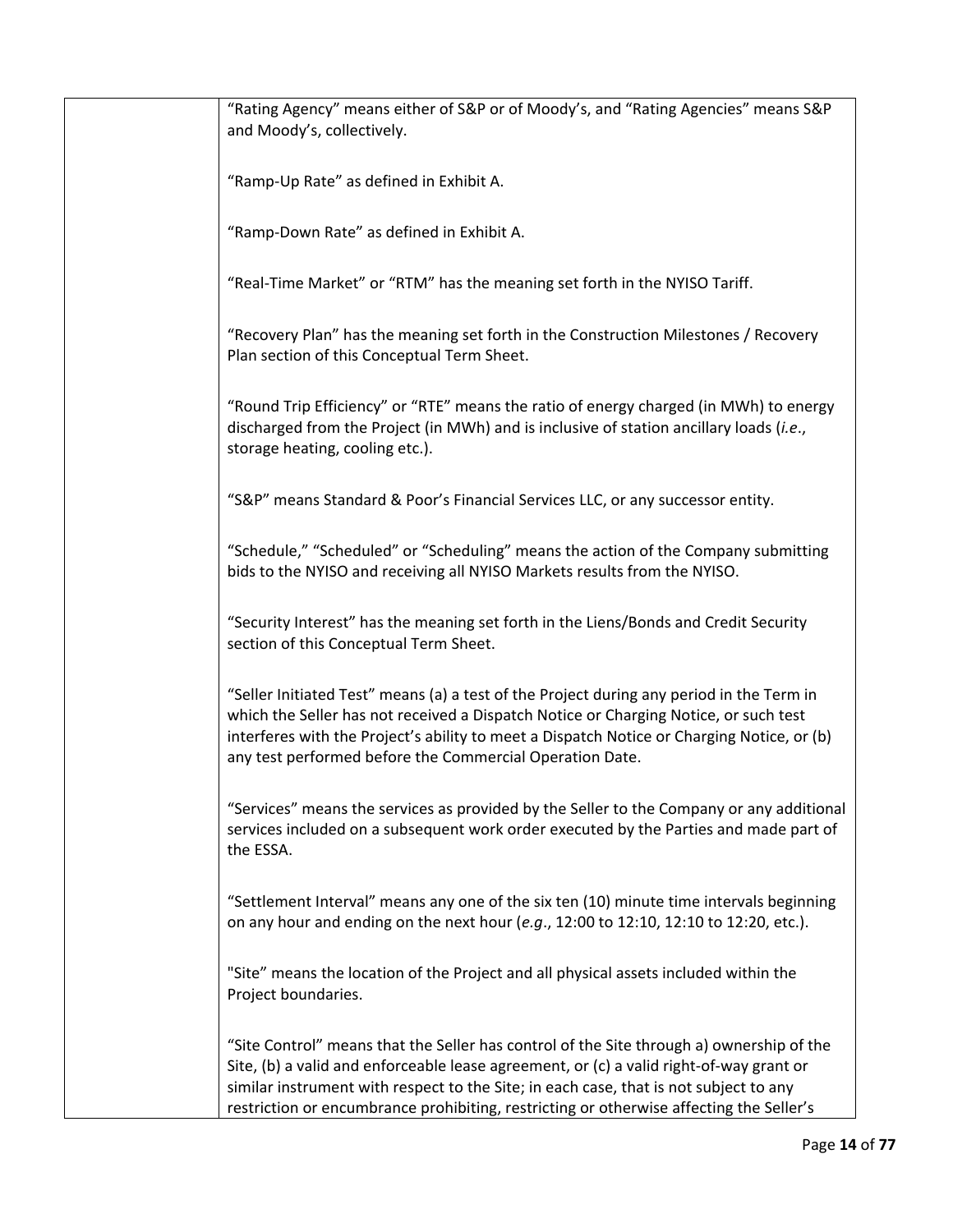| | |
|---|---|
| | "Rating Agency" means either of S&P or of Moody's, and "Rating Agencies" means S&P and Moody's, collectively.<br><br>"Ramp-Up Rate" as defined in Exhibit A.<br><br>"Ramp-Down Rate" as defined in Exhibit A.<br><br>"Real-Time Market" or "RTM" has the meaning set forth in the NYISO Tariff.<br><br>"Recovery Plan" has the meaning set forth in the Construction Milestones / Recovery Plan section of this Conceptual Term Sheet.<br><br>"Round Trip Efficiency" or "RTE" means the ratio of energy charged (in MWh) to energy discharged from the Project (in MWh) and is inclusive of station ancillary loads (*i.e.*, storage heating, cooling etc.).<br><br>"S&P" means Standard & Poor's Financial Services LLC, or any successor entity.<br><br>"Schedule," "Scheduled" or "Scheduling" means the action of the Company submitting bids to the NYISO and receiving all NYISO Markets results from the NYISO.<br><br>"Security Interest" has the meaning set forth in the Liens/Bonds and Credit Security section of this Conceptual Term Sheet.<br><br>"Seller Initiated Test" means (a) a test of the Project during any period in the Term in which the Seller has not received a Dispatch Notice or Charging Notice, or such test interferes with the Project's ability to meet a Dispatch Notice or Charging Notice, or (b) any test performed before the Commercial Operation Date.<br><br>"Services" means the services as provided by the Seller to the Company or any additional services included on a subsequent work order executed by the Parties and made part of the ESSA.<br><br>"Settlement Interval" means any one of the six ten (10) minute time intervals beginning on any hour and ending on the next hour (*e.g.*, 12:00 to 12:10, 12:10 to 12:20, etc.).<br><br>"Site" means the location of the Project and all physical assets included within the Project boundaries.<br><br>"Site Control" means that the Seller has control of the Site through a) ownership of the Site, (b) a valid and enforceable lease agreement, or (c) a valid right-of-way grant or similar instrument with respect to the Site; in each case, that is not subject to any restriction or encumbrance prohibiting, restricting or otherwise affecting the Seller's |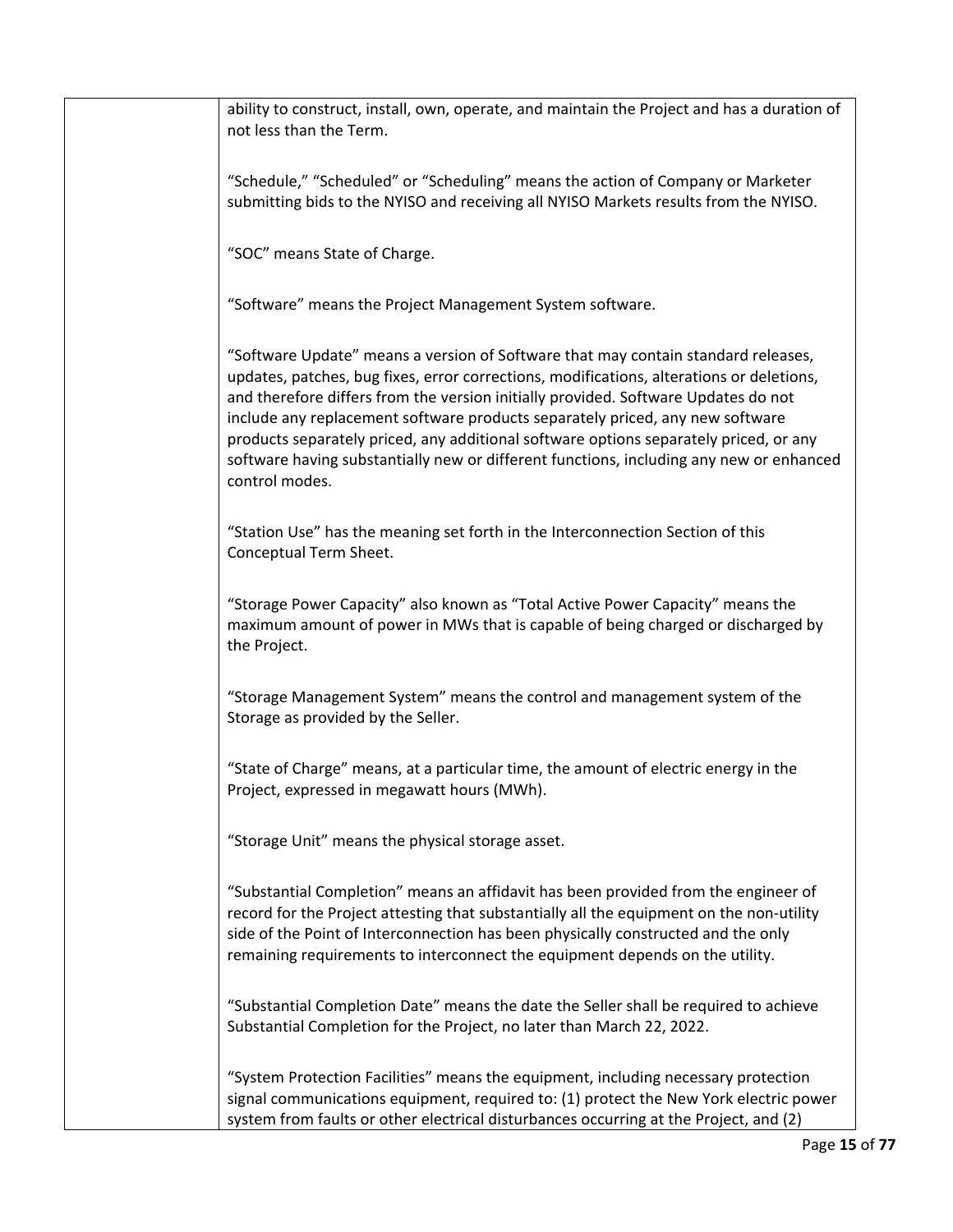ability to construct, install, own, operate, and maintain the Project and has a duration of not less than the Term.

“Schedule,” “Scheduled” or “Scheduling” means the action of Company or Marketer submitting bids to the NYISO and receiving all NYISO Markets results from the NYISO.

“SOC” means State of Charge.

“Software” means the Project Management System software.

“Software Update” means a version of Software that may contain standard releases, updates, patches, bug fixes, error corrections, modifications, alterations or deletions, and therefore differs from the version initially provided. Software Updates do not include any replacement software products separately priced, any new software products separately priced, any additional software options separately priced, or any software having substantially new or different functions, including any new or enhanced control modes.

“Station Use” has the meaning set forth in the Interconnection Section of this Conceptual Term Sheet.

“Storage Power Capacity” also known as “Total Active Power Capacity” means the maximum amount of power in MWs that is capable of being charged or discharged by the Project.

“Storage Management System” means the control and management system of the Storage as provided by the Seller.

“State of Charge” means, at a particular time, the amount of electric energy in the Project, expressed in megawatt hours (MWh).

“Storage Unit” means the physical storage asset.

“Substantial Completion” means an affidavit has been provided from the engineer of record for the Project attesting that substantially all the equipment on the non-utility side of the Point of Interconnection has been physically constructed and the only remaining requirements to interconnect the equipment depends on the utility.

“Substantial Completion Date” means the date the Seller shall be required to achieve Substantial Completion for the Project, no later than March 22, 2022.

“System Protection Facilities” means the equipment, including necessary protection signal communications equipment, required to: (1) protect the New York electric power system from faults or other electrical disturbances occurring at the Project, and (2)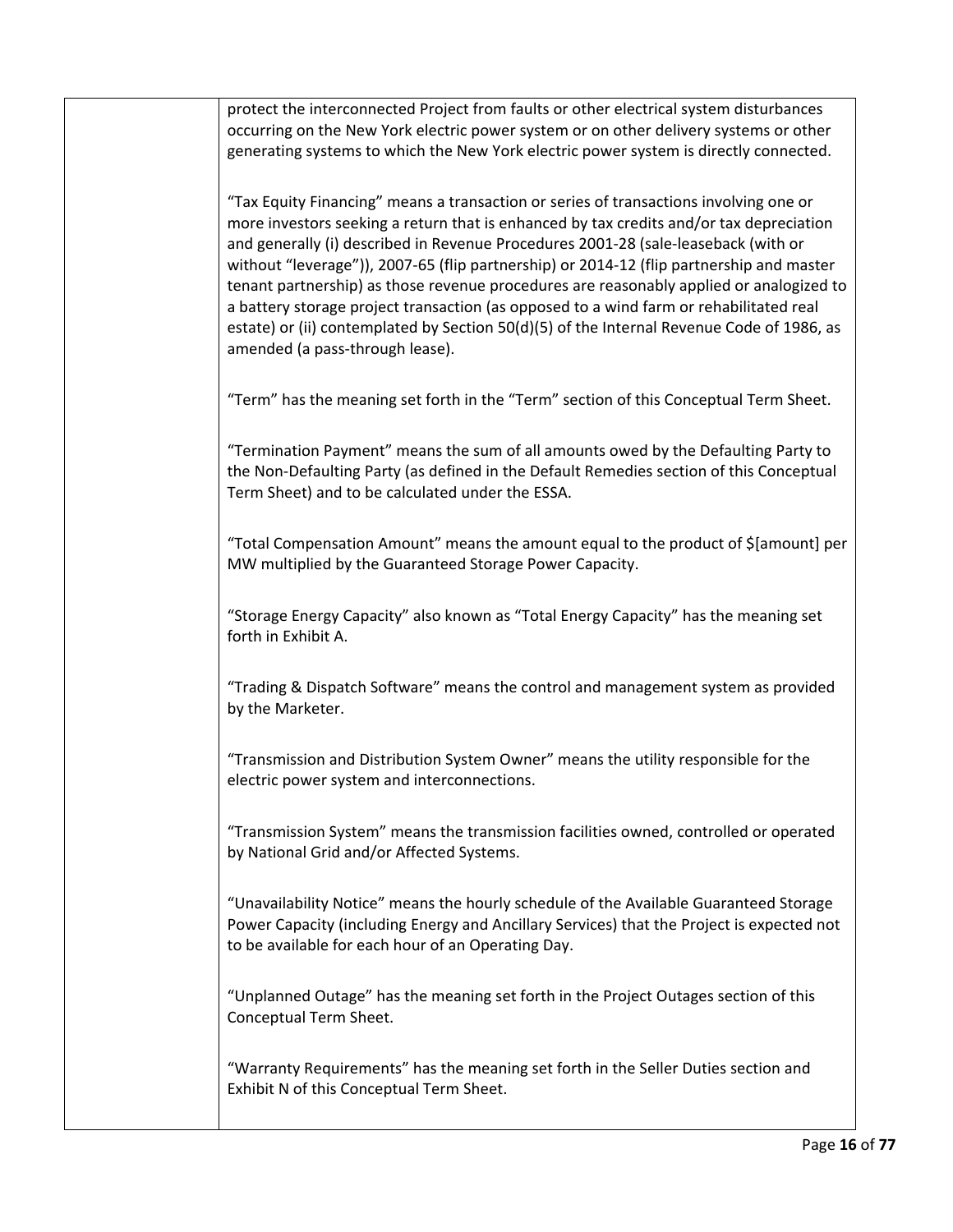| | protect the interconnected Project from faults or other electrical system disturbances occurring on the New York electric power system or on other delivery systems or other generating systems to which the New York electric power system is directly connected.<br><br>"Tax Equity Financing" means a transaction or series of transactions involving one or more investors seeking a return that is enhanced by tax credits and/or tax depreciation and generally (i) described in Revenue Procedures 2001-28 (sale-leaseback (with or without "leverage")), 2007-65 (flip partnership) or 2014-12 (flip partnership and master tenant partnership) as those revenue procedures are reasonably applied or analogized to a battery storage project transaction (as opposed to a wind farm or rehabilitated real estate) or (ii) contemplated by Section 50(d)(5) of the Internal Revenue Code of 1986, as amended (a pass-through lease).<br><br>"Term" has the meaning set forth in the "Term" section of this Conceptual Term Sheet.<br><br>"Termination Payment" means the sum of all amounts owed by the Defaulting Party to the Non-Defaulting Party (as defined in the Default Remedies section of this Conceptual Term Sheet) and to be calculated under the ESSA.<br><br>"Total Compensation Amount" means the amount equal to the product of $[amount] per MW multiplied by the Guaranteed Storage Power Capacity.<br><br>"Storage Energy Capacity" also known as "Total Energy Capacity" has the meaning set forth in Exhibit A.<br><br>"Trading & Dispatch Software" means the control and management system as provided by the Marketer.<br><br>"Transmission and Distribution System Owner" means the utility responsible for the electric power system and interconnections.<br><br>"Transmission System" means the transmission facilities owned, controlled or operated by National Grid and/or Affected Systems.<br><br>"Unavailability Notice" means the hourly schedule of the Available Guaranteed Storage Power Capacity (including Energy and Ancillary Services) that the Project is expected not to be available for each hour of an Operating Day.<br><br>"Unplanned Outage" has the meaning set forth in the Project Outages section of this Conceptual Term Sheet.<br><br>"Warranty Requirements" has the meaning set forth in the Seller Duties section and Exhibit N of this Conceptual Term Sheet. |
|---|---|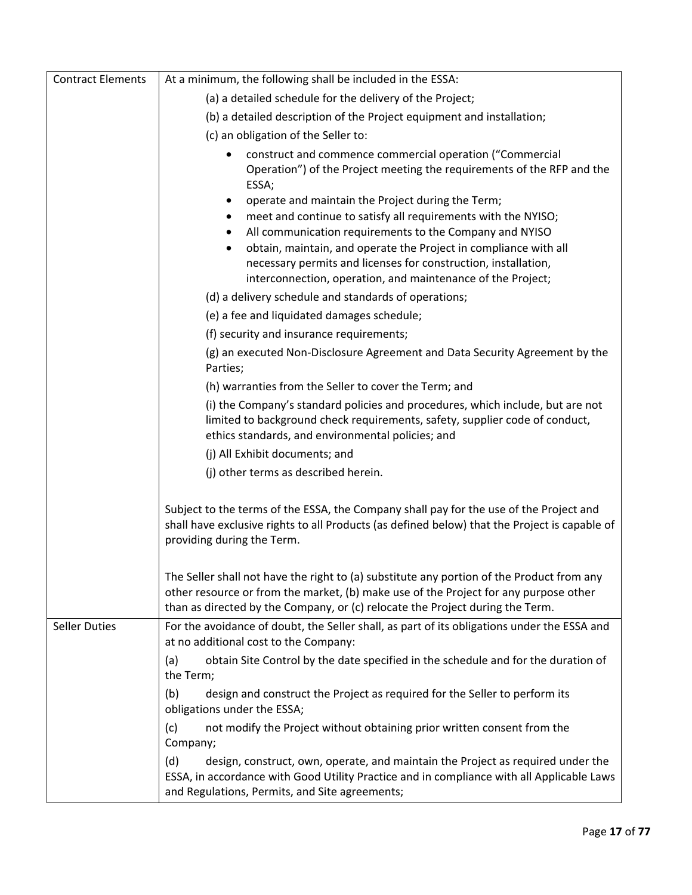| | |
|---|---|
| Contract Elements | At a minimum, the following shall be included in the ESSA:<br><br>(a) a detailed schedule for the delivery of the Project;<br><br>(b) a detailed description of the Project equipment and installation;<br><br>(c) an obligation of the Seller to:<br><br>• construct and commence commercial operation ("Commercial Operation") of the Project meeting the requirements of the RFP and the ESSA;<br>• operate and maintain the Project during the Term;<br>• meet and continue to satisfy all requirements with the NYISO;<br>• All communication requirements to the Company and NYISO<br>• obtain, maintain, and operate the Project in compliance with all necessary permits and licenses for construction, installation, interconnection, operation, and maintenance of the Project;<br><br>(d) a delivery schedule and standards of operations;<br><br>(e) a fee and liquidated damages schedule;<br><br>(f) security and insurance requirements;<br><br>(g) an executed Non-Disclosure Agreement and Data Security Agreement by the Parties;<br><br>(h) warranties from the Seller to cover the Term; and<br><br>(i) the Company's standard policies and procedures, which include, but are not limited to background check requirements, safety, supplier code of conduct, ethics standards, and environmental policies; and<br><br>(j) All Exhibit documents; and<br><br>(j) other terms as described herein.<br><br>Subject to the terms of the ESSA, the Company shall pay for the use of the Project and shall have exclusive rights to all Products (as defined below) that the Project is capable of providing during the Term.<br><br>The Seller shall not have the right to (a) substitute any portion of the Product from any other resource or from the market, (b) make use of the Project for any purpose other than as directed by the Company, or (c) relocate the Project during the Term. |
| Seller Duties | For the avoidance of doubt, the Seller shall, as part of its obligations under the ESSA and at no additional cost to the Company:<br><br>(a) obtain Site Control by the date specified in the schedule and for the duration of the Term;<br><br>(b) design and construct the Project as required for the Seller to perform its obligations under the ESSA;<br><br>(c) not modify the Project without obtaining prior written consent from the Company;<br><br>(d) design, construct, own, operate, and maintain the Project as required under the ESSA, in accordance with Good Utility Practice and in compliance with all Applicable Laws and Regulations, Permits, and Site agreements; |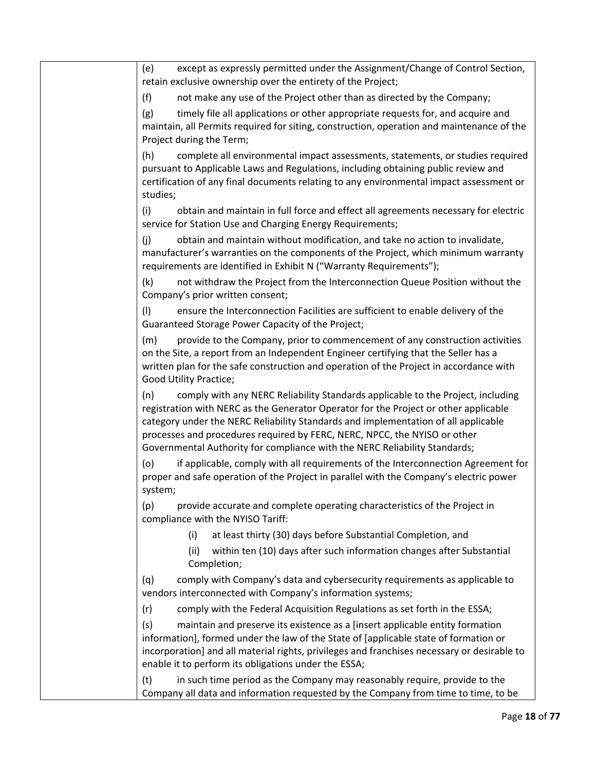(e) except as expressly permitted under the Assignment/Change of Control Section, retain exclusive ownership over the entirety of the Project;

(f) not make any use of the Project other than as directed by the Company;

(g) timely file all applications or other appropriate requests for, and acquire and maintain, all Permits required for siting, construction, operation and maintenance of the Project during the Term;

(h) complete all environmental impact assessments, statements, or studies required pursuant to Applicable Laws and Regulations, including obtaining public review and certification of any final documents relating to any environmental impact assessment or studies;

(i) obtain and maintain in full force and effect all agreements necessary for electric service for Station Use and Charging Energy Requirements;

(j) obtain and maintain without modification, and take no action to invalidate, manufacturer's warranties on the components of the Project, which minimum warranty requirements are identified in Exhibit N ("Warranty Requirements");

(k) not withdraw the Project from the Interconnection Queue Position without the Company's prior written consent;

(l) ensure the Interconnection Facilities are sufficient to enable delivery of the Guaranteed Storage Power Capacity of the Project;

(m) provide to the Company, prior to commencement of any construction activities on the Site, a report from an Independent Engineer certifying that the Seller has a written plan for the safe construction and operation of the Project in accordance with Good Utility Practice;

(n) comply with any NERC Reliability Standards applicable to the Project, including registration with NERC as the Generator Operator for the Project or other applicable category under the NERC Reliability Standards and implementation of all applicable processes and procedures required by FERC, NERC, NPCC, the NYISO or other Governmental Authority for compliance with the NERC Reliability Standards;

(o) if applicable, comply with all requirements of the Interconnection Agreement for proper and safe operation of the Project in parallel with the Company's electric power system;

(p) provide accurate and complete operating characteristics of the Project in compliance with the NYISO Tariff:

   (i) at least thirty (30) days before Substantial Completion, and

   (ii) within ten (10) days after such information changes after Substantial Completion;

(q) comply with Company's data and cybersecurity requirements as applicable to vendors interconnected with Company's information systems;

(r) comply with the Federal Acquisition Regulations as set forth in the ESSA;

(s) maintain and preserve its existence as a [insert applicable entity formation information], formed under the law of the State of [applicable state of formation or incorporation] and all material rights, privileges and franchises necessary or desirable to enable it to perform its obligations under the ESSA;

(t) in such time period as the Company may reasonably require, provide to the Company all data and information requested by the Company from time to time, to be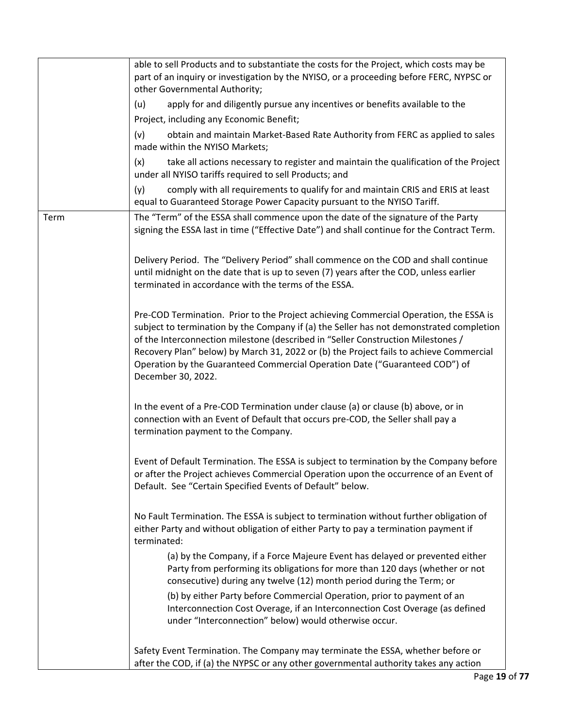| | |
|---|---|
| | able to sell Products and to substantiate the costs for the Project, which costs may be part of an inquiry or investigation by the NYISO, or a proceeding before FERC, NYPSC or other Governmental Authority;<br><br>(u) apply for and diligently pursue any incentives or benefits available to the Project, including any Economic Benefit;<br><br>(v) obtain and maintain Market-Based Rate Authority from FERC as applied to sales made within the NYISO Markets;<br><br>(x) take all actions necessary to register and maintain the qualification of the Project under all NYISO tariffs required to sell Products; and<br><br>(y) comply with all requirements to qualify for and maintain CRIS and ERIS at least equal to Guaranteed Storage Power Capacity pursuant to the NYISO Tariff. |
| Term | The "Term" of the ESSA shall commence upon the date of the signature of the Party signing the ESSA last in time ("Effective Date") and shall continue for the Contract Term.<br><br>Delivery Period. The "Delivery Period" shall commence on the COD and shall continue until midnight on the date that is up to seven (7) years after the COD, unless earlier terminated in accordance with the terms of the ESSA.<br><br>Pre-COD Termination. Prior to the Project achieving Commercial Operation, the ESSA is subject to termination by the Company if (a) the Seller has not demonstrated completion of the Interconnection milestone (described in "Seller Construction Milestones / Recovery Plan" below) by March 31, 2022 or (b) the Project fails to achieve Commercial Operation by the Guaranteed Commercial Operation Date ("Guaranteed COD") of December 30, 2022.<br><br>In the event of a Pre-COD Termination under clause (a) or clause (b) above, or in connection with an Event of Default that occurs pre-COD, the Seller shall pay a termination payment to the Company.<br><br>Event of Default Termination. The ESSA is subject to termination by the Company before or after the Project achieves Commercial Operation upon the occurrence of an Event of Default. See "Certain Specified Events of Default" below.<br><br>No Fault Termination. The ESSA is subject to termination without further obligation of either Party and without obligation of either Party to pay a termination payment if terminated:<br><br>(a) by the Company, if a Force Majeure Event has delayed or prevented either Party from performing its obligations for more than 120 days (whether or not consecutive) during any twelve (12) month period during the Term; or<br><br>(b) by either Party before Commercial Operation, prior to payment of an Interconnection Cost Overage, if an Interconnection Cost Overage (as defined under "Interconnection" below) would otherwise occur.<br><br>Safety Event Termination. The Company may terminate the ESSA, whether before or after the COD, if (a) the NYPSC or any other governmental authority takes any action |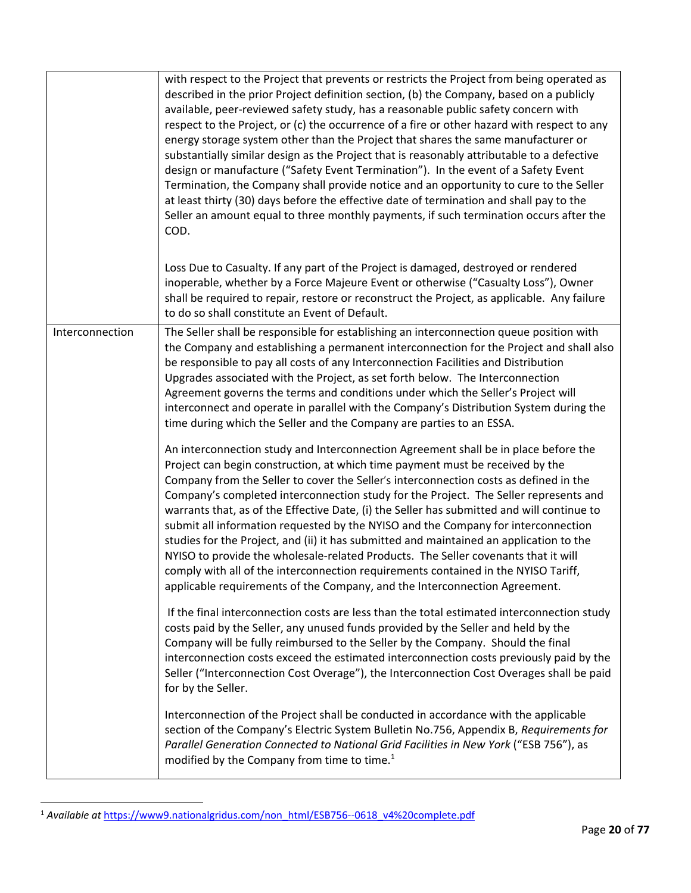| | |
|---|---|
| | with respect to the Project that prevents or restricts the Project from being operated as described in the prior Project definition section, (b) the Company, based on a publicly available, peer-reviewed safety study, has a reasonable public safety concern with respect to the Project, or (c) the occurrence of a fire or other hazard with respect to any energy storage system other than the Project that shares the same manufacturer or substantially similar design as the Project that is reasonably attributable to a defective design or manufacture ("Safety Event Termination"). In the event of a Safety Event Termination, the Company shall provide notice and an opportunity to cure to the Seller at least thirty (30) days before the effective date of termination and shall pay to the Seller an amount equal to three monthly payments, if such termination occurs after the COD.<br><br>Loss Due to Casualty. If any part of the Project is damaged, destroyed or rendered inoperable, whether by a Force Majeure Event or otherwise ("Casualty Loss"), Owner shall be required to repair, restore or reconstruct the Project, as applicable. Any failure to do so shall constitute an Event of Default. |
| Interconnection | The Seller shall be responsible for establishing an interconnection queue position with the Company and establishing a permanent interconnection for the Project and shall also be responsible to pay all costs of any Interconnection Facilities and Distribution Upgrades associated with the Project, as set forth below. The Interconnection Agreement governs the terms and conditions under which the Seller's Project will interconnect and operate in parallel with the Company's Distribution System during the time during which the Seller and the Company are parties to an ESSA.<br><br>An interconnection study and Interconnection Agreement shall be in place before the Project can begin construction, at which time payment must be received by the Company from the Seller to cover the Seller's interconnection costs as defined in the Company's completed interconnection study for the Project. The Seller represents and warrants that, as of the Effective Date, (i) the Seller has submitted and will continue to submit all information requested by the NYISO and the Company for interconnection studies for the Project, and (ii) it has submitted and maintained an application to the NYISO to provide the wholesale-related Products. The Seller covenants that it will comply with all of the interconnection requirements contained in the NYISO Tariff, applicable requirements of the Company, and the Interconnection Agreement.<br><br>If the final interconnection costs are less than the total estimated interconnection study costs paid by the Seller, any unused funds provided by the Seller and held by the Company will be fully reimbursed to the Seller by the Company. Should the final interconnection costs exceed the estimated interconnection costs previously paid by the Seller ("Interconnection Cost Overage"), the Interconnection Cost Overages shall be paid for by the Seller.<br><br>Interconnection of the Project shall be conducted in accordance with the applicable section of the Company's Electric System Bulletin No.756, Appendix B, *Requirements for Parallel Generation Connected to National Grid Facilities in New York* ("ESB 756"), as modified by the Company from time to time.[1] |

[1] *Available at* https://www9.nationalgridus.com/non_html/ESB756--0618_v4%20complete.pdf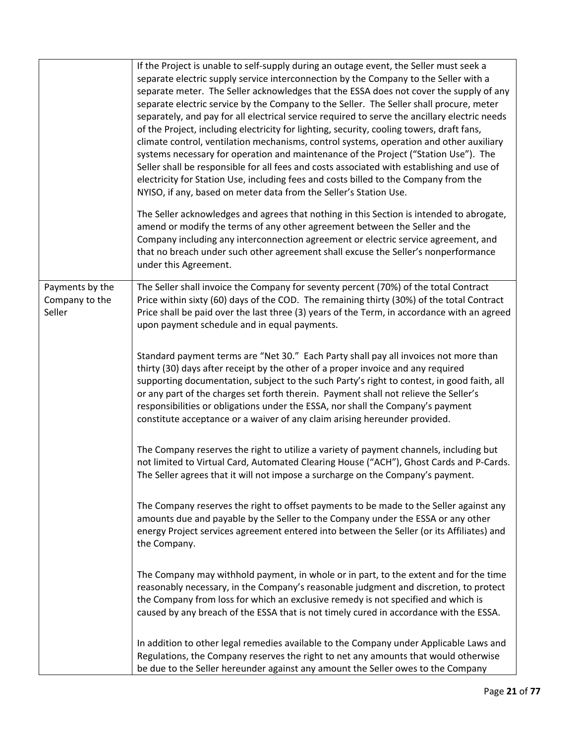| | |
|---|---|
| | If the Project is unable to self-supply during an outage event, the Seller must seek a separate electric supply service interconnection by the Company to the Seller with a separate meter. The Seller acknowledges that the ESSA does not cover the supply of any separate electric service by the Company to the Seller. The Seller shall procure, meter separately, and pay for all electrical service required to serve the ancillary electric needs of the Project, including electricity for lighting, security, cooling towers, draft fans, climate control, ventilation mechanisms, control systems, operation and other auxiliary systems necessary for operation and maintenance of the Project ("Station Use"). The Seller shall be responsible for all fees and costs associated with establishing and use of electricity for Station Use, including fees and costs billed to the Company from the NYISO, if any, based on meter data from the Seller's Station Use.<br><br>The Seller acknowledges and agrees that nothing in this Section is intended to abrogate, amend or modify the terms of any other agreement between the Seller and the Company including any interconnection agreement or electric service agreement, and that no breach under such other agreement shall excuse the Seller's nonperformance under this Agreement. |
| Payments by the Company to the Seller | The Seller shall invoice the Company for seventy percent (70%) of the total Contract Price within sixty (60) days of the COD. The remaining thirty (30%) of the total Contract Price shall be paid over the last three (3) years of the Term, in accordance with an agreed upon payment schedule and in equal payments.<br><br>Standard payment terms are "Net 30." Each Party shall pay all invoices not more than thirty (30) days after receipt by the other of a proper invoice and any required supporting documentation, subject to the such Party's right to contest, in good faith, all or any part of the charges set forth therein. Payment shall not relieve the Seller's responsibilities or obligations under the ESSA, nor shall the Company's payment constitute acceptance or a waiver of any claim arising hereunder provided.<br><br>The Company reserves the right to utilize a variety of payment channels, including but not limited to Virtual Card, Automated Clearing House ("ACH"), Ghost Cards and P-Cards. The Seller agrees that it will not impose a surcharge on the Company's payment.<br><br>The Company reserves the right to offset payments to be made to the Seller against any amounts due and payable by the Seller to the Company under the ESSA or any other energy Project services agreement entered into between the Seller (or its Affiliates) and the Company.<br><br>The Company may withhold payment, in whole or in part, to the extent and for the time reasonably necessary, in the Company's reasonable judgment and discretion, to protect the Company from loss for which an exclusive remedy is not specified and which is caused by any breach of the ESSA that is not timely cured in accordance with the ESSA.<br><br>In addition to other legal remedies available to the Company under Applicable Laws and Regulations, the Company reserves the right to net any amounts that would otherwise be due to the Seller hereunder against any amount the Seller owes to the Company |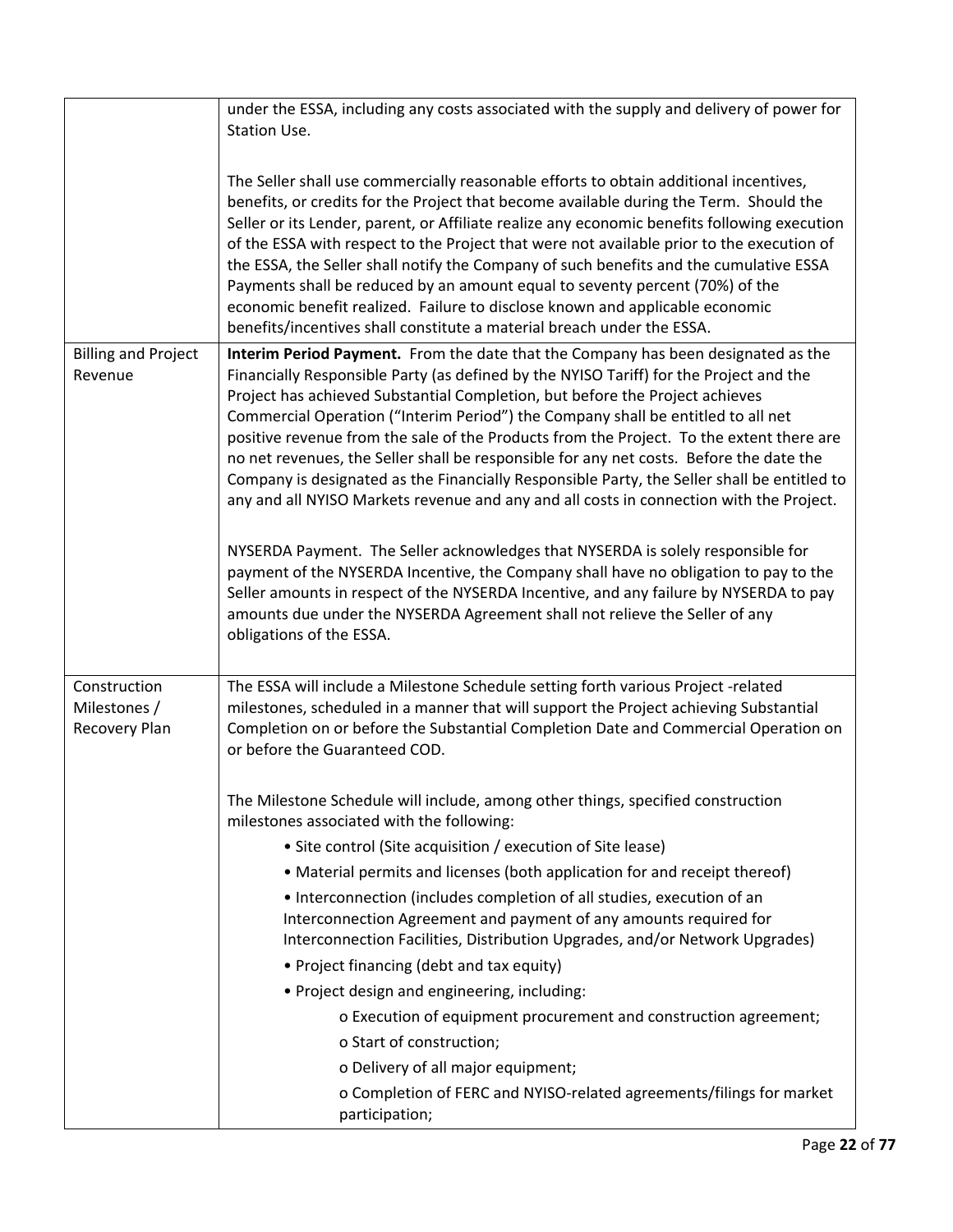| | |
|---|---|
| | under the ESSA, including any costs associated with the supply and delivery of power for Station Use.<br><br>The Seller shall use commercially reasonable efforts to obtain additional incentives, benefits, or credits for the Project that become available during the Term. Should the Seller or its Lender, parent, or Affiliate realize any economic benefits following execution of the ESSA with respect to the Project that were not available prior to the execution of the ESSA, the Seller shall notify the Company of such benefits and the cumulative ESSA Payments shall be reduced by an amount equal to seventy percent (70%) of the economic benefit realized. Failure to disclose known and applicable economic benefits/incentives shall constitute a material breach under the ESSA. |
| Billing and Project Revenue | **Interim Period Payment.** From the date that the Company has been designated as the Financially Responsible Party (as defined by the NYISO Tariff) for the Project and the Project has achieved Substantial Completion, but before the Project achieves Commercial Operation ("Interim Period") the Company shall be entitled to all net positive revenue from the sale of the Products from the Project. To the extent there are no net revenues, the Seller shall be responsible for any net costs. Before the date the Company is designated as the Financially Responsible Party, the Seller shall be entitled to any and all NYISO Markets revenue and any and all costs in connection with the Project.<br><br>NYSERDA Payment. The Seller acknowledges that NYSERDA is solely responsible for payment of the NYSERDA Incentive, the Company shall have no obligation to pay to the Seller amounts in respect of the NYSERDA Incentive, and any failure by NYSERDA to pay amounts due under the NYSERDA Agreement shall not relieve the Seller of any obligations of the ESSA. |
| Construction Milestones / Recovery Plan | The ESSA will include a Milestone Schedule setting forth various Project -related milestones, scheduled in a manner that will support the Project achieving Substantial Completion on or before the Substantial Completion Date and Commercial Operation on or before the Guaranteed COD.<br><br>The Milestone Schedule will include, among other things, specified construction milestones associated with the following:<br>• Site control (Site acquisition / execution of Site lease)<br>• Material permits and licenses (both application for and receipt thereof)<br>• Interconnection (includes completion of all studies, execution of an Interconnection Agreement and payment of any amounts required for Interconnection Facilities, Distribution Upgrades, and/or Network Upgrades)<br>• Project financing (debt and tax equity)<br>• Project design and engineering, including:<br>o Execution of equipment procurement and construction agreement;<br>o Start of construction;<br>o Delivery of all major equipment;<br>o Completion of FERC and NYISO-related agreements/filings for market participation; |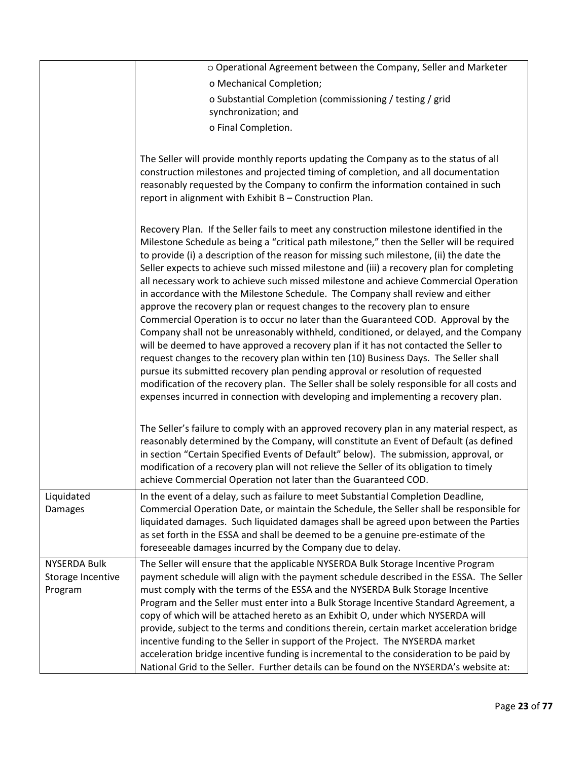| | |
|---|---|
| | o Operational Agreement between the Company, Seller and Marketer<br>o Mechanical Completion;<br>o Substantial Completion (commissioning / testing / grid synchronization; and<br>o Final Completion.<br><br>The Seller will provide monthly reports updating the Company as to the status of all construction milestones and projected timing of completion, and all documentation reasonably requested by the Company to confirm the information contained in such report in alignment with Exhibit B – Construction Plan.<br><br>Recovery Plan. If the Seller fails to meet any construction milestone identified in the Milestone Schedule as being a "critical path milestone," then the Seller will be required to provide (i) a description of the reason for missing such milestone, (ii) the date the Seller expects to achieve such missed milestone and (iii) a recovery plan for completing all necessary work to achieve such missed milestone and achieve Commercial Operation in accordance with the Milestone Schedule. The Company shall review and either approve the recovery plan or request changes to the recovery plan to ensure Commercial Operation is to occur no later than the Guaranteed COD. Approval by the Company shall not be unreasonably withheld, conditioned, or delayed, and the Company will be deemed to have approved a recovery plan if it has not contacted the Seller to request changes to the recovery plan within ten (10) Business Days. The Seller shall pursue its submitted recovery plan pending approval or resolution of requested modification of the recovery plan. The Seller shall be solely responsible for all costs and expenses incurred in connection with developing and implementing a recovery plan.<br><br>The Seller's failure to comply with an approved recovery plan in any material respect, as reasonably determined by the Company, will constitute an Event of Default (as defined in section "Certain Specified Events of Default" below). The submission, approval, or modification of a recovery plan will not relieve the Seller of its obligation to timely achieve Commercial Operation not later than the Guaranteed COD. |
| Liquidated Damages | In the event of a delay, such as failure to meet Substantial Completion Deadline, Commercial Operation Date, or maintain the Schedule, the Seller shall be responsible for liquidated damages. Such liquidated damages shall be agreed upon between the Parties as set forth in the ESSA and shall be deemed to be a genuine pre-estimate of the foreseeable damages incurred by the Company due to delay. |
| NYSERDA Bulk Storage Incentive Program | The Seller will ensure that the applicable NYSERDA Bulk Storage Incentive Program payment schedule will align with the payment schedule described in the ESSA. The Seller must comply with the terms of the ESSA and the NYSERDA Bulk Storage Incentive Program and the Seller must enter into a Bulk Storage Incentive Standard Agreement, a copy of which will be attached hereto as an Exhibit O, under which NYSERDA will provide, subject to the terms and conditions therein, certain market acceleration bridge incentive funding to the Seller in support of the Project. The NYSERDA market acceleration bridge incentive funding is incremental to the consideration to be paid by National Grid to the Seller. Further details can be found on the NYSERDA's website at: |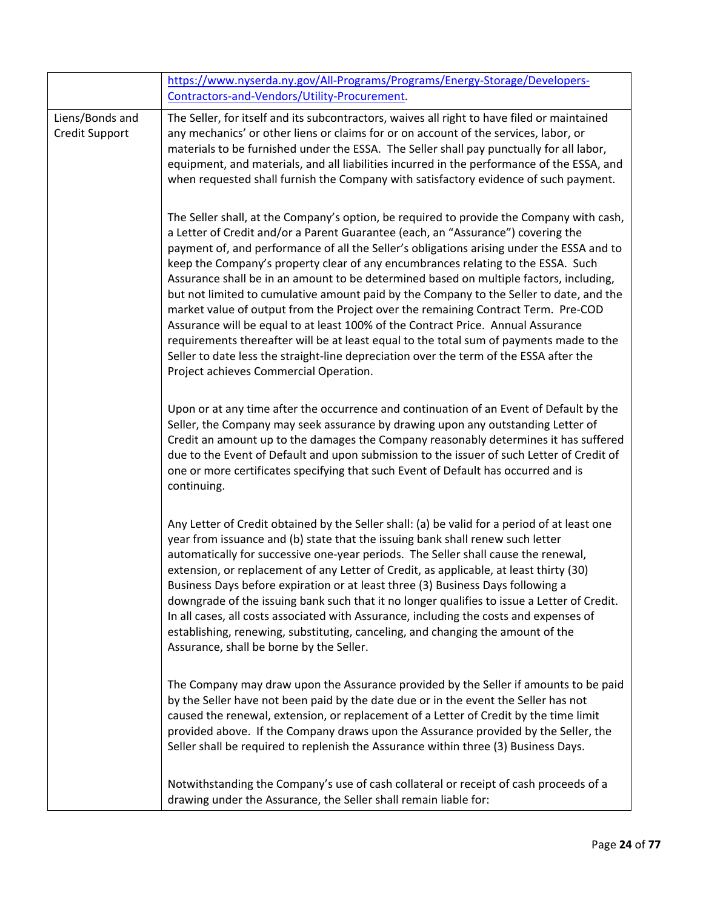| | |
|---|---|
| | [https://www.nyserda.ny.gov/All-Programs/Programs/Energy-Storage/Developers-Contractors-and-Vendors/Utility-Procurement](https://www.nyserda.ny.gov/All-Programs/Programs/Energy-Storage/Developers-Contractors-and-Vendors/Utility-Procurement). |
| Liens/Bonds and Credit Support | The Seller, for itself and its subcontractors, waives all right to have filed or maintained any mechanics' or other liens or claims for or on account of the services, labor, or materials to be furnished under the ESSA. The Seller shall pay punctually for all labor, equipment, and materials, and all liabilities incurred in the performance of the ESSA, and when requested shall furnish the Company with satisfactory evidence of such payment.<br><br>The Seller shall, at the Company's option, be required to provide the Company with cash, a Letter of Credit and/or a Parent Guarantee (each, an "Assurance") covering the payment of, and performance of all the Seller's obligations arising under the ESSA and to keep the Company's property clear of any encumbrances relating to the ESSA. Such Assurance shall be in an amount to be determined based on multiple factors, including, but not limited to cumulative amount paid by the Company to the Seller to date, and the market value of output from the Project over the remaining Contract Term. Pre-COD Assurance will be equal to at least 100% of the Contract Price. Annual Assurance requirements thereafter will be at least equal to the total sum of payments made to the Seller to date less the straight-line depreciation over the term of the ESSA after the Project achieves Commercial Operation.<br><br>Upon or at any time after the occurrence and continuation of an Event of Default by the Seller, the Company may seek assurance by drawing upon any outstanding Letter of Credit an amount up to the damages the Company reasonably determines it has suffered due to the Event of Default and upon submission to the issuer of such Letter of Credit of one or more certificates specifying that such Event of Default has occurred and is continuing.<br><br>Any Letter of Credit obtained by the Seller shall: (a) be valid for a period of at least one year from issuance and (b) state that the issuing bank shall renew such letter automatically for successive one-year periods. The Seller shall cause the renewal, extension, or replacement of any Letter of Credit, as applicable, at least thirty (30) Business Days before expiration or at least three (3) Business Days following a downgrade of the issuing bank such that it no longer qualifies to issue a Letter of Credit. In all cases, all costs associated with Assurance, including the costs and expenses of establishing, renewing, substituting, canceling, and changing the amount of the Assurance, shall be borne by the Seller.<br><br>The Company may draw upon the Assurance provided by the Seller if amounts to be paid by the Seller have not been paid by the date due or in the event the Seller has not caused the renewal, extension, or replacement of a Letter of Credit by the time limit provided above. If the Company draws upon the Assurance provided by the Seller, the Seller shall be required to replenish the Assurance within three (3) Business Days.<br><br>Notwithstanding the Company's use of cash collateral or receipt of cash proceeds of a drawing under the Assurance, the Seller shall remain liable for: |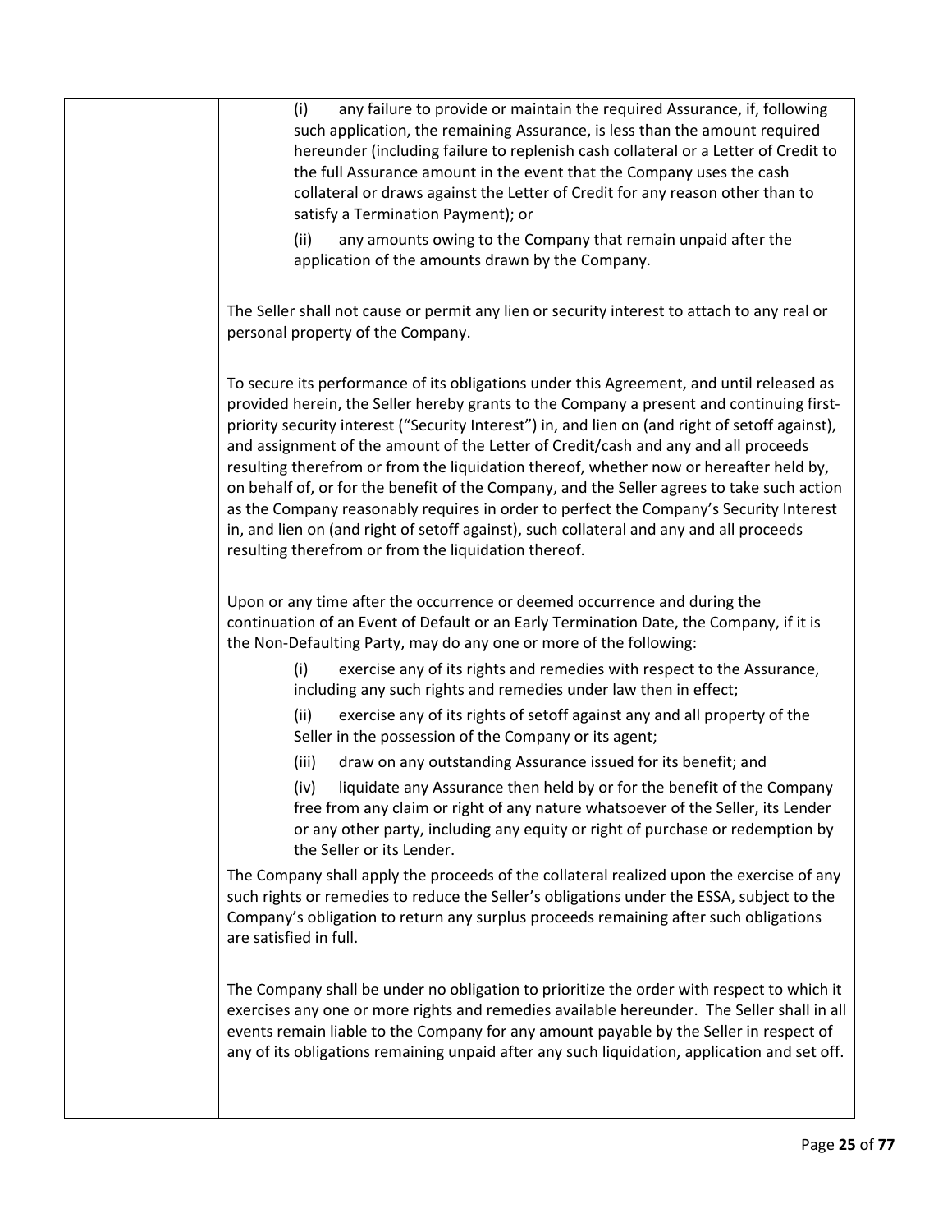(i) any failure to provide or maintain the required Assurance, if, following such application, the remaining Assurance, is less than the amount required hereunder (including failure to replenish cash collateral or a Letter of Credit to the full Assurance amount in the event that the Company uses the cash collateral or draws against the Letter of Credit for any reason other than to satisfy a Termination Payment); or

(ii) any amounts owing to the Company that remain unpaid after the application of the amounts drawn by the Company.

The Seller shall not cause or permit any lien or security interest to attach to any real or personal property of the Company.

To secure its performance of its obligations under this Agreement, and until released as provided herein, the Seller hereby grants to the Company a present and continuing first-priority security interest ("Security Interest") in, and lien on (and right of setoff against), and assignment of the amount of the Letter of Credit/cash and any and all proceeds resulting therefrom or from the liquidation thereof, whether now or hereafter held by, on behalf of, or for the benefit of the Company, and the Seller agrees to take such action as the Company reasonably requires in order to perfect the Company's Security Interest in, and lien on (and right of setoff against), such collateral and any and all proceeds resulting therefrom or from the liquidation thereof.

Upon or any time after the occurrence or deemed occurrence and during the continuation of an Event of Default or an Early Termination Date, the Company, if it is the Non-Defaulting Party, may do any one or more of the following:

(i) exercise any of its rights and remedies with respect to the Assurance, including any such rights and remedies under law then in effect;

(ii) exercise any of its rights of setoff against any and all property of the Seller in the possession of the Company or its agent;

(iii) draw on any outstanding Assurance issued for its benefit; and

(iv) liquidate any Assurance then held by or for the benefit of the Company free from any claim or right of any nature whatsoever of the Seller, its Lender or any other party, including any equity or right of purchase or redemption by the Seller or its Lender.

The Company shall apply the proceeds of the collateral realized upon the exercise of any such rights or remedies to reduce the Seller's obligations under the ESSA, subject to the Company's obligation to return any surplus proceeds remaining after such obligations are satisfied in full.

The Company shall be under no obligation to prioritize the order with respect to which it exercises any one or more rights and remedies available hereunder. The Seller shall in all events remain liable to the Company for any amount payable by the Seller in respect of any of its obligations remaining unpaid after any such liquidation, application and set off.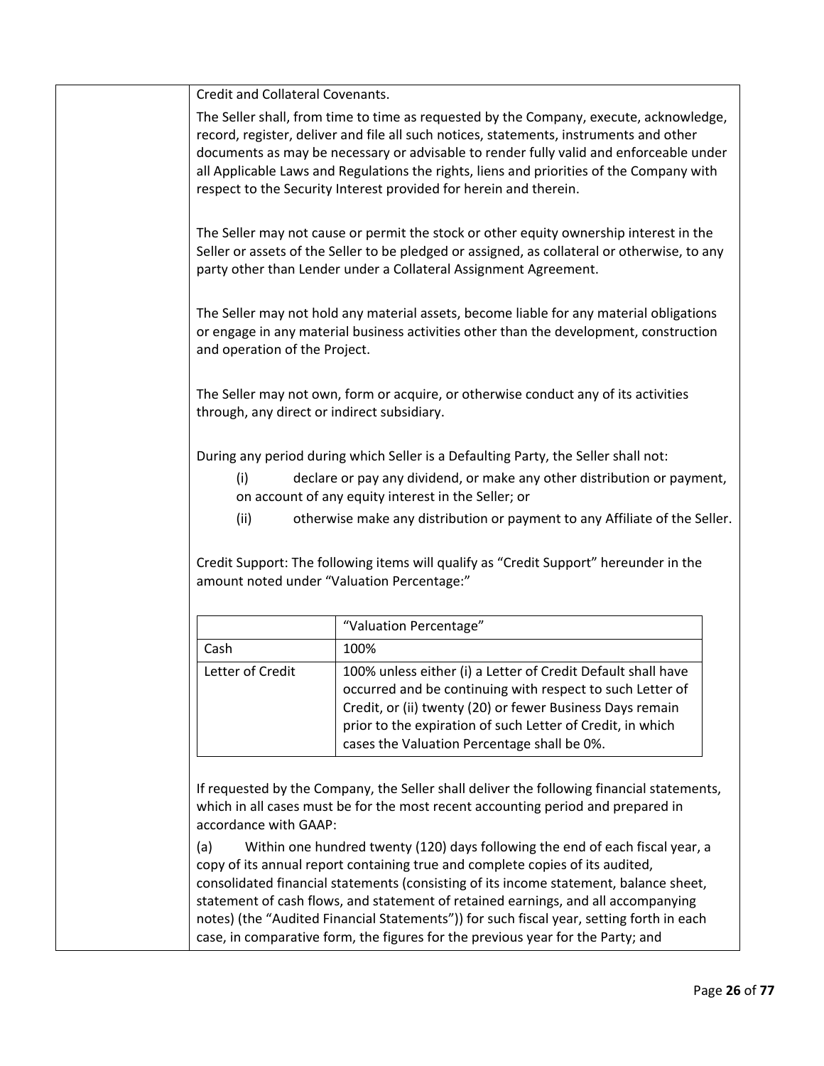Credit and Collateral Covenants.

The Seller shall, from time to time as requested by the Company, execute, acknowledge, record, register, deliver and file all such notices, statements, instruments and other documents as may be necessary or advisable to render fully valid and enforceable under all Applicable Laws and Regulations the rights, liens and priorities of the Company with respect to the Security Interest provided for herein and therein.

The Seller may not cause or permit the stock or other equity ownership interest in the Seller or assets of the Seller to be pledged or assigned, as collateral or otherwise, to any party other than Lender under a Collateral Assignment Agreement.

The Seller may not hold any material assets, become liable for any material obligations or engage in any material business activities other than the development, construction and operation of the Project.

The Seller may not own, form or acquire, or otherwise conduct any of its activities through, any direct or indirect subsidiary.

During any period during which Seller is a Defaulting Party, the Seller shall not:

(i) declare or pay any dividend, or make any other distribution or payment, on account of any equity interest in the Seller; or

(ii) otherwise make any distribution or payment to any Affiliate of the Seller.

Credit Support: The following items will qualify as "Credit Support" hereunder in the amount noted under "Valuation Percentage:"

| | "Valuation Percentage" |
|---|---|
| Cash | 100% |
| Letter of Credit | 100% unless either (i) a Letter of Credit Default shall have occurred and be continuing with respect to such Letter of Credit, or (ii) twenty (20) or fewer Business Days remain prior to the expiration of such Letter of Credit, in which cases the Valuation Percentage shall be 0%. |

If requested by the Company, the Seller shall deliver the following financial statements, which in all cases must be for the most recent accounting period and prepared in accordance with GAAP:

(a) Within one hundred twenty (120) days following the end of each fiscal year, a copy of its annual report containing true and complete copies of its audited, consolidated financial statements (consisting of its income statement, balance sheet, statement of cash flows, and statement of retained earnings, and all accompanying notes) (the "Audited Financial Statements")) for such fiscal year, setting forth in each case, in comparative form, the figures for the previous year for the Party; and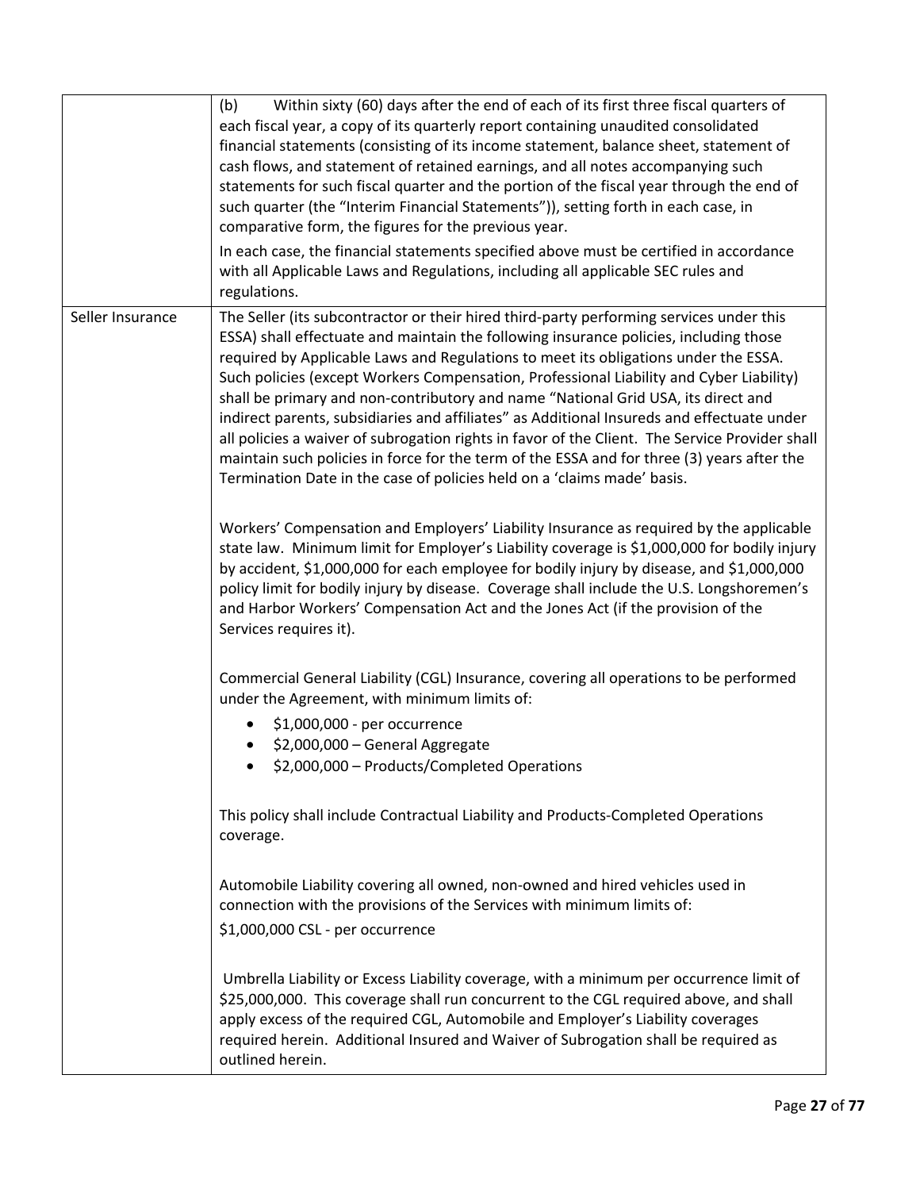| | |
|---|---|
| | (b) Within sixty (60) days after the end of each of its first three fiscal quarters of each fiscal year, a copy of its quarterly report containing unaudited consolidated financial statements (consisting of its income statement, balance sheet, statement of cash flows, and statement of retained earnings, and all notes accompanying such statements for such fiscal quarter and the portion of the fiscal year through the end of such quarter (the "Interim Financial Statements")), setting forth in each case, in comparative form, the figures for the previous year.<br><br>In each case, the financial statements specified above must be certified in accordance with all Applicable Laws and Regulations, including all applicable SEC rules and regulations. |
| Seller Insurance | The Seller (its subcontractor or their hired third-party performing services under this ESSA) shall effectuate and maintain the following insurance policies, including those required by Applicable Laws and Regulations to meet its obligations under the ESSA. Such policies (except Workers Compensation, Professional Liability and Cyber Liability) shall be primary and non-contributory and name "National Grid USA, its direct and indirect parents, subsidiaries and affiliates" as Additional Insureds and effectuate under all policies a waiver of subrogation rights in favor of the Client. The Service Provider shall maintain such policies in force for the term of the ESSA and for three (3) years after the Termination Date in the case of policies held on a 'claims made' basis.<br><br>Workers' Compensation and Employers' Liability Insurance as required by the applicable state law. Minimum limit for Employer's Liability coverage is \$1,000,000 for bodily injury by accident, \$1,000,000 for each employee for bodily injury by disease, and \$1,000,000 policy limit for bodily injury by disease. Coverage shall include the U.S. Longshoremen's and Harbor Workers' Compensation Act and the Jones Act (if the provision of the Services requires it).<br><br>Commercial General Liability (CGL) Insurance, covering all operations to be performed under the Agreement, with minimum limits of:<br>• \$1,000,000 - per occurrence<br>• \$2,000,000 – General Aggregate<br>• \$2,000,000 – Products/Completed Operations<br><br>This policy shall include Contractual Liability and Products-Completed Operations coverage.<br><br>Automobile Liability covering all owned, non-owned and hired vehicles used in connection with the provisions of the Services with minimum limits of:<br>\$1,000,000 CSL - per occurrence<br><br>Umbrella Liability or Excess Liability coverage, with a minimum per occurrence limit of \$25,000,000. This coverage shall run concurrent to the CGL required above, and shall apply excess of the required CGL, Automobile and Employer's Liability coverages required herein. Additional Insured and Waiver of Subrogation shall be required as outlined herein. |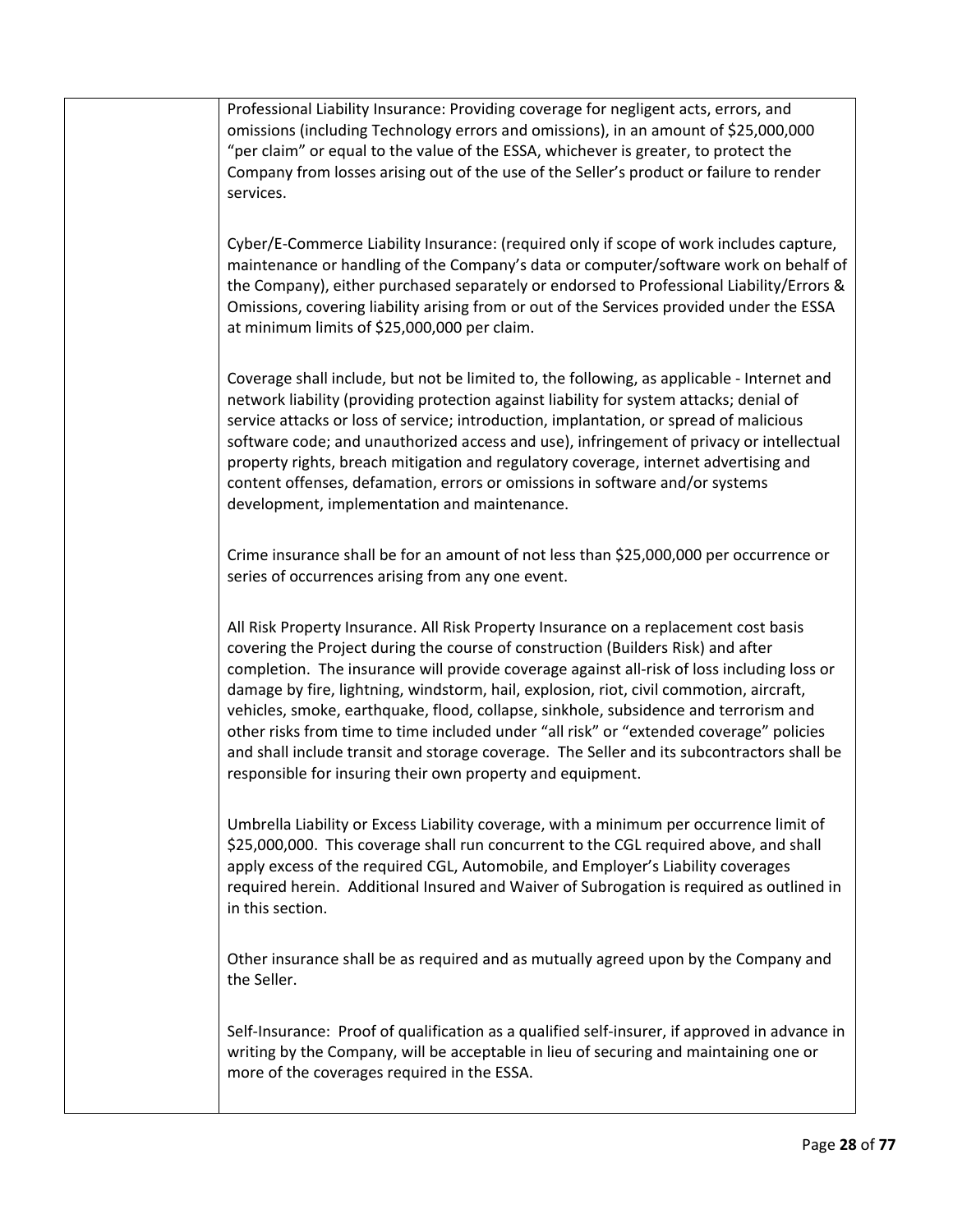| | |
|---|---|
| | Professional Liability Insurance: Providing coverage for negligent acts, errors, and omissions (including Technology errors and omissions), in an amount of $25,000,000 "per claim" or equal to the value of the ESSA, whichever is greater, to protect the Company from losses arising out of the use of the Seller's product or failure to render services.<br><br>Cyber/E-Commerce Liability Insurance: (required only if scope of work includes capture, maintenance or handling of the Company's data or computer/software work on behalf of the Company), either purchased separately or endorsed to Professional Liability/Errors & Omissions, covering liability arising from or out of the Services provided under the ESSA at minimum limits of $25,000,000 per claim.<br><br>Coverage shall include, but not be limited to, the following, as applicable - Internet and network liability (providing protection against liability for system attacks; denial of service attacks or loss of service; introduction, implantation, or spread of malicious software code; and unauthorized access and use), infringement of privacy or intellectual property rights, breach mitigation and regulatory coverage, internet advertising and content offenses, defamation, errors or omissions in software and/or systems development, implementation and maintenance.<br><br>Crime insurance shall be for an amount of not less than $25,000,000 per occurrence or series of occurrences arising from any one event.<br><br>All Risk Property Insurance. All Risk Property Insurance on a replacement cost basis covering the Project during the course of construction (Builders Risk) and after completion. The insurance will provide coverage against all-risk of loss including loss or damage by fire, lightning, windstorm, hail, explosion, riot, civil commotion, aircraft, vehicles, smoke, earthquake, flood, collapse, sinkhole, subsidence and terrorism and other risks from time to time included under "all risk" or "extended coverage" policies and shall include transit and storage coverage. The Seller and its subcontractors shall be responsible for insuring their own property and equipment.<br><br>Umbrella Liability or Excess Liability coverage, with a minimum per occurrence limit of $25,000,000. This coverage shall run concurrent to the CGL required above, and shall apply excess of the required CGL, Automobile, and Employer's Liability coverages required herein. Additional Insured and Waiver of Subrogation is required as outlined in in this section.<br><br>Other insurance shall be as required and as mutually agreed upon by the Company and the Seller.<br><br>Self-Insurance: Proof of qualification as a qualified self-insurer, if approved in advance in writing by the Company, will be acceptable in lieu of securing and maintaining one or more of the coverages required in the ESSA. |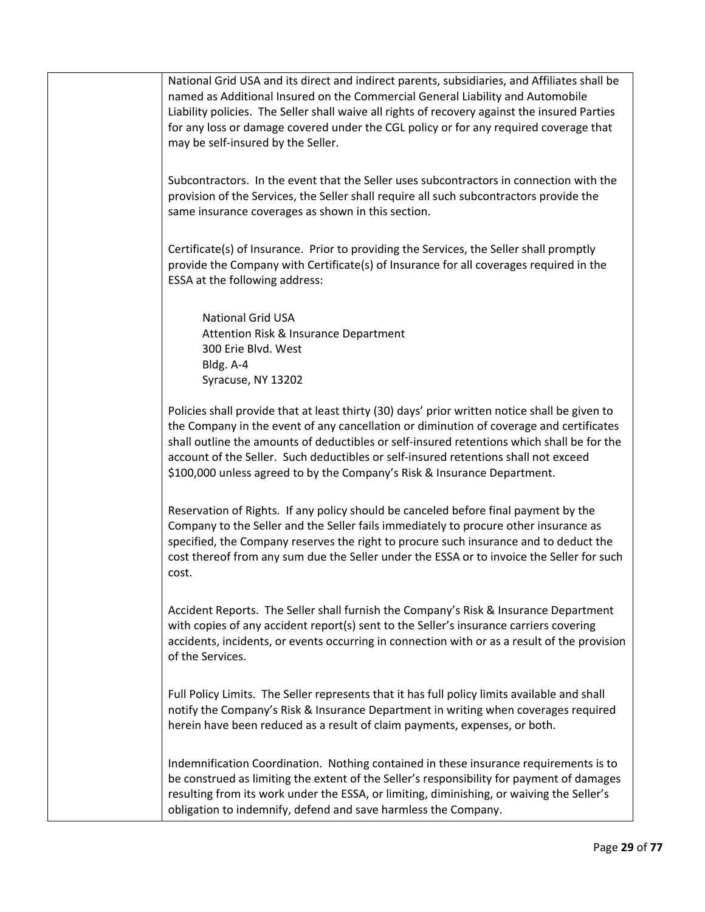National Grid USA and its direct and indirect parents, subsidiaries, and Affiliates shall be named as Additional Insured on the Commercial General Liability and Automobile Liability policies. The Seller shall waive all rights of recovery against the insured Parties for any loss or damage covered under the CGL policy or for any required coverage that may be self-insured by the Seller.

Subcontractors. In the event that the Seller uses subcontractors in connection with the provision of the Services, the Seller shall require all such subcontractors provide the same insurance coverages as shown in this section.

Certificate(s) of Insurance. Prior to providing the Services, the Seller shall promptly provide the Company with Certificate(s) of Insurance for all coverages required in the ESSA at the following address:

National Grid USA
Attention Risk & Insurance Department
300 Erie Blvd. West
Bldg. A-4
Syracuse, NY 13202

Policies shall provide that at least thirty (30) days' prior written notice shall be given to the Company in the event of any cancellation or diminution of coverage and certificates shall outline the amounts of deductibles or self-insured retentions which shall be for the account of the Seller. Such deductibles or self-insured retentions shall not exceed $100,000 unless agreed to by the Company's Risk & Insurance Department.

Reservation of Rights. If any policy should be canceled before final payment by the Company to the Seller and the Seller fails immediately to procure other insurance as specified, the Company reserves the right to procure such insurance and to deduct the cost thereof from any sum due the Seller under the ESSA or to invoice the Seller for such cost.

Accident Reports. The Seller shall furnish the Company's Risk & Insurance Department with copies of any accident report(s) sent to the Seller's insurance carriers covering accidents, incidents, or events occurring in connection with or as a result of the provision of the Services.

Full Policy Limits. The Seller represents that it has full policy limits available and shall notify the Company's Risk & Insurance Department in writing when coverages required herein have been reduced as a result of claim payments, expenses, or both.

Indemnification Coordination. Nothing contained in these insurance requirements is to be construed as limiting the extent of the Seller's responsibility for payment of damages resulting from its work under the ESSA, or limiting, diminishing, or waiving the Seller's obligation to indemnify, defend and save harmless the Company.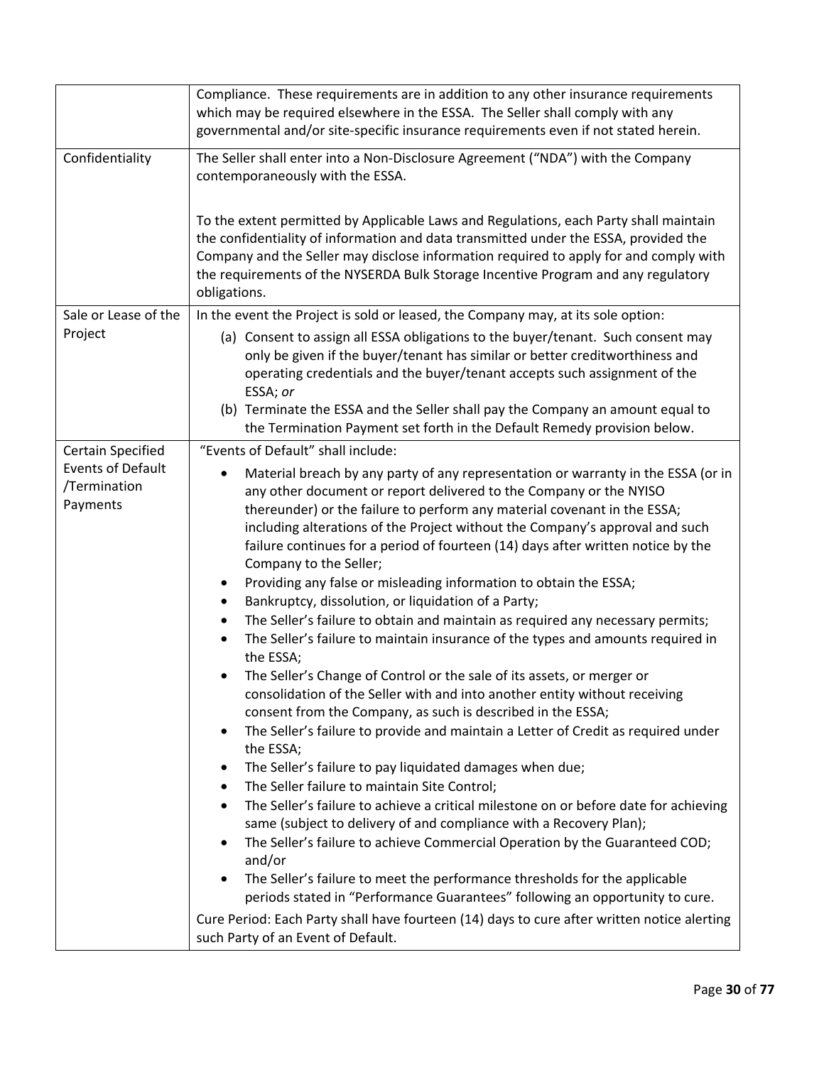| | |
|---|---|
| | Compliance. These requirements are in addition to any other insurance requirements which may be required elsewhere in the ESSA. The Seller shall comply with any governmental and/or site-specific insurance requirements even if not stated herein. |
| Confidentiality | The Seller shall enter into a Non-Disclosure Agreement ("NDA") with the Company contemporaneously with the ESSA.<br><br>To the extent permitted by Applicable Laws and Regulations, each Party shall maintain the confidentiality of information and data transmitted under the ESSA, provided the Company and the Seller may disclose information required to apply for and comply with the requirements of the NYSERDA Bulk Storage Incentive Program and any regulatory obligations. |
| Sale or Lease of the Project | In the event the Project is sold or leased, the Company may, at its sole option:<br>(a) Consent to assign all ESSA obligations to the buyer/tenant. Such consent may only be given if the buyer/tenant has similar or better creditworthiness and operating credentials and the buyer/tenant accepts such assignment of the ESSA; *or*<br>(b) Terminate the ESSA and the Seller shall pay the Company an amount equal to the Termination Payment set forth in the Default Remedy provision below. |
| Certain Specified Events of Default /Termination Payments | "Events of Default" shall include:<br>• Material breach by any party of any representation or warranty in the ESSA (or in any other document or report delivered to the Company or the NYISO thereunder) or the failure to perform any material covenant in the ESSA; including alterations of the Project without the Company's approval and such failure continues for a period of fourteen (14) days after written notice by the Company to the Seller;<br>• Providing any false or misleading information to obtain the ESSA;<br>• Bankruptcy, dissolution, or liquidation of a Party;<br>• The Seller's failure to obtain and maintain as required any necessary permits;<br>• The Seller's failure to maintain insurance of the types and amounts required in the ESSA;<br>• The Seller's Change of Control or the sale of its assets, or merger or consolidation of the Seller with and into another entity without receiving consent from the Company, as such is described in the ESSA;<br>• The Seller's failure to provide and maintain a Letter of Credit as required under the ESSA;<br>• The Seller's failure to pay liquidated damages when due;<br>• The Seller failure to maintain Site Control;<br>• The Seller's failure to achieve a critical milestone on or before date for achieving same (subject to delivery of and compliance with a Recovery Plan);<br>• The Seller's failure to achieve Commercial Operation by the Guaranteed COD; and/or<br>• The Seller's failure to meet the performance thresholds for the applicable periods stated in "Performance Guarantees" following an opportunity to cure.<br><br>Cure Period: Each Party shall have fourteen (14) days to cure after written notice alerting such Party of an Event of Default. |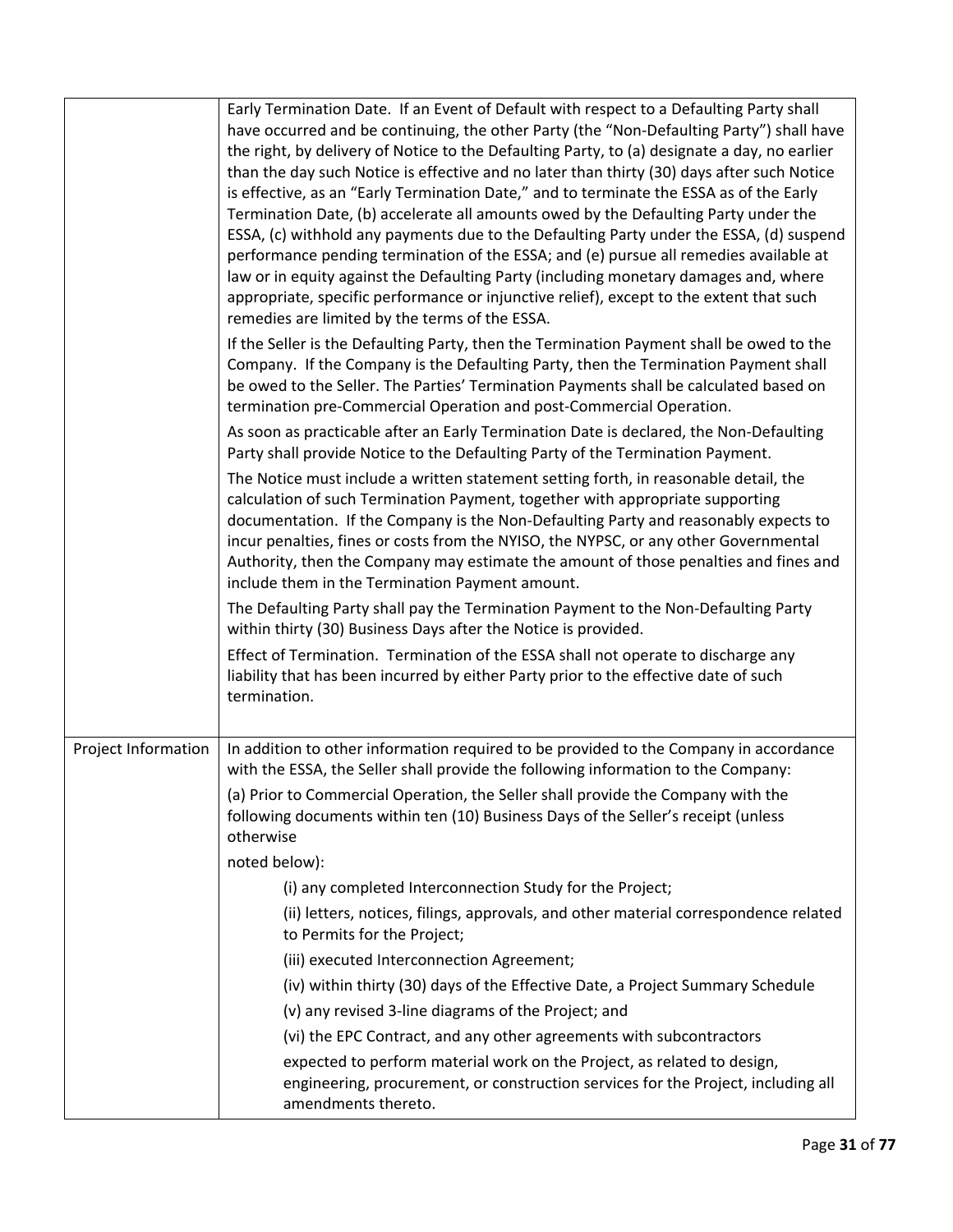| | |
|---|---|
| | Early Termination Date. If an Event of Default with respect to a Defaulting Party shall have occurred and be continuing, the other Party (the "Non-Defaulting Party") shall have the right, by delivery of Notice to the Defaulting Party, to (a) designate a day, no earlier than the day such Notice is effective and no later than thirty (30) days after such Notice is effective, as an "Early Termination Date," and to terminate the ESSA as of the Early Termination Date, (b) accelerate all amounts owed by the Defaulting Party under the ESSA, (c) withhold any payments due to the Defaulting Party under the ESSA, (d) suspend performance pending termination of the ESSA; and (e) pursue all remedies available at law or in equity against the Defaulting Party (including monetary damages and, where appropriate, specific performance or injunctive relief), except to the extent that such remedies are limited by the terms of the ESSA.<br><br>If the Seller is the Defaulting Party, then the Termination Payment shall be owed to the Company. If the Company is the Defaulting Party, then the Termination Payment shall be owed to the Seller. The Parties' Termination Payments shall be calculated based on termination pre-Commercial Operation and post-Commercial Operation.<br><br>As soon as practicable after an Early Termination Date is declared, the Non-Defaulting Party shall provide Notice to the Defaulting Party of the Termination Payment.<br><br>The Notice must include a written statement setting forth, in reasonable detail, the calculation of such Termination Payment, together with appropriate supporting documentation. If the Company is the Non-Defaulting Party and reasonably expects to incur penalties, fines or costs from the NYISO, the NYPSC, or any other Governmental Authority, then the Company may estimate the amount of those penalties and fines and include them in the Termination Payment amount.<br><br>The Defaulting Party shall pay the Termination Payment to the Non-Defaulting Party within thirty (30) Business Days after the Notice is provided.<br><br>Effect of Termination. Termination of the ESSA shall not operate to discharge any liability that has been incurred by either Party prior to the effective date of such termination. |
| Project Information | In addition to other information required to be provided to the Company in accordance with the ESSA, the Seller shall provide the following information to the Company:<br><br>(a) Prior to Commercial Operation, the Seller shall provide the Company with the following documents within ten (10) Business Days of the Seller's receipt (unless otherwise<br><br>noted below):<br><br>(i) any completed Interconnection Study for the Project;<br><br>(ii) letters, notices, filings, approvals, and other material correspondence related to Permits for the Project;<br><br>(iii) executed Interconnection Agreement;<br><br>(iv) within thirty (30) days of the Effective Date, a Project Summary Schedule<br><br>(v) any revised 3-line diagrams of the Project; and<br><br>(vi) the EPC Contract, and any other agreements with subcontractors<br><br>expected to perform material work on the Project, as related to design, engineering, procurement, or construction services for the Project, including all amendments thereto. |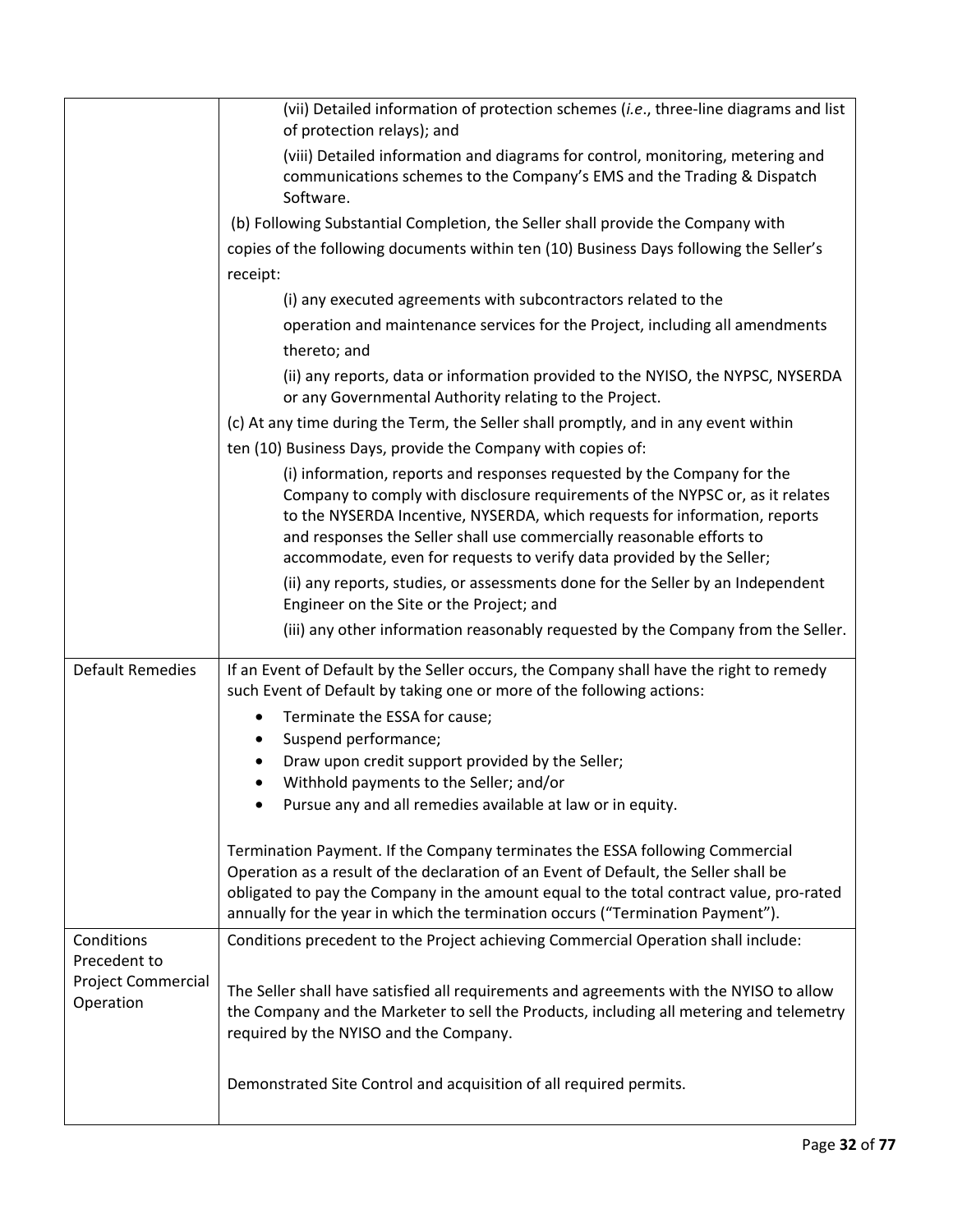| | |
|---|---|
| | (vii) Detailed information of protection schemes (*i.e.*, three-line diagrams and list of protection relays); and<br><br>(viii) Detailed information and diagrams for control, monitoring, metering and communications schemes to the Company's EMS and the Trading & Dispatch Software.<br><br>(b) Following Substantial Completion, the Seller shall provide the Company with copies of the following documents within ten (10) Business Days following the Seller's receipt:<br><br>(i) any executed agreements with subcontractors related to the operation and maintenance services for the Project, including all amendments thereto; and<br><br>(ii) any reports, data or information provided to the NYISO, the NYPSC, NYSERDA or any Governmental Authority relating to the Project.<br><br>(c) At any time during the Term, the Seller shall promptly, and in any event within ten (10) Business Days, provide the Company with copies of:<br><br>(i) information, reports and responses requested by the Company for the Company to comply with disclosure requirements of the NYPSC or, as it relates to the NYSERDA Incentive, NYSERDA, which requests for information, reports and responses the Seller shall use commercially reasonable efforts to accommodate, even for requests to verify data provided by the Seller;<br><br>(ii) any reports, studies, or assessments done for the Seller by an Independent Engineer on the Site or the Project; and<br><br>(iii) any other information reasonably requested by the Company from the Seller. |
| Default Remedies | If an Event of Default by the Seller occurs, the Company shall have the right to remedy such Event of Default by taking one or more of the following actions:<br><br>• Terminate the ESSA for cause;<br>• Suspend performance;<br>• Draw upon credit support provided by the Seller;<br>• Withhold payments to the Seller; and/or<br>• Pursue any and all remedies available at law or in equity.<br><br>Termination Payment. If the Company terminates the ESSA following Commercial Operation as a result of the declaration of an Event of Default, the Seller shall be obligated to pay the Company in the amount equal to the total contract value, pro-rated annually for the year in which the termination occurs ("Termination Payment"). |
| Conditions Precedent to Project Commercial Operation | Conditions precedent to the Project achieving Commercial Operation shall include:<br><br>The Seller shall have satisfied all requirements and agreements with the NYISO to allow the Company and the Marketer to sell the Products, including all metering and telemetry required by the NYISO and the Company.<br><br>Demonstrated Site Control and acquisition of all required permits. |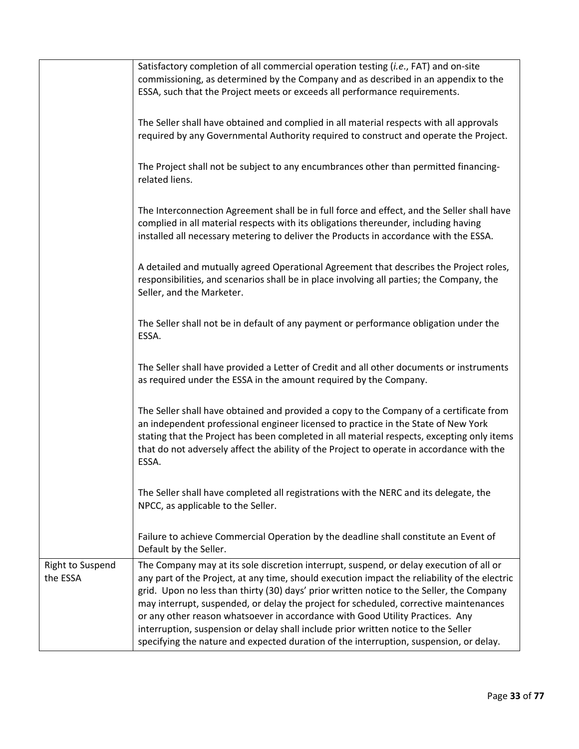| | |
|---|---|
| | Satisfactory completion of all commercial operation testing (*i.e.*, FAT) and on-site commissioning, as determined by the Company and as described in an appendix to the ESSA, such that the Project meets or exceeds all performance requirements.<br><br>The Seller shall have obtained and complied in all material respects with all approvals required by any Governmental Authority required to construct and operate the Project.<br><br>The Project shall not be subject to any encumbrances other than permitted financing-related liens.<br><br>The Interconnection Agreement shall be in full force and effect, and the Seller shall have complied in all material respects with its obligations thereunder, including having installed all necessary metering to deliver the Products in accordance with the ESSA.<br><br>A detailed and mutually agreed Operational Agreement that describes the Project roles, responsibilities, and scenarios shall be in place involving all parties; the Company, the Seller, and the Marketer.<br><br>The Seller shall not be in default of any payment or performance obligation under the ESSA.<br><br>The Seller shall have provided a Letter of Credit and all other documents or instruments as required under the ESSA in the amount required by the Company.<br><br>The Seller shall have obtained and provided a copy to the Company of a certificate from an independent professional engineer licensed to practice in the State of New York stating that the Project has been completed in all material respects, excepting only items that do not adversely affect the ability of the Project to operate in accordance with the ESSA.<br><br>The Seller shall have completed all registrations with the NERC and its delegate, the NPCC, as applicable to the Seller.<br><br>Failure to achieve Commercial Operation by the deadline shall constitute an Event of Default by the Seller. |
| Right to Suspend the ESSA | The Company may at its sole discretion interrupt, suspend, or delay execution of all or any part of the Project, at any time, should execution impact the reliability of the electric grid. Upon no less than thirty (30) days' prior written notice to the Seller, the Company may interrupt, suspended, or delay the project for scheduled, corrective maintenances or any other reason whatsoever in accordance with Good Utility Practices. Any interruption, suspension or delay shall include prior written notice to the Seller specifying the nature and expected duration of the interruption, suspension, or delay. |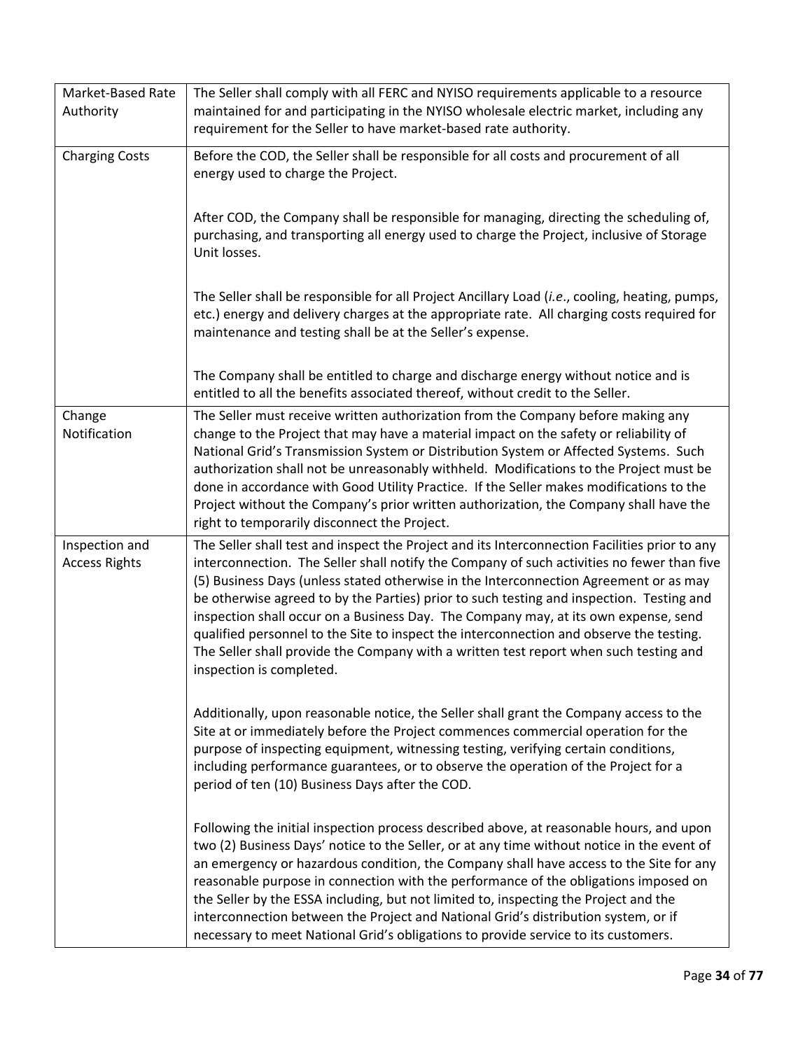| | |
|---|---|
| Market-Based Rate Authority | The Seller shall comply with all FERC and NYISO requirements applicable to a resource maintained for and participating in the NYISO wholesale electric market, including any requirement for the Seller to have market-based rate authority. |
| Charging Costs | Before the COD, the Seller shall be responsible for all costs and procurement of all energy used to charge the Project.<br><br>After COD, the Company shall be responsible for managing, directing the scheduling of, purchasing, and transporting all energy used to charge the Project, inclusive of Storage Unit losses.<br><br>The Seller shall be responsible for all Project Ancillary Load (*i.e.*, cooling, heating, pumps, etc.) energy and delivery charges at the appropriate rate. All charging costs required for maintenance and testing shall be at the Seller's expense.<br><br>The Company shall be entitled to charge and discharge energy without notice and is entitled to all the benefits associated thereof, without credit to the Seller. |
| Change Notification | The Seller must receive written authorization from the Company before making any change to the Project that may have a material impact on the safety or reliability of National Grid's Transmission System or Distribution System or Affected Systems. Such authorization shall not be unreasonably withheld. Modifications to the Project must be done in accordance with Good Utility Practice. If the Seller makes modifications to the Project without the Company's prior written authorization, the Company shall have the right to temporarily disconnect the Project. |
| Inspection and Access Rights | The Seller shall test and inspect the Project and its Interconnection Facilities prior to any interconnection. The Seller shall notify the Company of such activities no fewer than five (5) Business Days (unless stated otherwise in the Interconnection Agreement or as may be otherwise agreed to by the Parties) prior to such testing and inspection. Testing and inspection shall occur on a Business Day. The Company may, at its own expense, send qualified personnel to the Site to inspect the interconnection and observe the testing. The Seller shall provide the Company with a written test report when such testing and inspection is completed.<br><br>Additionally, upon reasonable notice, the Seller shall grant the Company access to the Site at or immediately before the Project commences commercial operation for the purpose of inspecting equipment, witnessing testing, verifying certain conditions, including performance guarantees, or to observe the operation of the Project for a period of ten (10) Business Days after the COD.<br><br>Following the initial inspection process described above, at reasonable hours, and upon two (2) Business Days' notice to the Seller, or at any time without notice in the event of an emergency or hazardous condition, the Company shall have access to the Site for any reasonable purpose in connection with the performance of the obligations imposed on the Seller by the ESSA including, but not limited to, inspecting the Project and the interconnection between the Project and National Grid's distribution system, or if necessary to meet National Grid's obligations to provide service to its customers. |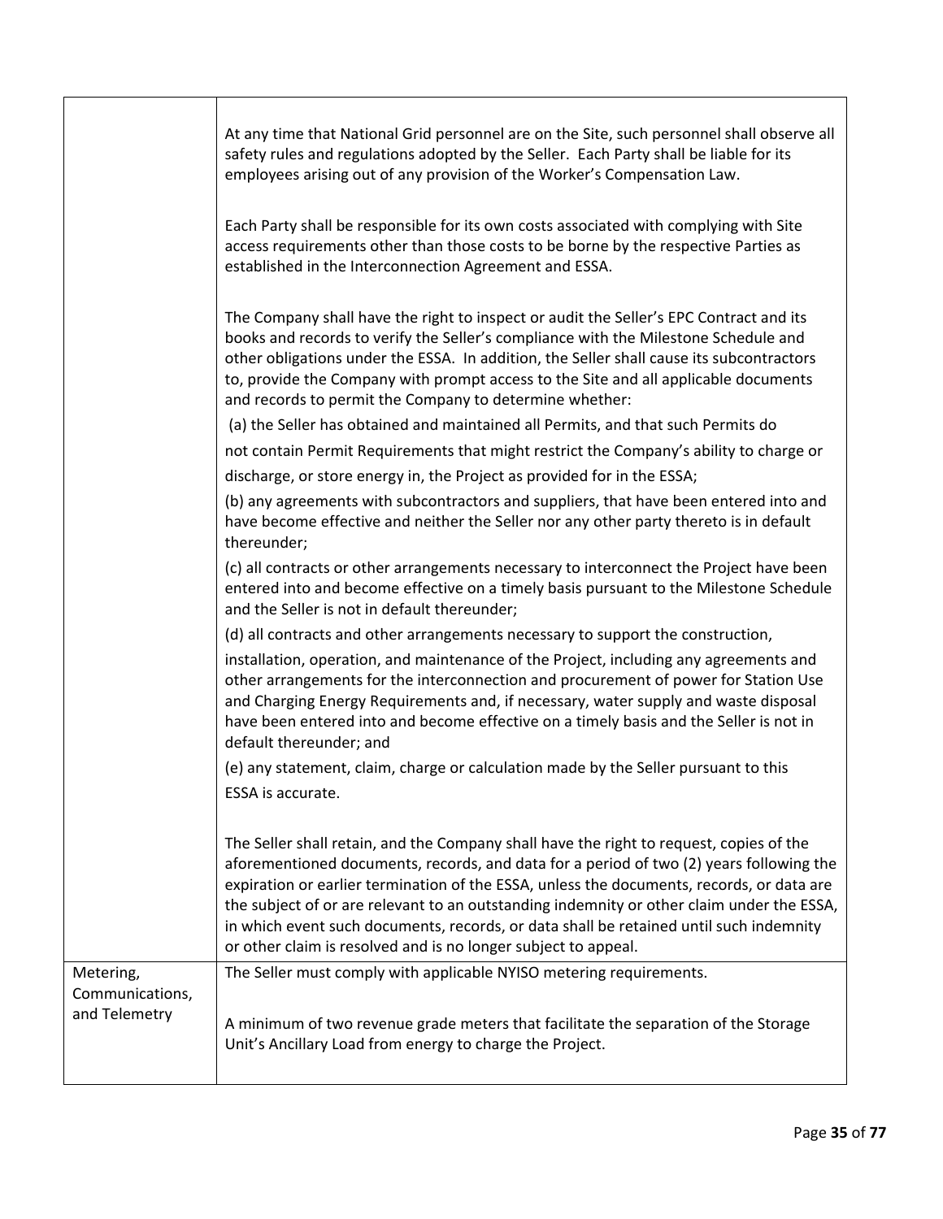| | |
|---|---|
| | At any time that National Grid personnel are on the Site, such personnel shall observe all safety rules and regulations adopted by the Seller. Each Party shall be liable for its employees arising out of any provision of the Worker's Compensation Law.<br><br>Each Party shall be responsible for its own costs associated with complying with Site access requirements other than those costs to be borne by the respective Parties as established in the Interconnection Agreement and ESSA.<br><br>The Company shall have the right to inspect or audit the Seller's EPC Contract and its books and records to verify the Seller's compliance with the Milestone Schedule and other obligations under the ESSA. In addition, the Seller shall cause its subcontractors to, provide the Company with prompt access to the Site and all applicable documents and records to permit the Company to determine whether:<br>(a) the Seller has obtained and maintained all Permits, and that such Permits do not contain Permit Requirements that might restrict the Company's ability to charge or discharge, or store energy in, the Project as provided for in the ESSA;<br>(b) any agreements with subcontractors and suppliers, that have been entered into and have become effective and neither the Seller nor any other party thereto is in default thereunder;<br>(c) all contracts or other arrangements necessary to interconnect the Project have been entered into and become effective on a timely basis pursuant to the Milestone Schedule and the Seller is not in default thereunder;<br>(d) all contracts and other arrangements necessary to support the construction, installation, operation, and maintenance of the Project, including any agreements and other arrangements for the interconnection and procurement of power for Station Use and Charging Energy Requirements and, if necessary, water supply and waste disposal have been entered into and become effective on a timely basis and the Seller is not in default thereunder; and<br>(e) any statement, claim, charge or calculation made by the Seller pursuant to this ESSA is accurate.<br><br>The Seller shall retain, and the Company shall have the right to request, copies of the aforementioned documents, records, and data for a period of two (2) years following the expiration or earlier termination of the ESSA, unless the documents, records, or data are the subject of or are relevant to an outstanding indemnity or other claim under the ESSA, in which event such documents, records, or data shall be retained until such indemnity or other claim is resolved and is no longer subject to appeal. |
| Metering, Communications, and Telemetry | The Seller must comply with applicable NYISO metering requirements.<br><br>A minimum of two revenue grade meters that facilitate the separation of the Storage Unit's Ancillary Load from energy to charge the Project. |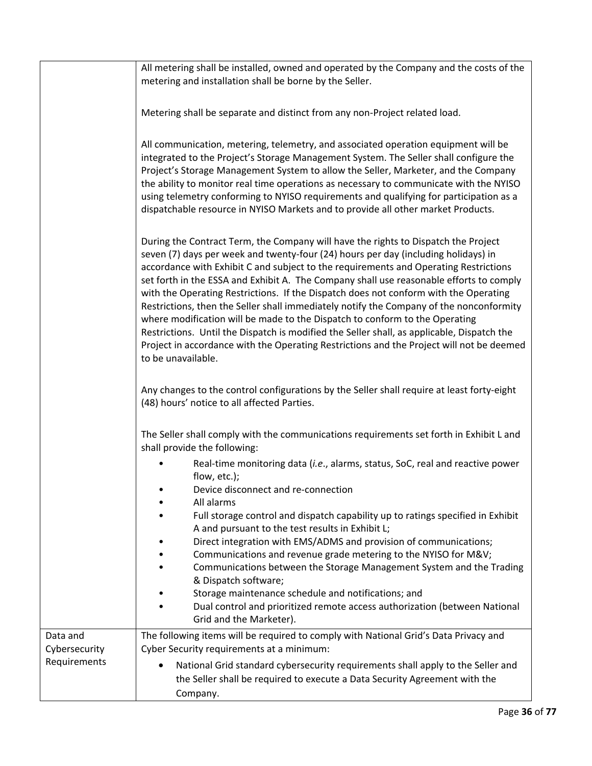| | |
|---|---|
| | All metering shall be installed, owned and operated by the Company and the costs of the metering and installation shall be borne by the Seller.<br><br>Metering shall be separate and distinct from any non-Project related load.<br><br>All communication, metering, telemetry, and associated operation equipment will be integrated to the Project's Storage Management System. The Seller shall configure the Project's Storage Management System to allow the Seller, Marketer, and the Company the ability to monitor real time operations as necessary to communicate with the NYISO using telemetry conforming to NYISO requirements and qualifying for participation as a dispatchable resource in NYISO Markets and to provide all other market Products.<br><br>During the Contract Term, the Company will have the rights to Dispatch the Project seven (7) days per week and twenty-four (24) hours per day (including holidays) in accordance with Exhibit C and subject to the requirements and Operating Restrictions set forth in the ESSA and Exhibit A. The Company shall use reasonable efforts to comply with the Operating Restrictions. If the Dispatch does not conform with the Operating Restrictions, then the Seller shall immediately notify the Company of the nonconformity where modification will be made to the Dispatch to conform to the Operating Restrictions. Until the Dispatch is modified the Seller shall, as applicable, Dispatch the Project in accordance with the Operating Restrictions and the Project will not be deemed to be unavailable.<br><br>Any changes to the control configurations by the Seller shall require at least forty-eight (48) hours' notice to all affected Parties.<br><br>The Seller shall comply with the communications requirements set forth in Exhibit L and shall provide the following:<br>• Real-time monitoring data (*i.e.*, alarms, status, SoC, real and reactive power flow, etc.);<br>• Device disconnect and re-connection<br>• All alarms<br>• Full storage control and dispatch capability up to ratings specified in Exhibit A and pursuant to the test results in Exhibit L;<br>• Direct integration with EMS/ADMS and provision of communications;<br>• Communications and revenue grade metering to the NYISO for M&V;<br>• Communications between the Storage Management System and the Trading & Dispatch software;<br>• Storage maintenance schedule and notifications; and<br>• Dual control and prioritized remote access authorization (between National Grid and the Marketer). |
| Data and Cybersecurity Requirements | The following items will be required to comply with National Grid's Data Privacy and Cyber Security requirements at a minimum:<br>• National Grid standard cybersecurity requirements shall apply to the Seller and the Seller shall be required to execute a Data Security Agreement with the Company. |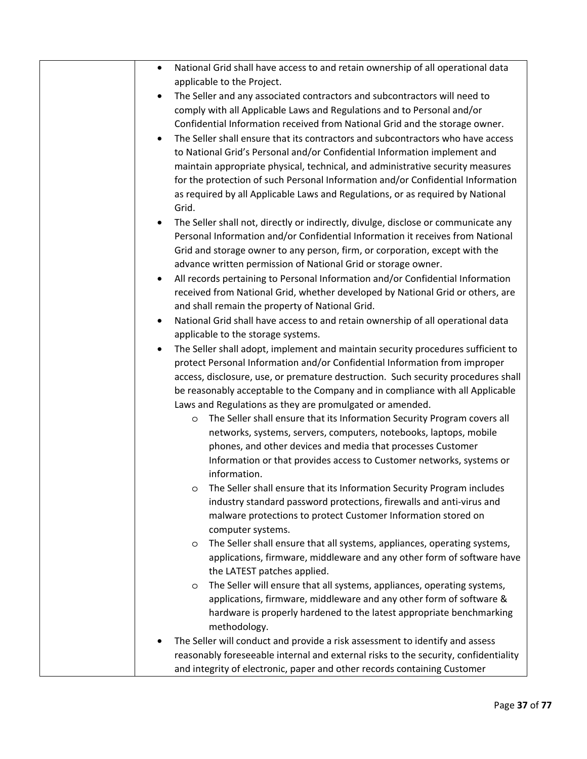| | <ul><li>National Grid shall have access to and retain ownership of all operational data applicable to the Project.</li><li>The Seller and any associated contractors and subcontractors will need to comply with all Applicable Laws and Regulations and to Personal and/or Confidential Information received from National Grid and the storage owner.</li><li>The Seller shall ensure that its contractors and subcontractors who have access to National Grid's Personal and/or Confidential Information implement and maintain appropriate physical, technical, and administrative security measures for the protection of such Personal Information and/or Confidential Information as required by all Applicable Laws and Regulations, or as required by National Grid.</li><li>The Seller shall not, directly or indirectly, divulge, disclose or communicate any Personal Information and/or Confidential Information it receives from National Grid and storage owner to any person, firm, or corporation, except with the advance written permission of National Grid or storage owner.</li><li>All records pertaining to Personal Information and/or Confidential Information received from National Grid, whether developed by National Grid or others, are and shall remain the property of National Grid.</li><li>National Grid shall have access to and retain ownership of all operational data applicable to the storage systems.</li><li>The Seller shall adopt, implement and maintain security procedures sufficient to protect Personal Information and/or Confidential Information from improper access, disclosure, use, or premature destruction. Such security procedures shall be reasonably acceptable to the Company and in compliance with all Applicable Laws and Regulations as they are promulgated or amended.<ul><li>The Seller shall ensure that its Information Security Program covers all networks, systems, servers, computers, notebooks, laptops, mobile phones, and other devices and media that processes Customer Information or that provides access to Customer networks, systems or information.</li><li>The Seller shall ensure that its Information Security Program includes industry standard password protections, firewalls and anti-virus and malware protections to protect Customer Information stored on computer systems.</li><li>The Seller shall ensure that all systems, appliances, operating systems, applications, firmware, middleware and any other form of software have the LATEST patches applied.</li><li>The Seller will ensure that all systems, appliances, operating systems, applications, firmware, middleware and any other form of software & hardware is properly hardened to the latest appropriate benchmarking methodology.</li></ul></li><li>The Seller will conduct and provide a risk assessment to identify and assess reasonably foreseeable internal and external risks to the security, confidentiality and integrity of electronic, paper and other records containing Customer</li></ul> |
|---|---|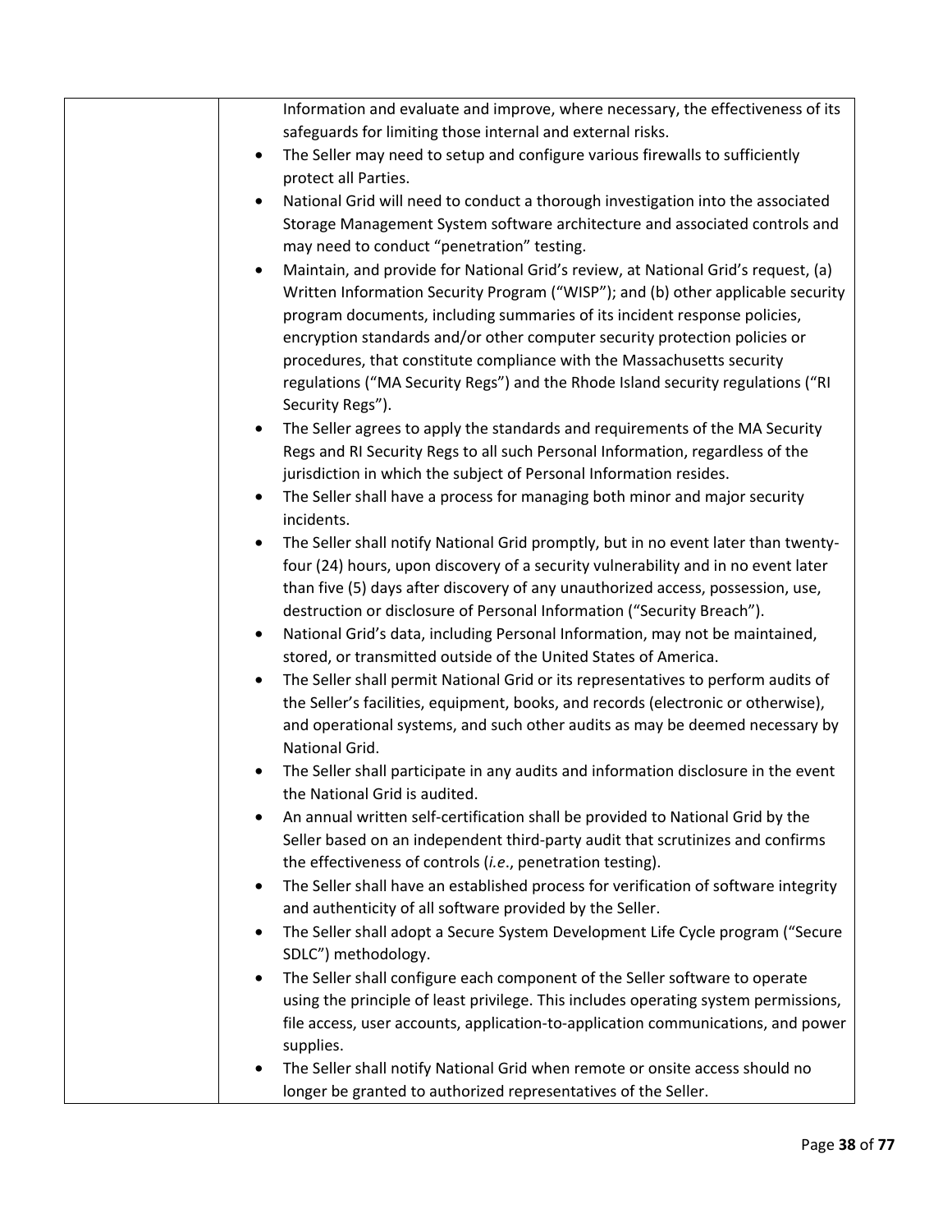| | Information and evaluate and improve, where necessary, the effectiveness of its safeguards for limiting those internal and external risks.<br>• The Seller may need to setup and configure various firewalls to sufficiently protect all Parties.<br>• National Grid will need to conduct a thorough investigation into the associated Storage Management System software architecture and associated controls and may need to conduct "penetration" testing.<br>• Maintain, and provide for National Grid's review, at National Grid's request, (a) Written Information Security Program ("WISP"); and (b) other applicable security program documents, including summaries of its incident response policies, encryption standards and/or other computer security protection policies or procedures, that constitute compliance with the Massachusetts security regulations ("MA Security Regs") and the Rhode Island security regulations ("RI Security Regs").<br>• The Seller agrees to apply the standards and requirements of the MA Security Regs and RI Security Regs to all such Personal Information, regardless of the jurisdiction in which the subject of Personal Information resides.<br>• The Seller shall have a process for managing both minor and major security incidents.<br>• The Seller shall notify National Grid promptly, but in no event later than twenty-four (24) hours, upon discovery of a security vulnerability and in no event later than five (5) days after discovery of any unauthorized access, possession, use, destruction or disclosure of Personal Information ("Security Breach").<br>• National Grid's data, including Personal Information, may not be maintained, stored, or transmitted outside of the United States of America.<br>• The Seller shall permit National Grid or its representatives to perform audits of the Seller's facilities, equipment, books, and records (electronic or otherwise), and operational systems, and such other audits as may be deemed necessary by National Grid.<br>• The Seller shall participate in any audits and information disclosure in the event the National Grid is audited.<br>• An annual written self-certification shall be provided to National Grid by the Seller based on an independent third-party audit that scrutinizes and confirms the effectiveness of controls (*i.e.*, penetration testing).<br>• The Seller shall have an established process for verification of software integrity and authenticity of all software provided by the Seller.<br>• The Seller shall adopt a Secure System Development Life Cycle program ("Secure SDLC") methodology.<br>• The Seller shall configure each component of the Seller software to operate using the principle of least privilege. This includes operating system permissions, file access, user accounts, application-to-application communications, and power supplies.<br>• The Seller shall notify National Grid when remote or onsite access should no longer be granted to authorized representatives of the Seller. |
|---|---|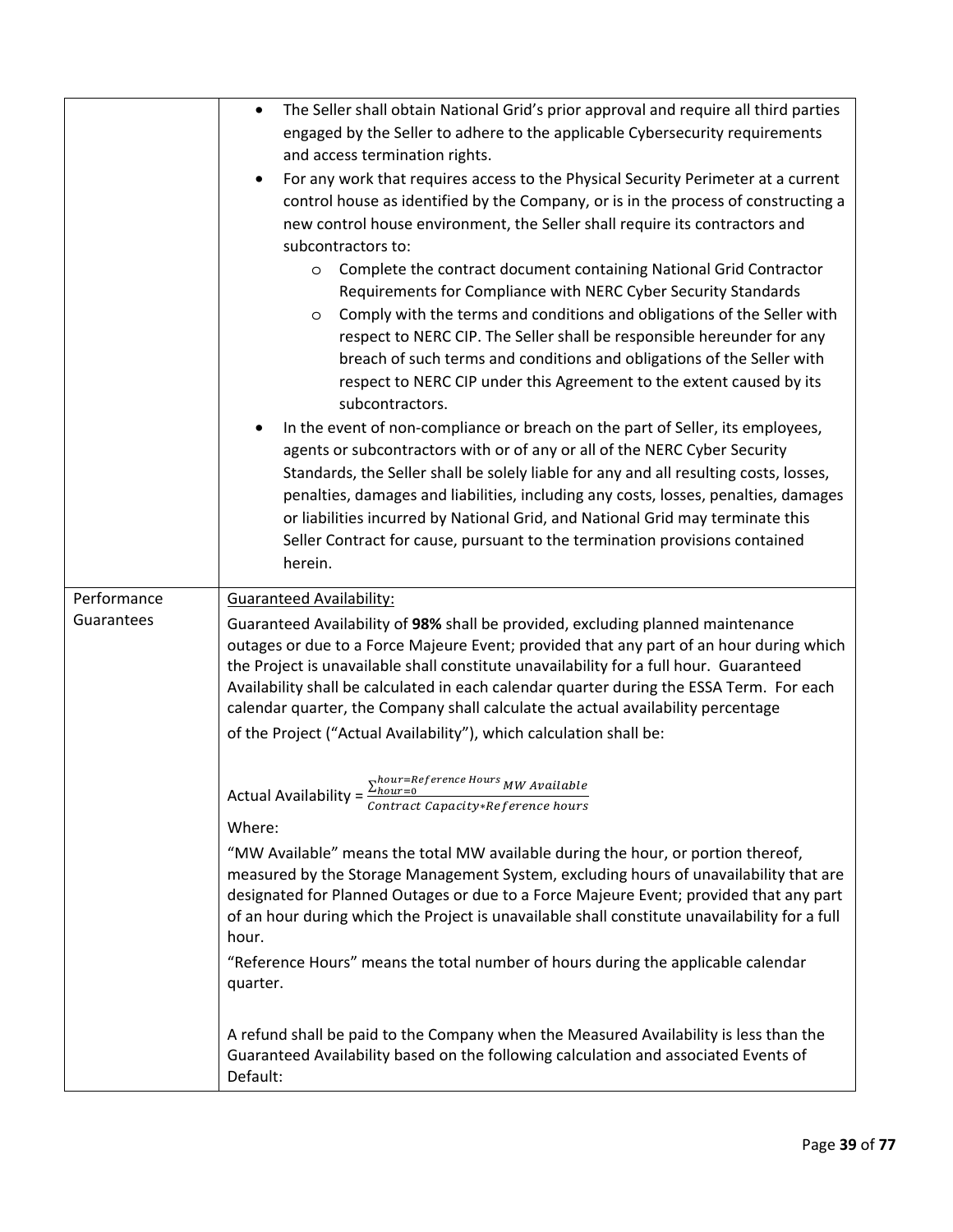| | |
|---|---|
| | • The Seller shall obtain National Grid's prior approval and require all third parties engaged by the Seller to adhere to the applicable Cybersecurity requirements and access termination rights.<br>• For any work that requires access to the Physical Security Perimeter at a current control house as identified by the Company, or is in the process of constructing a new control house environment, the Seller shall require its contractors and subcontractors to:<br>&nbsp;&nbsp;&nbsp;&nbsp;o Complete the contract document containing National Grid Contractor Requirements for Compliance with NERC Cyber Security Standards<br>&nbsp;&nbsp;&nbsp;&nbsp;o Comply with the terms and conditions and obligations of the Seller with respect to NERC CIP. The Seller shall be responsible hereunder for any breach of such terms and conditions and obligations of the Seller with respect to NERC CIP under this Agreement to the extent caused by its subcontractors.<br>• In the event of non-compliance or breach on the part of Seller, its employees, agents or subcontractors with or of any or all of the NERC Cyber Security Standards, the Seller shall be solely liable for any and all resulting costs, losses, penalties, damages and liabilities, including any costs, losses, penalties, damages or liabilities incurred by National Grid, and National Grid may terminate this Seller Contract for cause, pursuant to the termination provisions contained herein. |
| Performance Guarantees | <u>Guaranteed Availability:</u><br>Guaranteed Availability of **98%** shall be provided, excluding planned maintenance outages or due to a Force Majeure Event; provided that any part of an hour during which the Project is unavailable shall constitute unavailability for a full hour. Guaranteed Availability shall be calculated in each calendar quarter during the ESSA Term. For each calendar quarter, the Company shall calculate the actual availability percentage of the Project ("Actual Availability"), which calculation shall be:<br><br>Actual Availability = $\frac{\sum_{hour=0}^{hour=Reference\ Hours} MW\ Available}{Contract\ Capacity * Reference\ hours}$<br><br>Where:<br>"MW Available" means the total MW available during the hour, or portion thereof, measured by the Storage Management System, excluding hours of unavailability that are designated for Planned Outages or due to a Force Majeure Event; provided that any part of an hour during which the Project is unavailable shall constitute unavailability for a full hour.<br>"Reference Hours" means the total number of hours during the applicable calendar quarter.<br><br>A refund shall be paid to the Company when the Measured Availability is less than the Guaranteed Availability based on the following calculation and associated Events of Default: |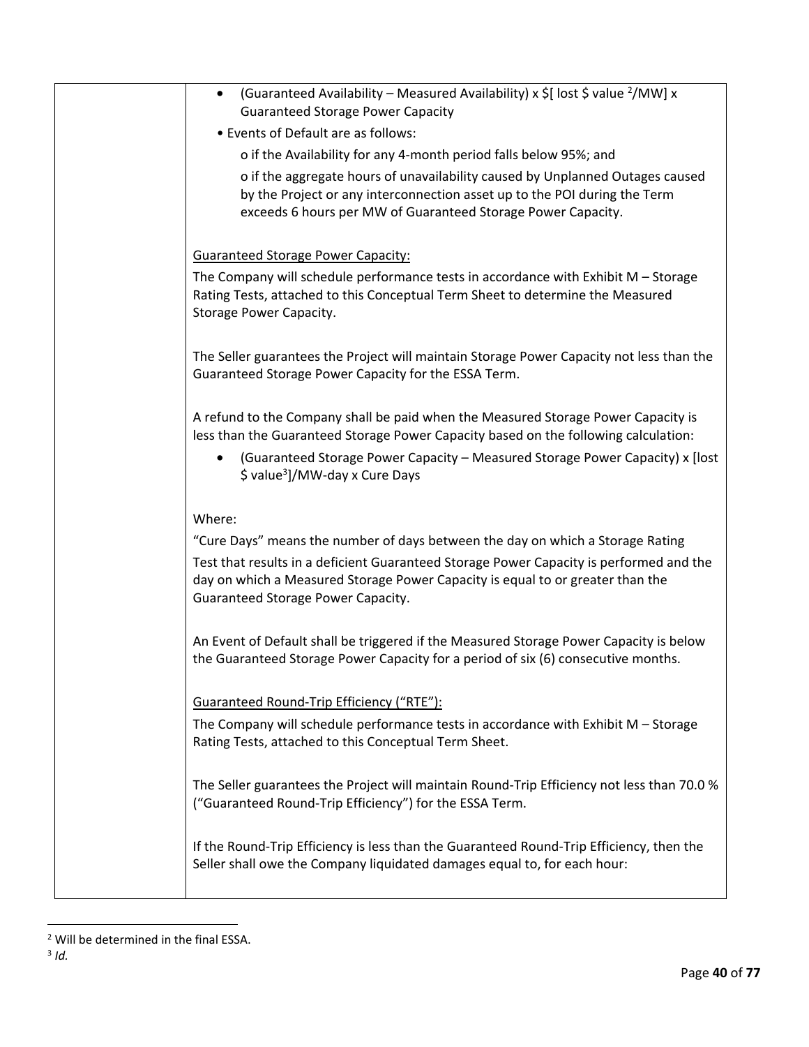| | • (Guaranteed Availability – Measured Availability) x $[ lost $ value [2]/MW] x Guaranteed Storage Power Capacity<br>• Events of Default are as follows:<br>o if the Availability for any 4-month period falls below 95%; and<br>o if the aggregate hours of unavailability caused by Unplanned Outages caused by the Project or any interconnection asset up to the POI during the Term exceeds 6 hours per MW of Guaranteed Storage Power Capacity.<br><br><u>Guaranteed Storage Power Capacity:</u><br>The Company will schedule performance tests in accordance with Exhibit M – Storage Rating Tests, attached to this Conceptual Term Sheet to determine the Measured Storage Power Capacity.<br><br>The Seller guarantees the Project will maintain Storage Power Capacity not less than the Guaranteed Storage Power Capacity for the ESSA Term.<br><br>A refund to the Company shall be paid when the Measured Storage Power Capacity is less than the Guaranteed Storage Power Capacity based on the following calculation:<br>• (Guaranteed Storage Power Capacity – Measured Storage Power Capacity) x [lost $ value[3]]/MW-day x Cure Days<br><br>Where:<br>"Cure Days" means the number of days between the day on which a Storage Rating Test that results in a deficient Guaranteed Storage Power Capacity is performed and the day on which a Measured Storage Power Capacity is equal to or greater than the Guaranteed Storage Power Capacity.<br><br>An Event of Default shall be triggered if the Measured Storage Power Capacity is below the Guaranteed Storage Power Capacity for a period of six (6) consecutive months.<br><br><u>Guaranteed Round-Trip Efficiency ("RTE"):</u><br>The Company will schedule performance tests in accordance with Exhibit M – Storage Rating Tests, attached to this Conceptual Term Sheet.<br><br>The Seller guarantees the Project will maintain Round-Trip Efficiency not less than 70.0 % ("Guaranteed Round-Trip Efficiency") for the ESSA Term.<br><br>If the Round-Trip Efficiency is less than the Guaranteed Round-Trip Efficiency, then the Seller shall owe the Company liquidated damages equal to, for each hour: |
|---|---|

[2] Will be determined in the final ESSA.

[3] *Id.*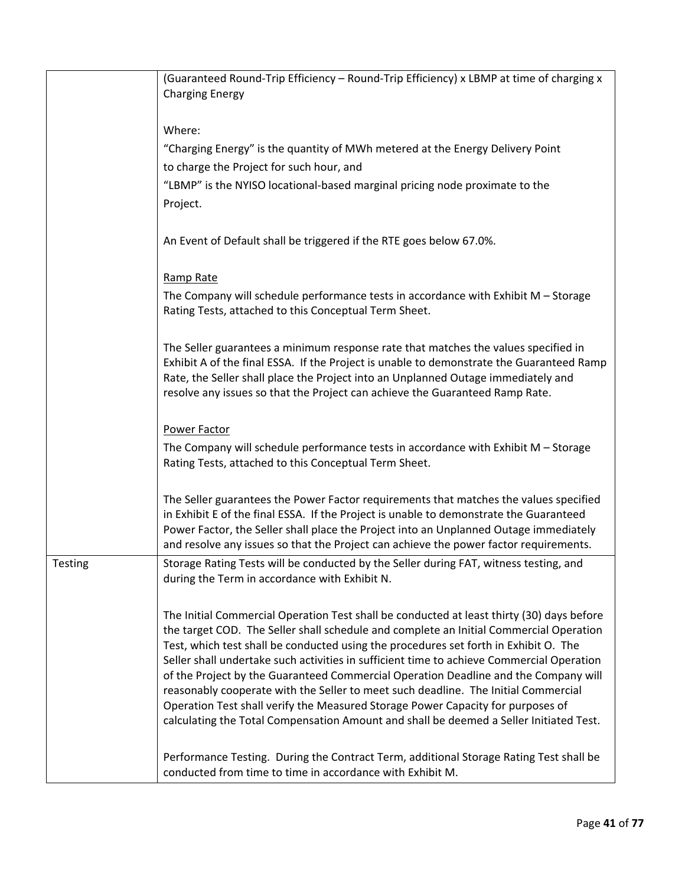| | |
|---|---|
| | (Guaranteed Round-Trip Efficiency – Round-Trip Efficiency) x LBMP at time of charging x Charging Energy<br><br>Where:<br>"Charging Energy" is the quantity of MWh metered at the Energy Delivery Point to charge the Project for such hour, and<br>"LBMP" is the NYISO locational-based marginal pricing node proximate to the Project.<br><br>An Event of Default shall be triggered if the RTE goes below 67.0%.<br><br><u>Ramp Rate</u><br>The Company will schedule performance tests in accordance with Exhibit M – Storage Rating Tests, attached to this Conceptual Term Sheet.<br><br>The Seller guarantees a minimum response rate that matches the values specified in Exhibit A of the final ESSA. If the Project is unable to demonstrate the Guaranteed Ramp Rate, the Seller shall place the Project into an Unplanned Outage immediately and resolve any issues so that the Project can achieve the Guaranteed Ramp Rate.<br><br><u>Power Factor</u><br>The Company will schedule performance tests in accordance with Exhibit M – Storage Rating Tests, attached to this Conceptual Term Sheet.<br><br>The Seller guarantees the Power Factor requirements that matches the values specified in Exhibit E of the final ESSA. If the Project is unable to demonstrate the Guaranteed Power Factor, the Seller shall place the Project into an Unplanned Outage immediately and resolve any issues so that the Project can achieve the power factor requirements. |
| Testing | Storage Rating Tests will be conducted by the Seller during FAT, witness testing, and during the Term in accordance with Exhibit N.<br><br>The Initial Commercial Operation Test shall be conducted at least thirty (30) days before the target COD. The Seller shall schedule and complete an Initial Commercial Operation Test, which test shall be conducted using the procedures set forth in Exhibit O. The Seller shall undertake such activities in sufficient time to achieve Commercial Operation of the Project by the Guaranteed Commercial Operation Deadline and the Company will reasonably cooperate with the Seller to meet such deadline. The Initial Commercial Operation Test shall verify the Measured Storage Power Capacity for purposes of calculating the Total Compensation Amount and shall be deemed a Seller Initiated Test.<br><br>Performance Testing. During the Contract Term, additional Storage Rating Test shall be conducted from time to time in accordance with Exhibit M. |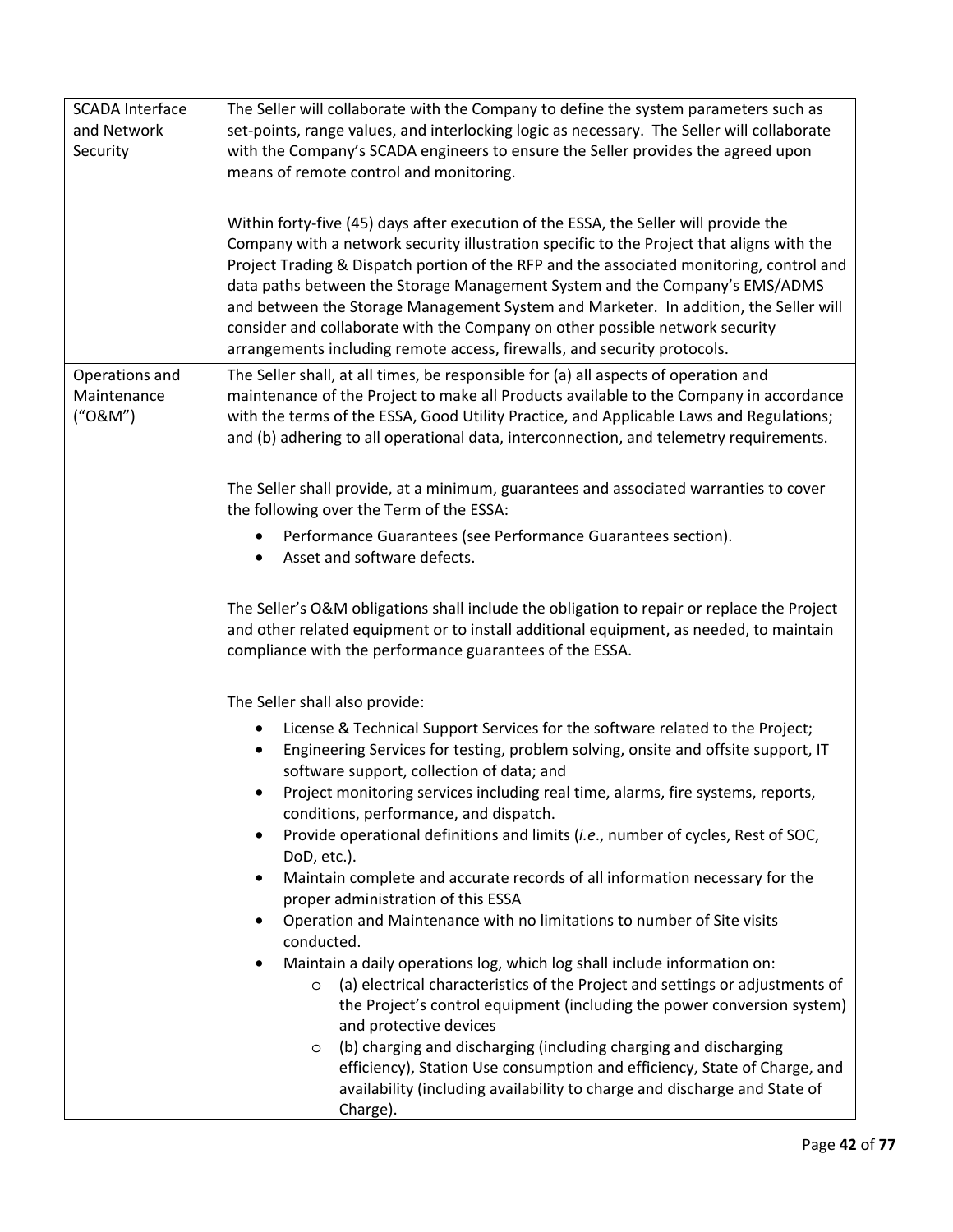| | |
|---|---|
| SCADA Interface and Network Security | The Seller will collaborate with the Company to define the system parameters such as set-points, range values, and interlocking logic as necessary. The Seller will collaborate with the Company's SCADA engineers to ensure the Seller provides the agreed upon means of remote control and monitoring.<br><br>Within forty-five (45) days after execution of the ESSA, the Seller will provide the Company with a network security illustration specific to the Project that aligns with the Project Trading & Dispatch portion of the RFP and the associated monitoring, control and data paths between the Storage Management System and the Company's EMS/ADMS and between the Storage Management System and Marketer. In addition, the Seller will consider and collaborate with the Company on other possible network security arrangements including remote access, firewalls, and security protocols. |
| Operations and Maintenance ("O&M") | The Seller shall, at all times, be responsible for (a) all aspects of operation and maintenance of the Project to make all Products available to the Company in accordance with the terms of the ESSA, Good Utility Practice, and Applicable Laws and Regulations; and (b) adhering to all operational data, interconnection, and telemetry requirements.<br><br>The Seller shall provide, at a minimum, guarantees and associated warranties to cover the following over the Term of the ESSA:<br>• Performance Guarantees (see Performance Guarantees section).<br>• Asset and software defects.<br><br>The Seller's O&M obligations shall include the obligation to repair or replace the Project and other related equipment or to install additional equipment, as needed, to maintain compliance with the performance guarantees of the ESSA.<br><br>The Seller shall also provide:<br>• License & Technical Support Services for the software related to the Project;<br>• Engineering Services for testing, problem solving, onsite and offsite support, IT software support, collection of data; and<br>• Project monitoring services including real time, alarms, fire systems, reports, conditions, performance, and dispatch.<br>• Provide operational definitions and limits (*i.e.*, number of cycles, Rest of SOC, DoD, etc.).<br>• Maintain complete and accurate records of all information necessary for the proper administration of this ESSA<br>• Operation and Maintenance with no limitations to number of Site visits conducted.<br>• Maintain a daily operations log, which log shall include information on:<br>  ○ (a) electrical characteristics of the Project and settings or adjustments of the Project's control equipment (including the power conversion system) and protective devices<br>  ○ (b) charging and discharging (including charging and discharging efficiency), Station Use consumption and efficiency, State of Charge, and availability (including availability to charge and discharge and State of Charge). |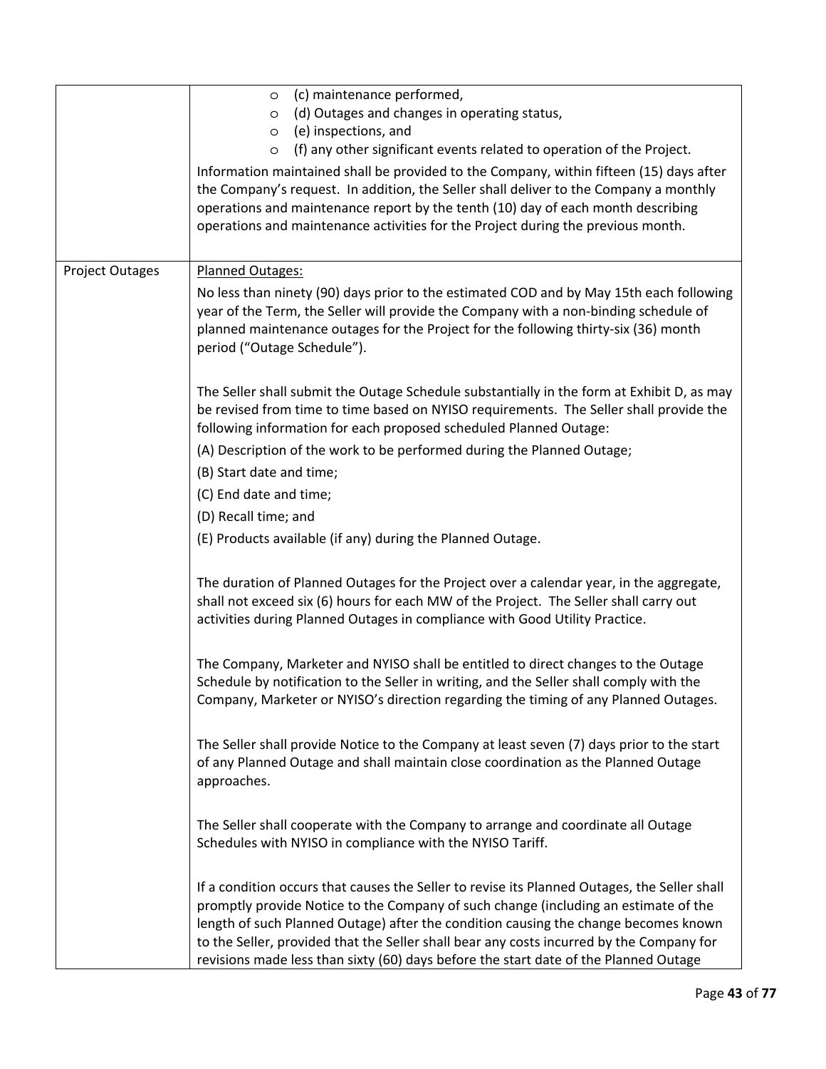| | |
|---|---|
| | ◦ (c) maintenance performed,<br>◦ (d) Outages and changes in operating status,<br>◦ (e) inspections, and<br>◦ (f) any other significant events related to operation of the Project.<br><br>Information maintained shall be provided to the Company, within fifteen (15) days after the Company's request. In addition, the Seller shall deliver to the Company a monthly operations and maintenance report by the tenth (10) day of each month describing operations and maintenance activities for the Project during the previous month. |
| Project Outages | <u>Planned Outages:</u><br><br>No less than ninety (90) days prior to the estimated COD and by May 15th each following year of the Term, the Seller will provide the Company with a non-binding schedule of planned maintenance outages for the Project for the following thirty-six (36) month period ("Outage Schedule").<br><br>The Seller shall submit the Outage Schedule substantially in the form at Exhibit D, as may be revised from time to time based on NYISO requirements. The Seller shall provide the following information for each proposed scheduled Planned Outage:<br><br>(A) Description of the work to be performed during the Planned Outage;<br>(B) Start date and time;<br>(C) End date and time;<br>(D) Recall time; and<br>(E) Products available (if any) during the Planned Outage.<br><br>The duration of Planned Outages for the Project over a calendar year, in the aggregate, shall not exceed six (6) hours for each MW of the Project. The Seller shall carry out activities during Planned Outages in compliance with Good Utility Practice.<br><br>The Company, Marketer and NYISO shall be entitled to direct changes to the Outage Schedule by notification to the Seller in writing, and the Seller shall comply with the Company, Marketer or NYISO's direction regarding the timing of any Planned Outages.<br><br>The Seller shall provide Notice to the Company at least seven (7) days prior to the start of any Planned Outage and shall maintain close coordination as the Planned Outage approaches.<br><br>The Seller shall cooperate with the Company to arrange and coordinate all Outage Schedules with NYISO in compliance with the NYISO Tariff.<br><br>If a condition occurs that causes the Seller to revise its Planned Outages, the Seller shall promptly provide Notice to the Company of such change (including an estimate of the length of such Planned Outage) after the condition causing the change becomes known to the Seller, provided that the Seller shall bear any costs incurred by the Company for revisions made less than sixty (60) days before the start date of the Planned Outage |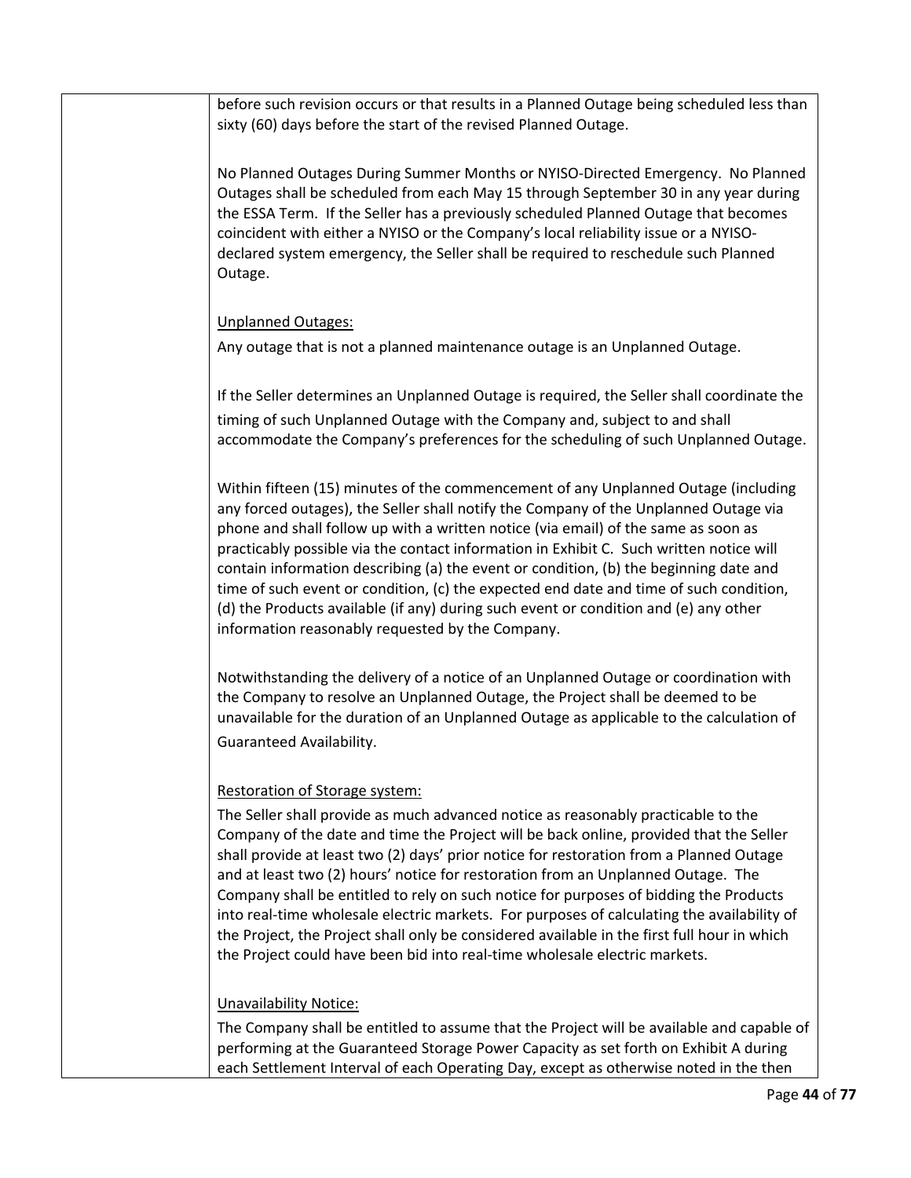before such revision occurs or that results in a Planned Outage being scheduled less than sixty (60) days before the start of the revised Planned Outage.

No Planned Outages During Summer Months or NYISO-Directed Emergency. No Planned Outages shall be scheduled from each May 15 through September 30 in any year during the ESSA Term. If the Seller has a previously scheduled Planned Outage that becomes coincident with either a NYISO or the Company's local reliability issue or a NYISO-declared system emergency, the Seller shall be required to reschedule such Planned Outage.

<u>Unplanned Outages:</u>

Any outage that is not a planned maintenance outage is an Unplanned Outage.

If the Seller determines an Unplanned Outage is required, the Seller shall coordinate the timing of such Unplanned Outage with the Company and, subject to and shall accommodate the Company's preferences for the scheduling of such Unplanned Outage.

Within fifteen (15) minutes of the commencement of any Unplanned Outage (including any forced outages), the Seller shall notify the Company of the Unplanned Outage via phone and shall follow up with a written notice (via email) of the same as soon as practicably possible via the contact information in Exhibit C. Such written notice will contain information describing (a) the event or condition, (b) the beginning date and time of such event or condition, (c) the expected end date and time of such condition, (d) the Products available (if any) during such event or condition and (e) any other information reasonably requested by the Company.

Notwithstanding the delivery of a notice of an Unplanned Outage or coordination with the Company to resolve an Unplanned Outage, the Project shall be deemed to be unavailable for the duration of an Unplanned Outage as applicable to the calculation of Guaranteed Availability.

<u>Restoration of Storage system:</u>

The Seller shall provide as much advanced notice as reasonably practicable to the Company of the date and time the Project will be back online, provided that the Seller shall provide at least two (2) days' prior notice for restoration from a Planned Outage and at least two (2) hours' notice for restoration from an Unplanned Outage. The Company shall be entitled to rely on such notice for purposes of bidding the Products into real-time wholesale electric markets. For purposes of calculating the availability of the Project, the Project shall only be considered available in the first full hour in which the Project could have been bid into real-time wholesale electric markets.

<u>Unavailability Notice:</u>

The Company shall be entitled to assume that the Project will be available and capable of performing at the Guaranteed Storage Power Capacity as set forth on Exhibit A during each Settlement Interval of each Operating Day, except as otherwise noted in the then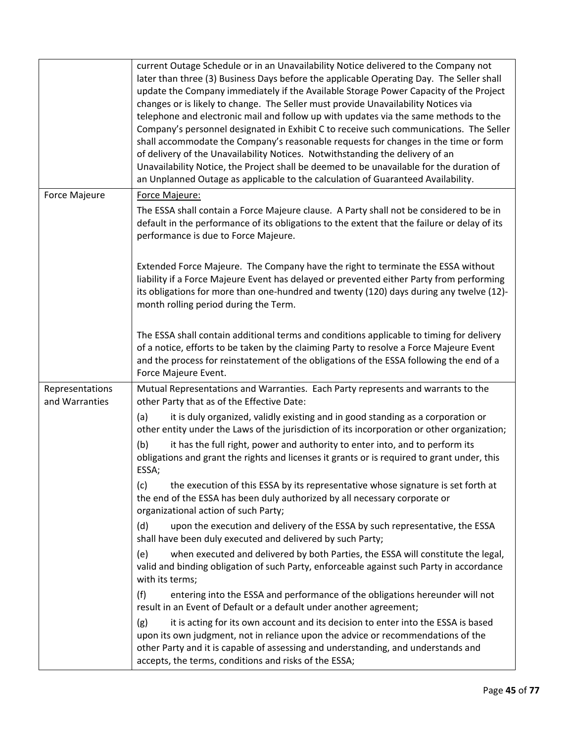| | |
|---|---|
| | current Outage Schedule or in an Unavailability Notice delivered to the Company not later than three (3) Business Days before the applicable Operating Day. The Seller shall update the Company immediately if the Available Storage Power Capacity of the Project changes or is likely to change. The Seller must provide Unavailability Notices via telephone and electronic mail and follow up with updates via the same methods to the Company's personnel designated in Exhibit C to receive such communications. The Seller shall accommodate the Company's reasonable requests for changes in the time or form of delivery of the Unavailability Notices. Notwithstanding the delivery of an Unavailability Notice, the Project shall be deemed to be unavailable for the duration of an Unplanned Outage as applicable to the calculation of Guaranteed Availability. |
| Force Majeure | Force Majeure:<br><br>The ESSA shall contain a Force Majeure clause. A Party shall not be considered to be in default in the performance of its obligations to the extent that the failure or delay of its performance is due to Force Majeure.<br><br>Extended Force Majeure. The Company have the right to terminate the ESSA without liability if a Force Majeure Event has delayed or prevented either Party from performing its obligations for more than one-hundred and twenty (120) days during any twelve (12)-month rolling period during the Term.<br><br>The ESSA shall contain additional terms and conditions applicable to timing for delivery of a notice, efforts to be taken by the claiming Party to resolve a Force Majeure Event and the process for reinstatement of the obligations of the ESSA following the end of a Force Majeure Event. |
| Representations and Warranties | Mutual Representations and Warranties. Each Party represents and warrants to the other Party that as of the Effective Date:<br><br>(a) it is duly organized, validly existing and in good standing as a corporation or other entity under the Laws of the jurisdiction of its incorporation or other organization;<br><br>(b) it has the full right, power and authority to enter into, and to perform its obligations and grant the rights and licenses it grants or is required to grant under, this ESSA;<br><br>(c) the execution of this ESSA by its representative whose signature is set forth at the end of the ESSA has been duly authorized by all necessary corporate or organizational action of such Party;<br><br>(d) upon the execution and delivery of the ESSA by such representative, the ESSA shall have been duly executed and delivered by such Party;<br><br>(e) when executed and delivered by both Parties, the ESSA will constitute the legal, valid and binding obligation of such Party, enforceable against such Party in accordance with its terms;<br><br>(f) entering into the ESSA and performance of the obligations hereunder will not result in an Event of Default or a default under another agreement;<br><br>(g) it is acting for its own account and its decision to enter into the ESSA is based upon its own judgment, not in reliance upon the advice or recommendations of the other Party and it is capable of assessing and understanding, and understands and accepts, the terms, conditions and risks of the ESSA; |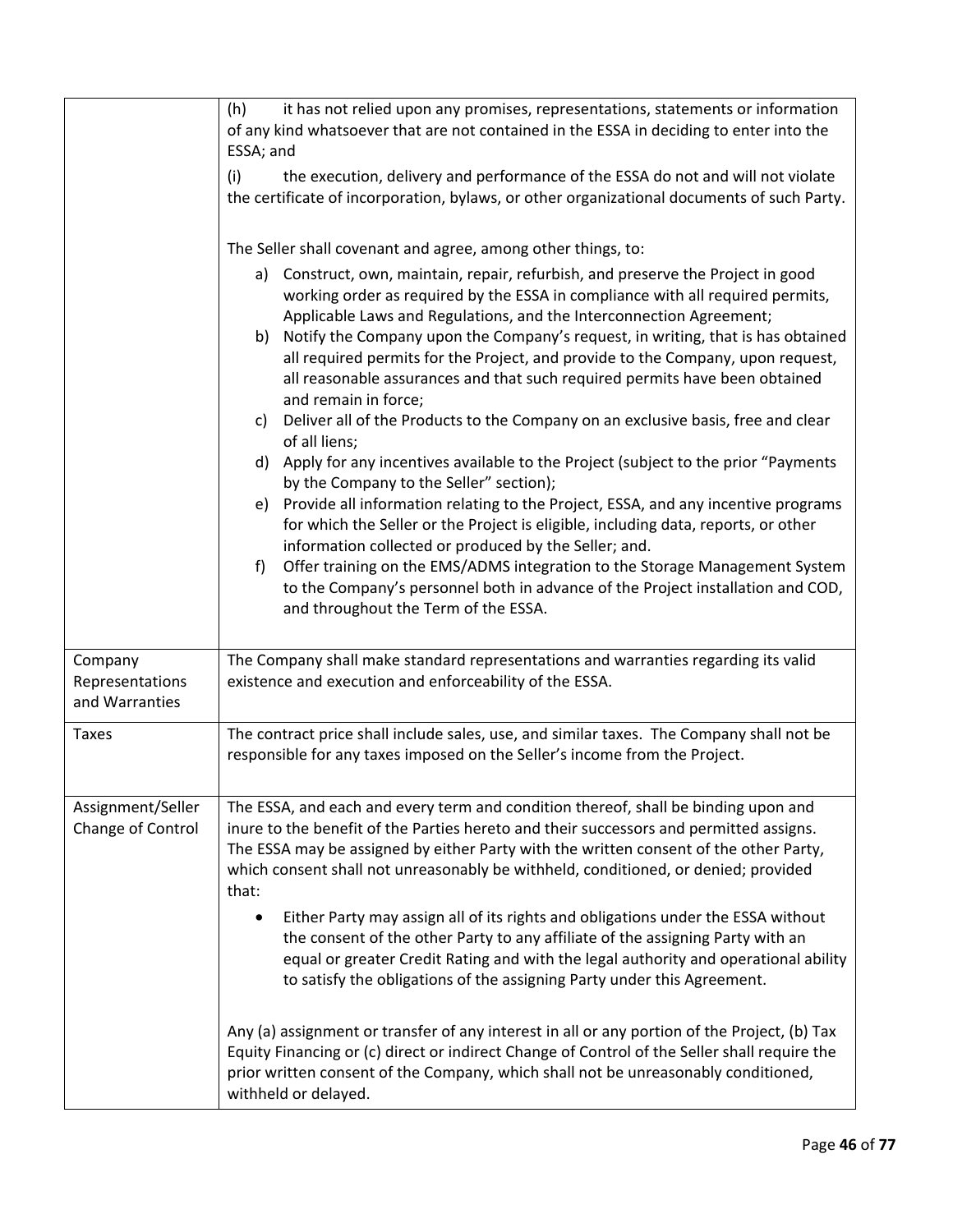| | |
|---|---|
| | (h) it has not relied upon any promises, representations, statements or information of any kind whatsoever that are not contained in the ESSA in deciding to enter into the ESSA; and<br><br>(i) the execution, delivery and performance of the ESSA do not and will not violate the certificate of incorporation, bylaws, or other organizational documents of such Party.<br><br>The Seller shall covenant and agree, among other things, to:<br><br>a) Construct, own, maintain, repair, refurbish, and preserve the Project in good working order as required by the ESSA in compliance with all required permits, Applicable Laws and Regulations, and the Interconnection Agreement;<br>b) Notify the Company upon the Company's request, in writing, that is has obtained all required permits for the Project, and provide to the Company, upon request, all reasonable assurances and that such required permits have been obtained and remain in force;<br>c) Deliver all of the Products to the Company on an exclusive basis, free and clear of all liens;<br>d) Apply for any incentives available to the Project (subject to the prior "Payments by the Company to the Seller" section);<br>e) Provide all information relating to the Project, ESSA, and any incentive programs for which the Seller or the Project is eligible, including data, reports, or other information collected or produced by the Seller; and.<br>f) Offer training on the EMS/ADMS integration to the Storage Management System to the Company's personnel both in advance of the Project installation and COD, and throughout the Term of the ESSA. |
| Company Representations and Warranties | The Company shall make standard representations and warranties regarding its valid existence and execution and enforceability of the ESSA. |
| Taxes | The contract price shall include sales, use, and similar taxes. The Company shall not be responsible for any taxes imposed on the Seller's income from the Project. |
| Assignment/Seller Change of Control | The ESSA, and each and every term and condition thereof, shall be binding upon and inure to the benefit of the Parties hereto and their successors and permitted assigns. The ESSA may be assigned by either Party with the written consent of the other Party, which consent shall not unreasonably be withheld, conditioned, or denied; provided that:<br><br>• Either Party may assign all of its rights and obligations under the ESSA without the consent of the other Party to any affiliate of the assigning Party with an equal or greater Credit Rating and with the legal authority and operational ability to satisfy the obligations of the assigning Party under this Agreement.<br><br>Any (a) assignment or transfer of any interest in all or any portion of the Project, (b) Tax Equity Financing or (c) direct or indirect Change of Control of the Seller shall require the prior written consent of the Company, which shall not be unreasonably conditioned, withheld or delayed. |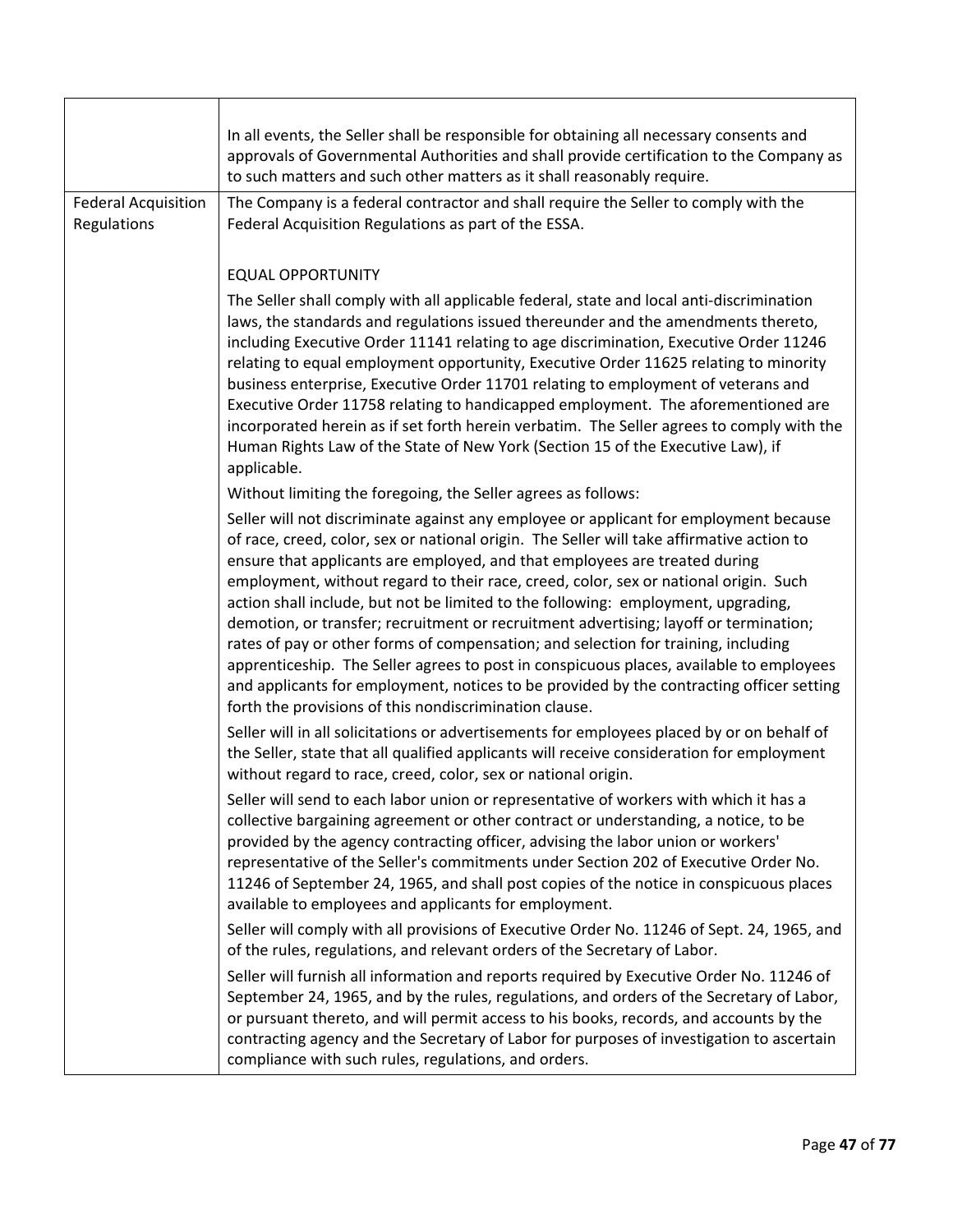| | |
|---|---|
| | In all events, the Seller shall be responsible for obtaining all necessary consents and approvals of Governmental Authorities and shall provide certification to the Company as to such matters and such other matters as it shall reasonably require. |
| Federal Acquisition Regulations | The Company is a federal contractor and shall require the Seller to comply with the Federal Acquisition Regulations as part of the ESSA.<br><br>EQUAL OPPORTUNITY<br><br>The Seller shall comply with all applicable federal, state and local anti-discrimination laws, the standards and regulations issued thereunder and the amendments thereto, including Executive Order 11141 relating to age discrimination, Executive Order 11246 relating to equal employment opportunity, Executive Order 11625 relating to minority business enterprise, Executive Order 11701 relating to employment of veterans and Executive Order 11758 relating to handicapped employment. The aforementioned are incorporated herein as if set forth herein verbatim. The Seller agrees to comply with the Human Rights Law of the State of New York (Section 15 of the Executive Law), if applicable.<br><br>Without limiting the foregoing, the Seller agrees as follows:<br><br>Seller will not discriminate against any employee or applicant for employment because of race, creed, color, sex or national origin. The Seller will take affirmative action to ensure that applicants are employed, and that employees are treated during employment, without regard to their race, creed, color, sex or national origin. Such action shall include, but not be limited to the following: employment, upgrading, demotion, or transfer; recruitment or recruitment advertising; layoff or termination; rates of pay or other forms of compensation; and selection for training, including apprenticeship. The Seller agrees to post in conspicuous places, available to employees and applicants for employment, notices to be provided by the contracting officer setting forth the provisions of this nondiscrimination clause.<br><br>Seller will in all solicitations or advertisements for employees placed by or on behalf of the Seller, state that all qualified applicants will receive consideration for employment without regard to race, creed, color, sex or national origin.<br><br>Seller will send to each labor union or representative of workers with which it has a collective bargaining agreement or other contract or understanding, a notice, to be provided by the agency contracting officer, advising the labor union or workers' representative of the Seller's commitments under Section 202 of Executive Order No. 11246 of September 24, 1965, and shall post copies of the notice in conspicuous places available to employees and applicants for employment.<br><br>Seller will comply with all provisions of Executive Order No. 11246 of Sept. 24, 1965, and of the rules, regulations, and relevant orders of the Secretary of Labor.<br><br>Seller will furnish all information and reports required by Executive Order No. 11246 of September 24, 1965, and by the rules, regulations, and orders of the Secretary of Labor, or pursuant thereto, and will permit access to his books, records, and accounts by the contracting agency and the Secretary of Labor for purposes of investigation to ascertain compliance with such rules, regulations, and orders. |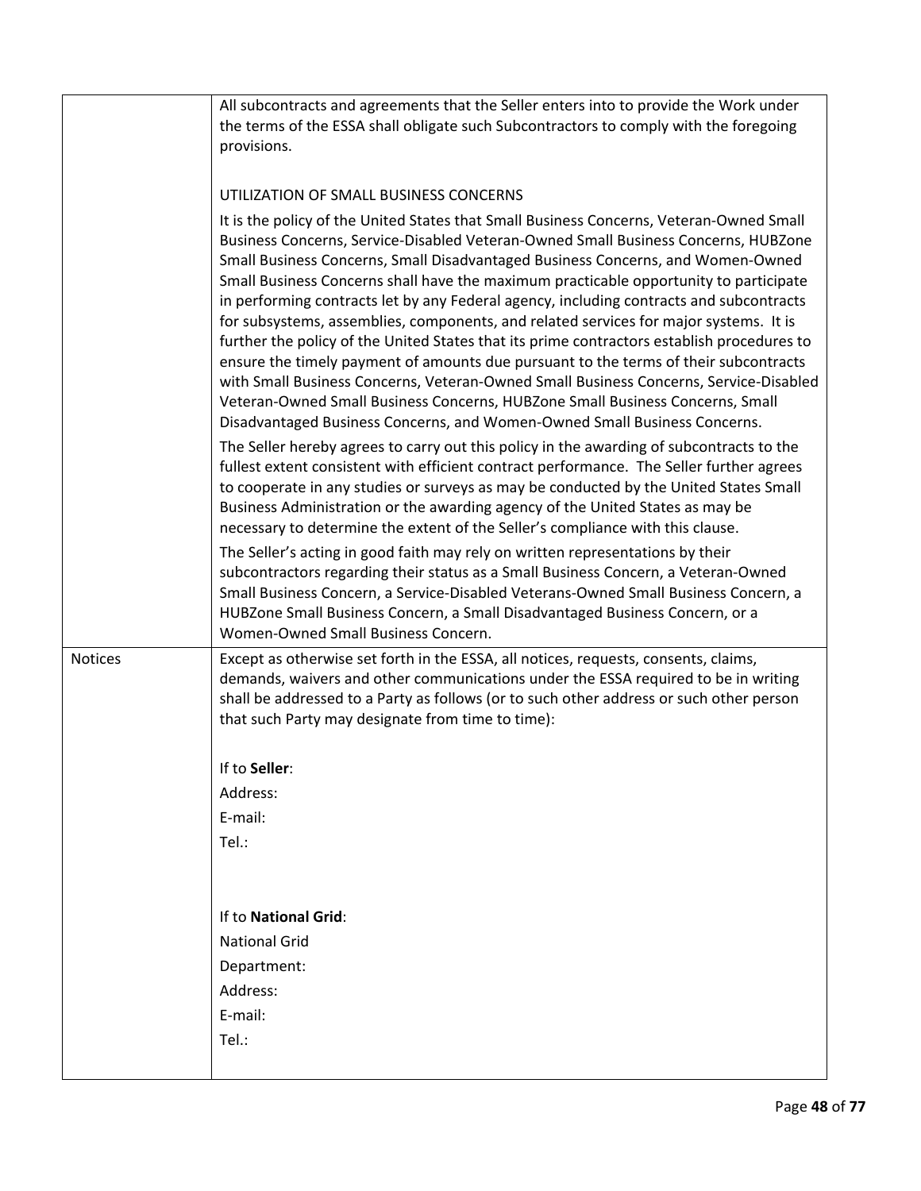| | |
|---|---|
| | All subcontracts and agreements that the Seller enters into to provide the Work under the terms of the ESSA shall obligate such Subcontractors to comply with the foregoing provisions.<br><br>UTILIZATION OF SMALL BUSINESS CONCERNS<br><br>It is the policy of the United States that Small Business Concerns, Veteran-Owned Small Business Concerns, Service-Disabled Veteran-Owned Small Business Concerns, HUBZone Small Business Concerns, Small Disadvantaged Business Concerns, and Women-Owned Small Business Concerns shall have the maximum practicable opportunity to participate in performing contracts let by any Federal agency, including contracts and subcontracts for subsystems, assemblies, components, and related services for major systems. It is further the policy of the United States that its prime contractors establish procedures to ensure the timely payment of amounts due pursuant to the terms of their subcontracts with Small Business Concerns, Veteran-Owned Small Business Concerns, Service-Disabled Veteran-Owned Small Business Concerns, HUBZone Small Business Concerns, Small Disadvantaged Business Concerns, and Women-Owned Small Business Concerns.<br><br>The Seller hereby agrees to carry out this policy in the awarding of subcontracts to the fullest extent consistent with efficient contract performance. The Seller further agrees to cooperate in any studies or surveys as may be conducted by the United States Small Business Administration or the awarding agency of the United States as may be necessary to determine the extent of the Seller's compliance with this clause.<br><br>The Seller's acting in good faith may rely on written representations by their subcontractors regarding their status as a Small Business Concern, a Veteran-Owned Small Business Concern, a Service-Disabled Veterans-Owned Small Business Concern, a HUBZone Small Business Concern, a Small Disadvantaged Business Concern, or a Women-Owned Small Business Concern. |
| Notices | Except as otherwise set forth in the ESSA, all notices, requests, consents, claims, demands, waivers and other communications under the ESSA required to be in writing shall be addressed to a Party as follows (or to such other address or such other person that such Party may designate from time to time):<br><br>If to **Seller**:<br>Address:<br>E-mail:<br>Tel.:<br><br>If to **National Grid**:<br>National Grid<br>Department:<br>Address:<br>E-mail:<br>Tel.: |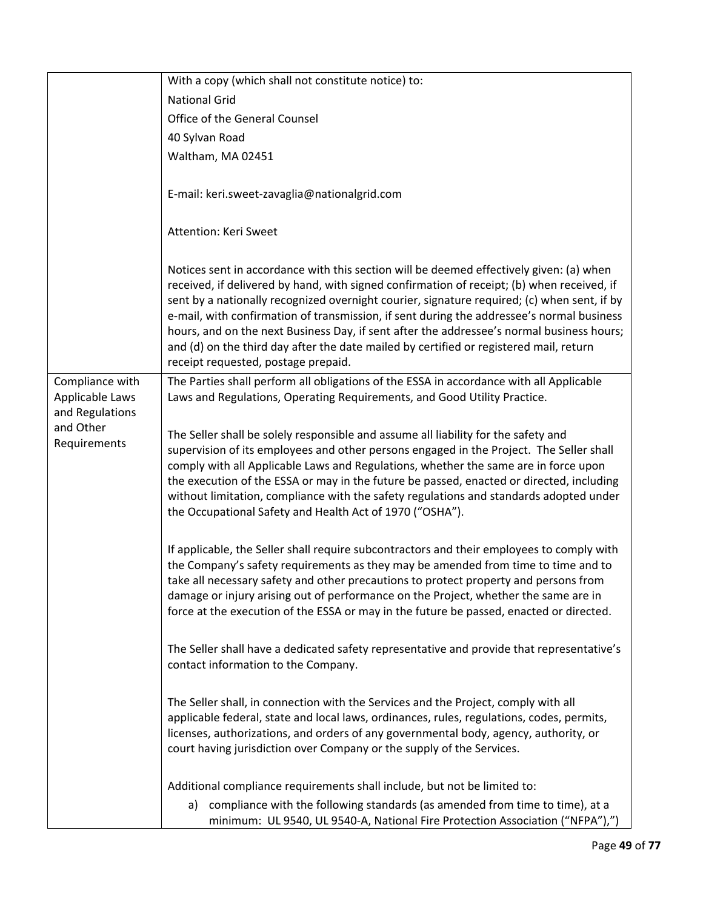| | |
|---|---|
| | With a copy (which shall not constitute notice) to:<br>National Grid<br>Office of the General Counsel<br>40 Sylvan Road<br>Waltham, MA 02451<br><br>E-mail: keri.sweet-zavaglia@nationalgrid.com<br><br>Attention: Keri Sweet<br><br>Notices sent in accordance with this section will be deemed effectively given: (a) when received, if delivered by hand, with signed confirmation of receipt; (b) when received, if sent by a nationally recognized overnight courier, signature required; (c) when sent, if by e-mail, with confirmation of transmission, if sent during the addressee's normal business hours, and on the next Business Day, if sent after the addressee's normal business hours; and (d) on the third day after the date mailed by certified or registered mail, return receipt requested, postage prepaid. |
| Compliance with Applicable Laws and Regulations and Other Requirements | The Parties shall perform all obligations of the ESSA in accordance with all Applicable Laws and Regulations, Operating Requirements, and Good Utility Practice.<br><br>The Seller shall be solely responsible and assume all liability for the safety and supervision of its employees and other persons engaged in the Project. The Seller shall comply with all Applicable Laws and Regulations, whether the same are in force upon the execution of the ESSA or may in the future be passed, enacted or directed, including without limitation, compliance with the safety regulations and standards adopted under the Occupational Safety and Health Act of 1970 ("OSHA").<br><br>If applicable, the Seller shall require subcontractors and their employees to comply with the Company's safety requirements as they may be amended from time to time and to take all necessary safety and other precautions to protect property and persons from damage or injury arising out of performance on the Project, whether the same are in force at the execution of the ESSA or may in the future be passed, enacted or directed.<br><br>The Seller shall have a dedicated safety representative and provide that representative's contact information to the Company.<br><br>The Seller shall, in connection with the Services and the Project, comply with all applicable federal, state and local laws, ordinances, rules, regulations, codes, permits, licenses, authorizations, and orders of any governmental body, agency, authority, or court having jurisdiction over Company or the supply of the Services.<br><br>Additional compliance requirements shall include, but not be limited to:<br>a) compliance with the following standards (as amended from time to time), at a minimum: UL 9540, UL 9540-A, National Fire Protection Association ("NFPA"),") |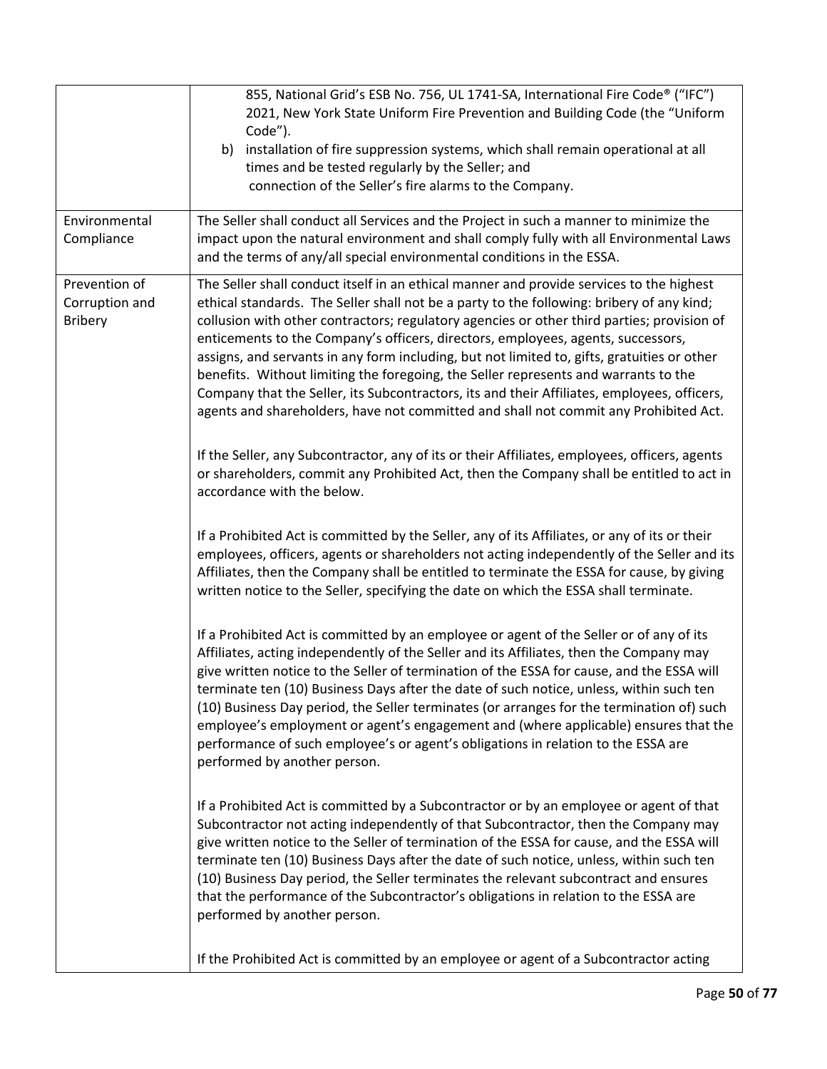| | |
|---|---|
| | 855, National Grid's ESB No. 756, UL 1741-SA, International Fire Code® ("IFC") 2021, New York State Uniform Fire Prevention and Building Code (the "Uniform Code").<br>b) installation of fire suppression systems, which shall remain operational at all times and be tested regularly by the Seller; and<br>connection of the Seller's fire alarms to the Company. |
| Environmental Compliance | The Seller shall conduct all Services and the Project in such a manner to minimize the impact upon the natural environment and shall comply fully with all Environmental Laws and the terms of any/all special environmental conditions in the ESSA. |
| Prevention of Corruption and Bribery | The Seller shall conduct itself in an ethical manner and provide services to the highest ethical standards. The Seller shall not be a party to the following: bribery of any kind; collusion with other contractors; regulatory agencies or other third parties; provision of enticements to the Company's officers, directors, employees, agents, successors, assigns, and servants in any form including, but not limited to, gifts, gratuities or other benefits. Without limiting the foregoing, the Seller represents and warrants to the Company that the Seller, its Subcontractors, its and their Affiliates, employees, officers, agents and shareholders, have not committed and shall not commit any Prohibited Act.<br><br>If the Seller, any Subcontractor, any of its or their Affiliates, employees, officers, agents or shareholders, commit any Prohibited Act, then the Company shall be entitled to act in accordance with the below.<br><br>If a Prohibited Act is committed by the Seller, any of its Affiliates, or any of its or their employees, officers, agents or shareholders not acting independently of the Seller and its Affiliates, then the Company shall be entitled to terminate the ESSA for cause, by giving written notice to the Seller, specifying the date on which the ESSA shall terminate.<br><br>If a Prohibited Act is committed by an employee or agent of the Seller or of any of its Affiliates, acting independently of the Seller and its Affiliates, then the Company may give written notice to the Seller of termination of the ESSA for cause, and the ESSA will terminate ten (10) Business Days after the date of such notice, unless, within such ten (10) Business Day period, the Seller terminates (or arranges for the termination of) such employee's employment or agent's engagement and (where applicable) ensures that the performance of such employee's or agent's obligations in relation to the ESSA are performed by another person.<br><br>If a Prohibited Act is committed by a Subcontractor or by an employee or agent of that Subcontractor not acting independently of that Subcontractor, then the Company may give written notice to the Seller of termination of the ESSA for cause, and the ESSA will terminate ten (10) Business Days after the date of such notice, unless, within such ten (10) Business Day period, the Seller terminates the relevant subcontract and ensures that the performance of the Subcontractor's obligations in relation to the ESSA are performed by another person.<br><br>If the Prohibited Act is committed by an employee or agent of a Subcontractor acting |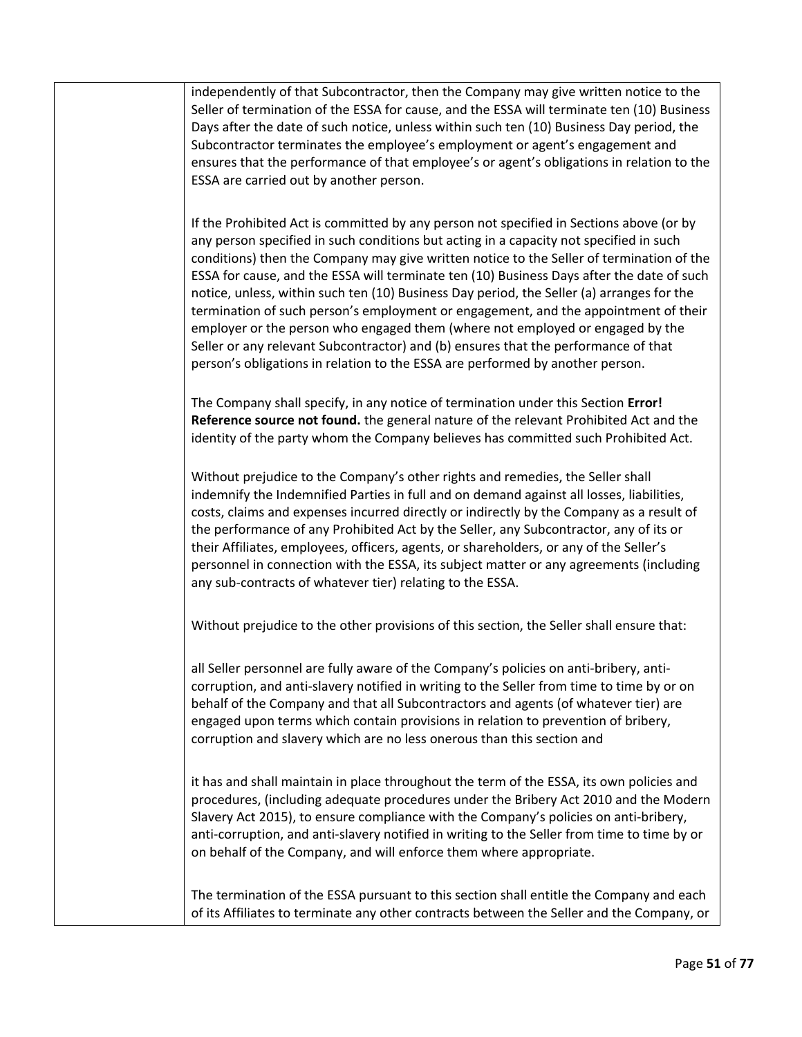independently of that Subcontractor, then the Company may give written notice to the Seller of termination of the ESSA for cause, and the ESSA will terminate ten (10) Business Days after the date of such notice, unless within such ten (10) Business Day period, the Subcontractor terminates the employee's employment or agent's engagement and ensures that the performance of that employee's or agent's obligations in relation to the ESSA are carried out by another person.

If the Prohibited Act is committed by any person not specified in Sections above (or by any person specified in such conditions but acting in a capacity not specified in such conditions) then the Company may give written notice to the Seller of termination of the ESSA for cause, and the ESSA will terminate ten (10) Business Days after the date of such notice, unless, within such ten (10) Business Day period, the Seller (a) arranges for the termination of such person's employment or engagement, and the appointment of their employer or the person who engaged them (where not employed or engaged by the Seller or any relevant Subcontractor) and (b) ensures that the performance of that person's obligations in relation to the ESSA are performed by another person.

The Company shall specify, in any notice of termination under this Section **Error! Reference source not found.** the general nature of the relevant Prohibited Act and the identity of the party whom the Company believes has committed such Prohibited Act.

Without prejudice to the Company's other rights and remedies, the Seller shall indemnify the Indemnified Parties in full and on demand against all losses, liabilities, costs, claims and expenses incurred directly or indirectly by the Company as a result of the performance of any Prohibited Act by the Seller, any Subcontractor, any of its or their Affiliates, employees, officers, agents, or shareholders, or any of the Seller's personnel in connection with the ESSA, its subject matter or any agreements (including any sub-contracts of whatever tier) relating to the ESSA.

Without prejudice to the other provisions of this section, the Seller shall ensure that:

all Seller personnel are fully aware of the Company's policies on anti-bribery, anti-corruption, and anti-slavery notified in writing to the Seller from time to time by or on behalf of the Company and that all Subcontractors and agents (of whatever tier) are engaged upon terms which contain provisions in relation to prevention of bribery, corruption and slavery which are no less onerous than this section and

it has and shall maintain in place throughout the term of the ESSA, its own policies and procedures, (including adequate procedures under the Bribery Act 2010 and the Modern Slavery Act 2015), to ensure compliance with the Company's policies on anti-bribery, anti-corruption, and anti-slavery notified in writing to the Seller from time to time by or on behalf of the Company, and will enforce them where appropriate.

The termination of the ESSA pursuant to this section shall entitle the Company and each of its Affiliates to terminate any other contracts between the Seller and the Company, or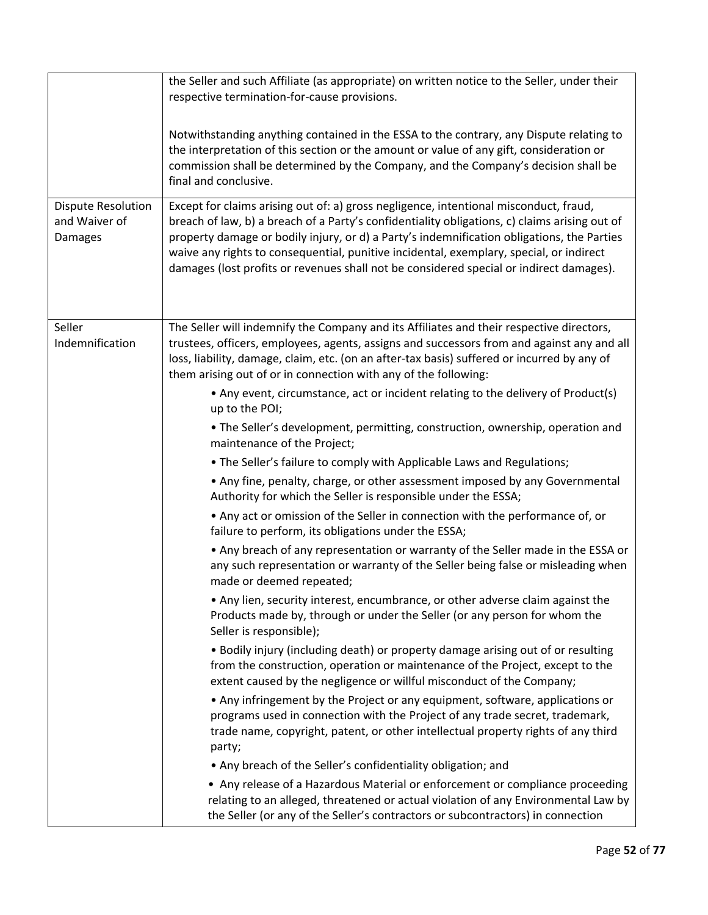| | |
|---|---|
| | the Seller and such Affiliate (as appropriate) on written notice to the Seller, under their respective termination-for-cause provisions.<br><br>Notwithstanding anything contained in the ESSA to the contrary, any Dispute relating to the interpretation of this section or the amount or value of any gift, consideration or commission shall be determined by the Company, and the Company's decision shall be final and conclusive. |
| Dispute Resolution and Waiver of Damages | Except for claims arising out of: a) gross negligence, intentional misconduct, fraud, breach of law, b) a breach of a Party's confidentiality obligations, c) claims arising out of property damage or bodily injury, or d) a Party's indemnification obligations, the Parties waive any rights to consequential, punitive incidental, exemplary, special, or indirect damages (lost profits or revenues shall not be considered special or indirect damages). |
| Seller Indemnification | The Seller will indemnify the Company and its Affiliates and their respective directors, trustees, officers, employees, agents, assigns and successors from and against any and all loss, liability, damage, claim, etc. (on an after-tax basis) suffered or incurred by any of them arising out of or in connection with any of the following:<br>• Any event, circumstance, act or incident relating to the delivery of Product(s) up to the POI;<br>• The Seller's development, permitting, construction, ownership, operation and maintenance of the Project;<br>• The Seller's failure to comply with Applicable Laws and Regulations;<br>• Any fine, penalty, charge, or other assessment imposed by any Governmental Authority for which the Seller is responsible under the ESSA;<br>• Any act or omission of the Seller in connection with the performance of, or failure to perform, its obligations under the ESSA;<br>• Any breach of any representation or warranty of the Seller made in the ESSA or any such representation or warranty of the Seller being false or misleading when made or deemed repeated;<br>• Any lien, security interest, encumbrance, or other adverse claim against the Products made by, through or under the Seller (or any person for whom the Seller is responsible);<br>• Bodily injury (including death) or property damage arising out of or resulting from the construction, operation or maintenance of the Project, except to the extent caused by the negligence or willful misconduct of the Company;<br>• Any infringement by the Project or any equipment, software, applications or programs used in connection with the Project of any trade secret, trademark, trade name, copyright, patent, or other intellectual property rights of any third party;<br>• Any breach of the Seller's confidentiality obligation; and<br>• Any release of a Hazardous Material or enforcement or compliance proceeding relating to an alleged, threatened or actual violation of any Environmental Law by the Seller (or any of the Seller's contractors or subcontractors) in connection |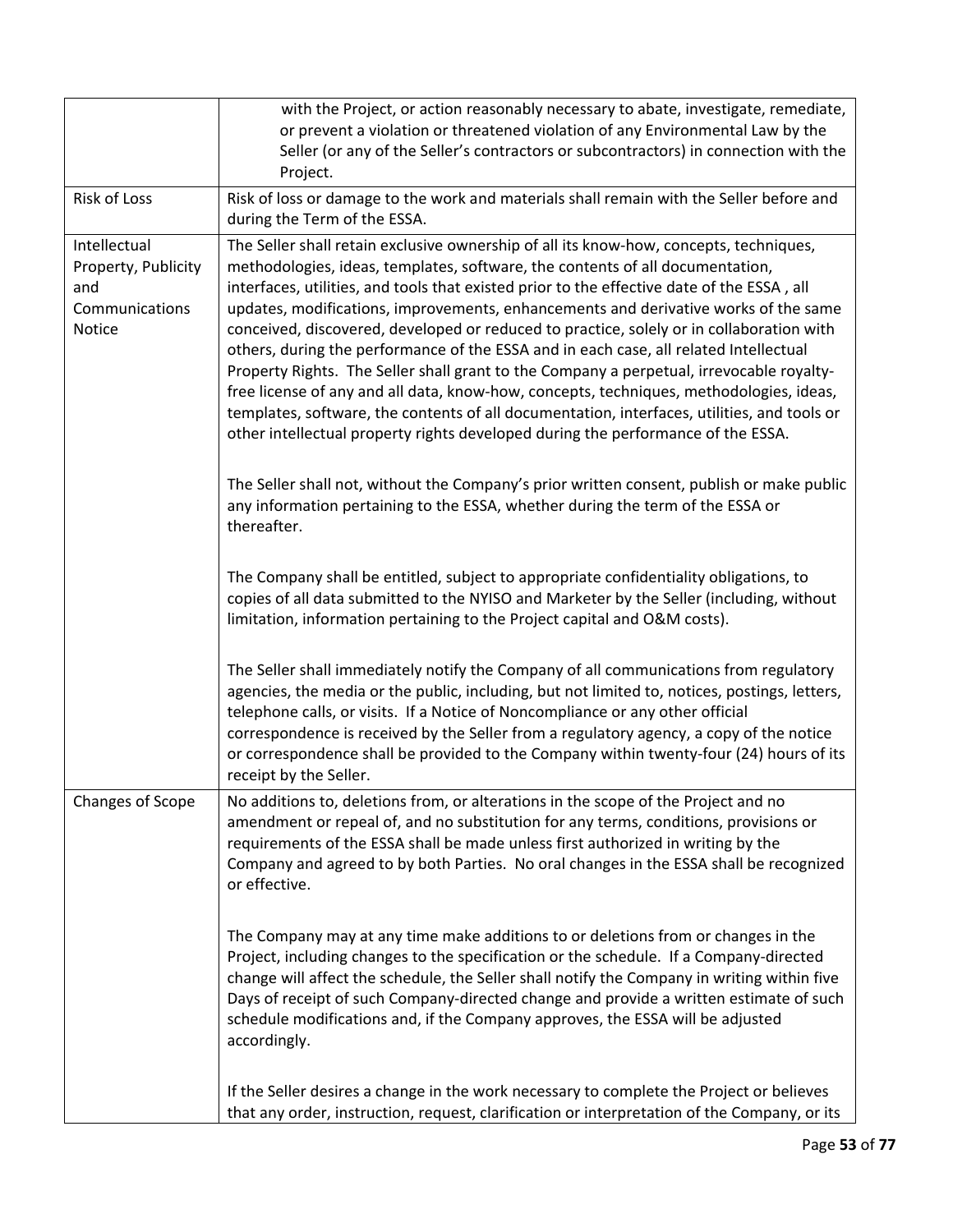| | |
|---|---|
| | with the Project, or action reasonably necessary to abate, investigate, remediate, or prevent a violation or threatened violation of any Environmental Law by the Seller (or any of the Seller's contractors or subcontractors) in connection with the Project. |
| Risk of Loss | Risk of loss or damage to the work and materials shall remain with the Seller before and during the Term of the ESSA. |
| Intellectual Property, Publicity and Communications Notice | The Seller shall retain exclusive ownership of all its know-how, concepts, techniques, methodologies, ideas, templates, software, the contents of all documentation, interfaces, utilities, and tools that existed prior to the effective date of the ESSA , all updates, modifications, improvements, enhancements and derivative works of the same conceived, discovered, developed or reduced to practice, solely or in collaboration with others, during the performance of the ESSA and in each case, all related Intellectual Property Rights. The Seller shall grant to the Company a perpetual, irrevocable royalty-free license of any and all data, know-how, concepts, techniques, methodologies, ideas, templates, software, the contents of all documentation, interfaces, utilities, and tools or other intellectual property rights developed during the performance of the ESSA.<br><br>The Seller shall not, without the Company's prior written consent, publish or make public any information pertaining to the ESSA, whether during the term of the ESSA or thereafter.<br><br>The Company shall be entitled, subject to appropriate confidentiality obligations, to copies of all data submitted to the NYISO and Marketer by the Seller (including, without limitation, information pertaining to the Project capital and O&M costs).<br><br>The Seller shall immediately notify the Company of all communications from regulatory agencies, the media or the public, including, but not limited to, notices, postings, letters, telephone calls, or visits. If a Notice of Noncompliance or any other official correspondence is received by the Seller from a regulatory agency, a copy of the notice or correspondence shall be provided to the Company within twenty-four (24) hours of its receipt by the Seller. |
| Changes of Scope | No additions to, deletions from, or alterations in the scope of the Project and no amendment or repeal of, and no substitution for any terms, conditions, provisions or requirements of the ESSA shall be made unless first authorized in writing by the Company and agreed to by both Parties. No oral changes in the ESSA shall be recognized or effective.<br><br>The Company may at any time make additions to or deletions from or changes in the Project, including changes to the specification or the schedule. If a Company-directed change will affect the schedule, the Seller shall notify the Company in writing within five Days of receipt of such Company-directed change and provide a written estimate of such schedule modifications and, if the Company approves, the ESSA will be adjusted accordingly.<br><br>If the Seller desires a change in the work necessary to complete the Project or believes that any order, instruction, request, clarification or interpretation of the Company, or its |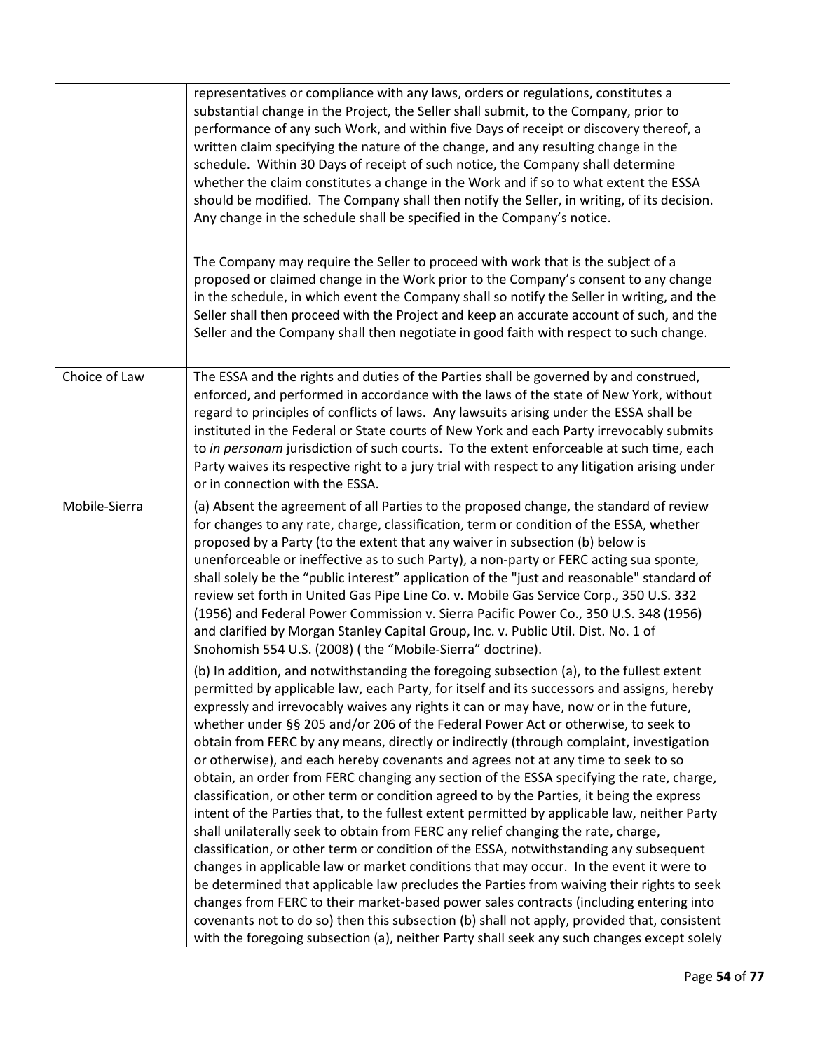| | |
|---|---|
| | representatives or compliance with any laws, orders or regulations, constitutes a substantial change in the Project, the Seller shall submit, to the Company, prior to performance of any such Work, and within five Days of receipt or discovery thereof, a written claim specifying the nature of the change, and any resulting change in the schedule. Within 30 Days of receipt of such notice, the Company shall determine whether the claim constitutes a change in the Work and if so to what extent the ESSA should be modified. The Company shall then notify the Seller, in writing, of its decision. Any change in the schedule shall be specified in the Company's notice.<br><br>The Company may require the Seller to proceed with work that is the subject of a proposed or claimed change in the Work prior to the Company's consent to any change in the schedule, in which event the Company shall so notify the Seller in writing, and the Seller shall then proceed with the Project and keep an accurate account of such, and the Seller and the Company shall then negotiate in good faith with respect to such change. |
| Choice of Law | The ESSA and the rights and duties of the Parties shall be governed by and construed, enforced, and performed in accordance with the laws of the state of New York, without regard to principles of conflicts of laws. Any lawsuits arising under the ESSA shall be instituted in the Federal or State courts of New York and each Party irrevocably submits to *in personam* jurisdiction of such courts. To the extent enforceable at such time, each Party waives its respective right to a jury trial with respect to any litigation arising under or in connection with the ESSA. |
| Mobile-Sierra | (a) Absent the agreement of all Parties to the proposed change, the standard of review for changes to any rate, charge, classification, term or condition of the ESSA, whether proposed by a Party (to the extent that any waiver in subsection (b) below is unenforceable or ineffective as to such Party), a non-party or FERC acting sua sponte, shall solely be the "public interest" application of the "just and reasonable" standard of review set forth in United Gas Pipe Line Co. v. Mobile Gas Service Corp., 350 U.S. 332 (1956) and Federal Power Commission v. Sierra Pacific Power Co., 350 U.S. 348 (1956) and clarified by Morgan Stanley Capital Group, Inc. v. Public Util. Dist. No. 1 of Snohomish 554 U.S. (2008) ( the "Mobile-Sierra" doctrine).<br><br>(b) In addition, and notwithstanding the foregoing subsection (a), to the fullest extent permitted by applicable law, each Party, for itself and its successors and assigns, hereby expressly and irrevocably waives any rights it can or may have, now or in the future, whether under §§ 205 and/or 206 of the Federal Power Act or otherwise, to seek to obtain from FERC by any means, directly or indirectly (through complaint, investigation or otherwise), and each hereby covenants and agrees not at any time to seek to so obtain, an order from FERC changing any section of the ESSA specifying the rate, charge, classification, or other term or condition agreed to by the Parties, it being the express intent of the Parties that, to the fullest extent permitted by applicable law, neither Party shall unilaterally seek to obtain from FERC any relief changing the rate, charge, classification, or other term or condition of the ESSA, notwithstanding any subsequent changes in applicable law or market conditions that may occur. In the event it were to be determined that applicable law precludes the Parties from waiving their rights to seek changes from FERC to their market-based power sales contracts (including entering into covenants not to do so) then this subsection (b) shall not apply, provided that, consistent with the foregoing subsection (a), neither Party shall seek any such changes except solely |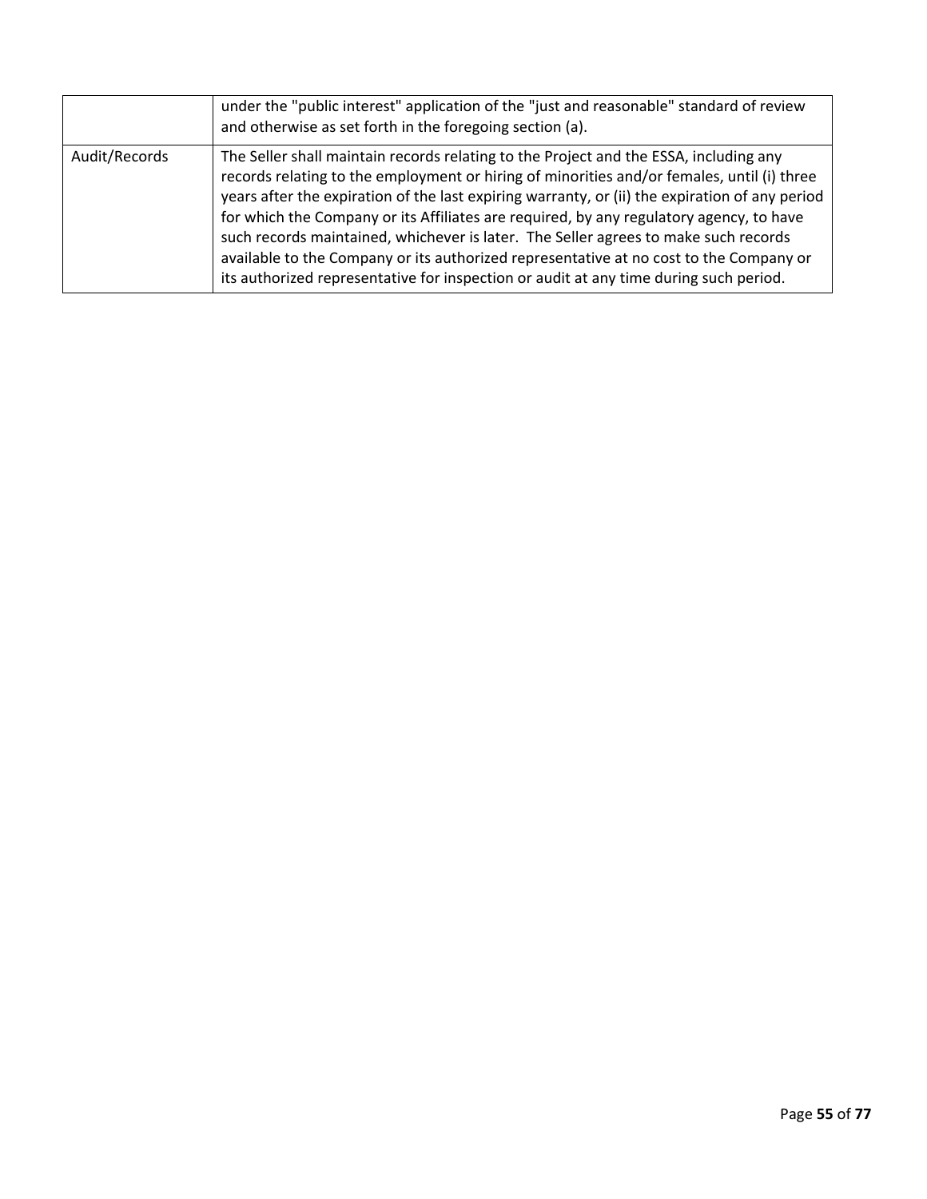| | |
|---|---|
| | under the "public interest" application of the "just and reasonable" standard of review and otherwise as set forth in the foregoing section (a). |
| Audit/Records | The Seller shall maintain records relating to the Project and the ESSA, including any records relating to the employment or hiring of minorities and/or females, until (i) three years after the expiration of the last expiring warranty, or (ii) the expiration of any period for which the Company or its Affiliates are required, by any regulatory agency, to have such records maintained, whichever is later. The Seller agrees to make such records available to the Company or its authorized representative at no cost to the Company or its authorized representative for inspection or audit at any time during such period. |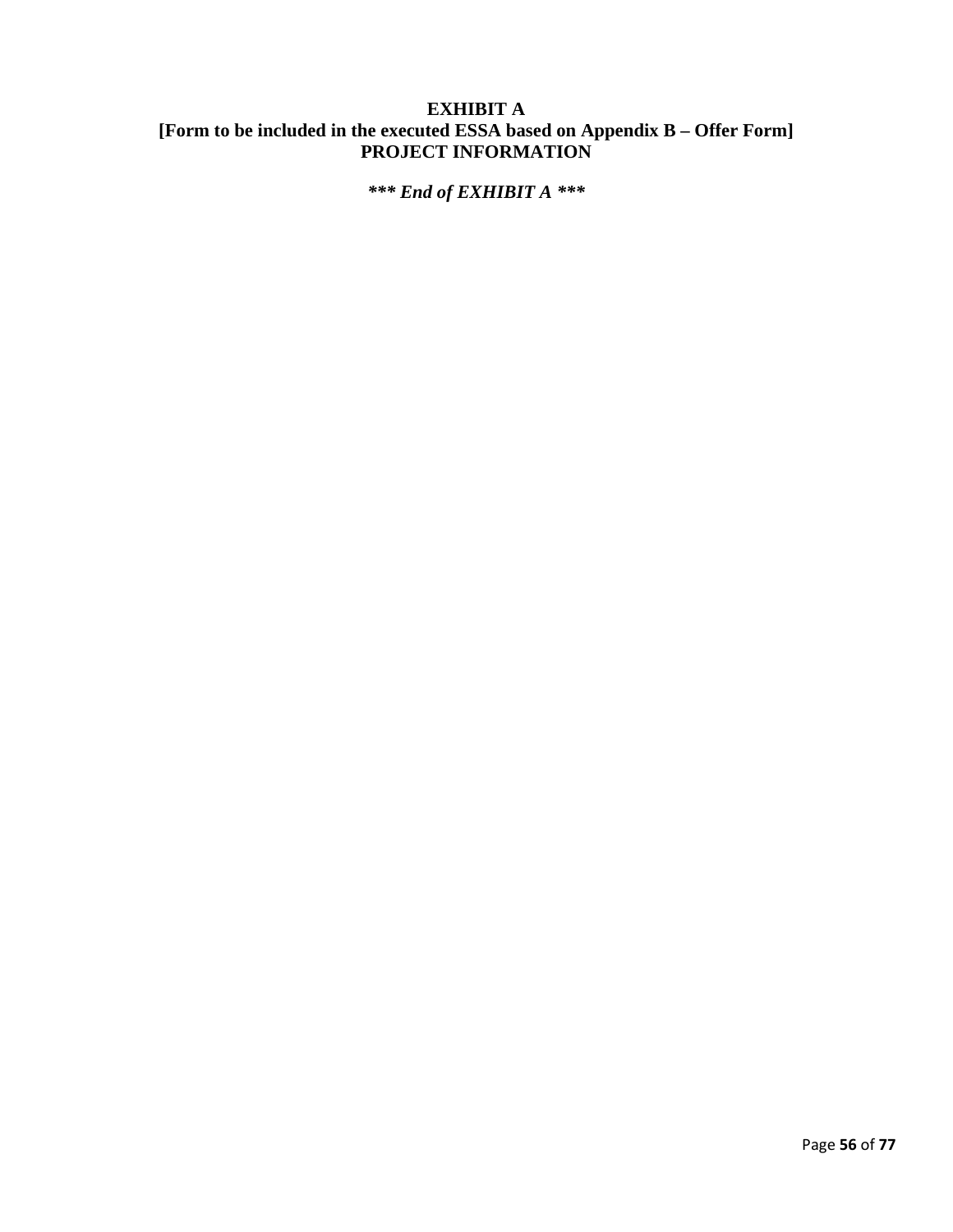# EXHIBIT A

**[Form to be included in the executed ESSA based on Appendix B – Offer Form]**

**PROJECT INFORMATION**

***\*\*\* End of EXHIBIT A \*\*\****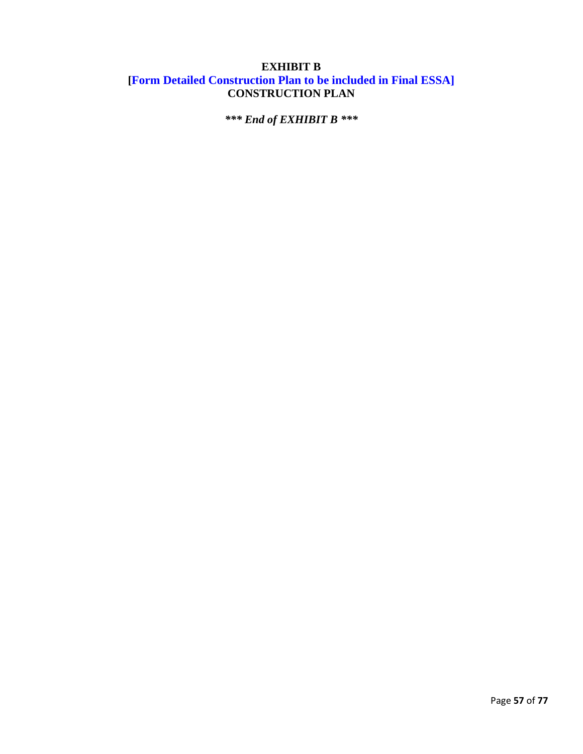**EXHIBIT B**

**[Form Detailed Construction Plan to be included in Final ESSA]**

**CONSTRUCTION PLAN**

***\*\*\* End of EXHIBIT B \*\*\****

**EXHIBIT B**

**[Form Detailed Construction Plan to be included in Final ESSA]**

**CONSTRUCTION PLAN**

*\*\*\* End of EXHIBIT B \*\*\**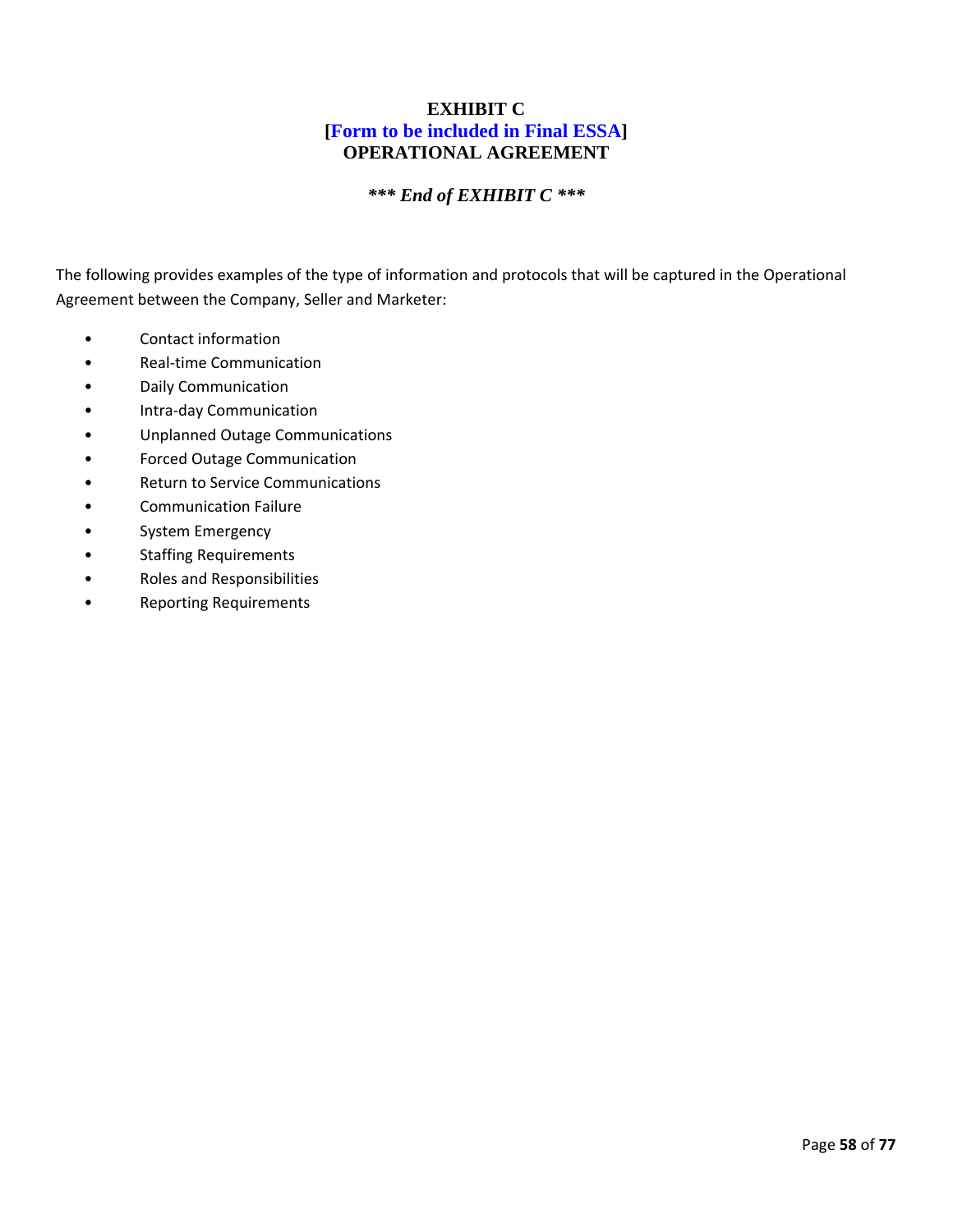# EXHIBIT C
# [Form to be included in Final ESSA]
# OPERATIONAL AGREEMENT

***\*\*\* End of EXHIBIT C \*\*\****

The following provides examples of the type of information and protocols that will be captured in the Operational Agreement between the Company, Seller and Marketer:

- Contact information
- Real-time Communication
- Daily Communication
- Intra-day Communication
- Unplanned Outage Communications
- Forced Outage Communication
- Return to Service Communications
- Communication Failure
- System Emergency
- Staffing Requirements
- Roles and Responsibilities
- Reporting Requirements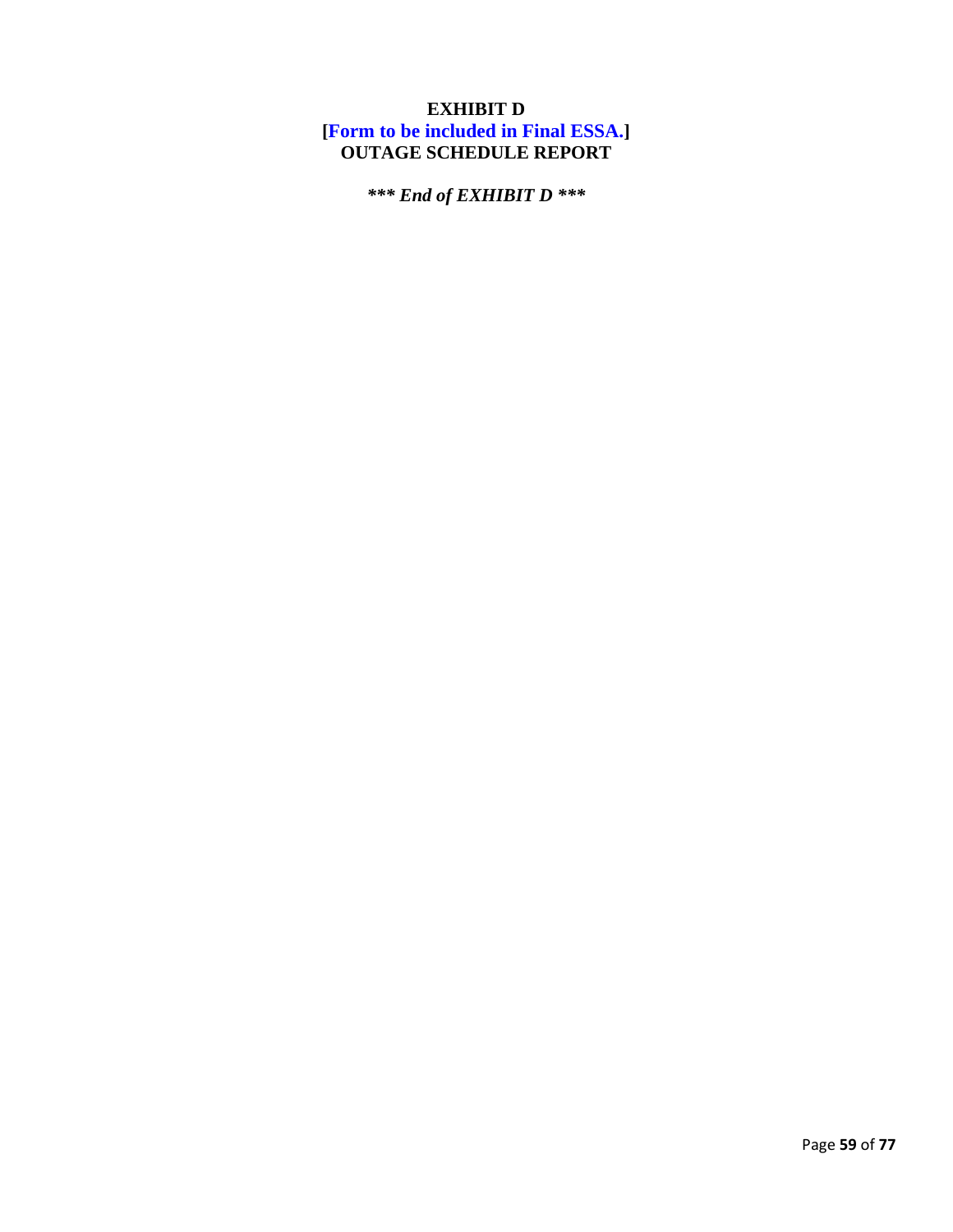# EXHIBIT D
**[Form to be included in Final ESSA.]**
**OUTAGE SCHEDULE REPORT**

***\*\*\* End of EXHIBIT D \*\*\****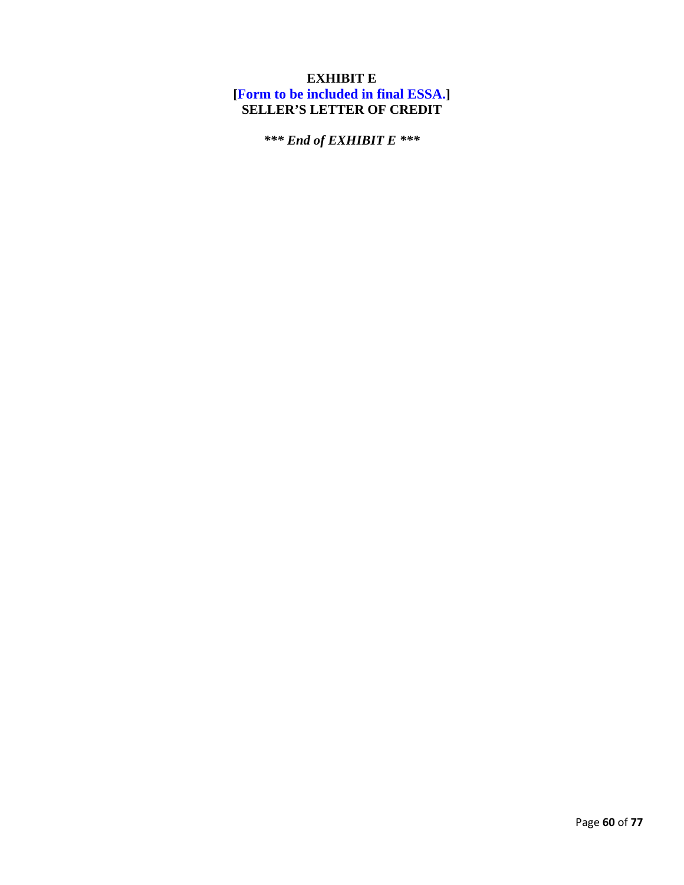# EXHIBIT E
**[Form to be included in final ESSA.]**
## SELLER'S LETTER OF CREDIT

***\*\*\* End of EXHIBIT E \*\*\****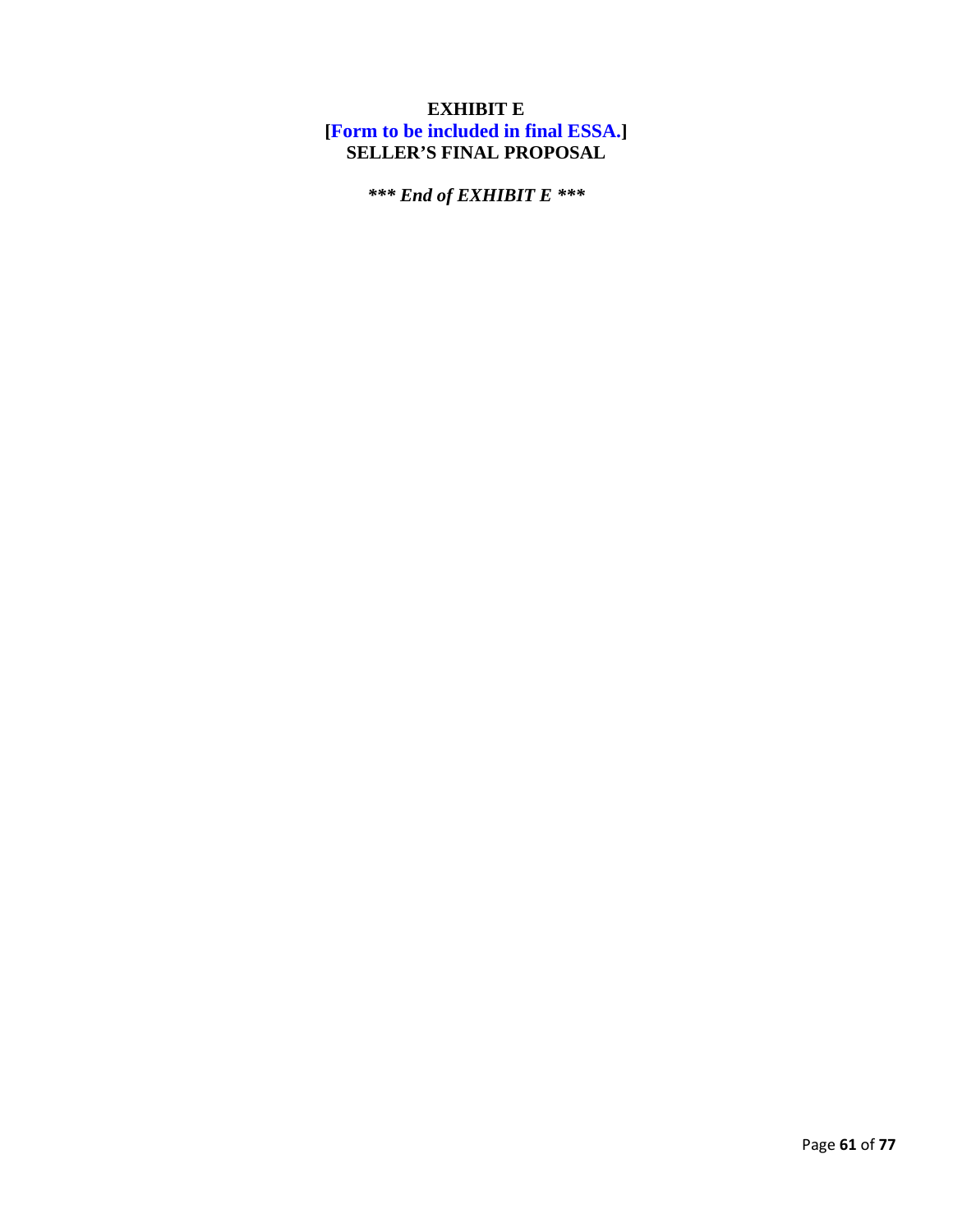**EXHIBIT E**
**[Form to be included in final ESSA.]**
**SELLER'S FINAL PROPOSAL**

***\*\*\* End of EXHIBIT E \*\*\****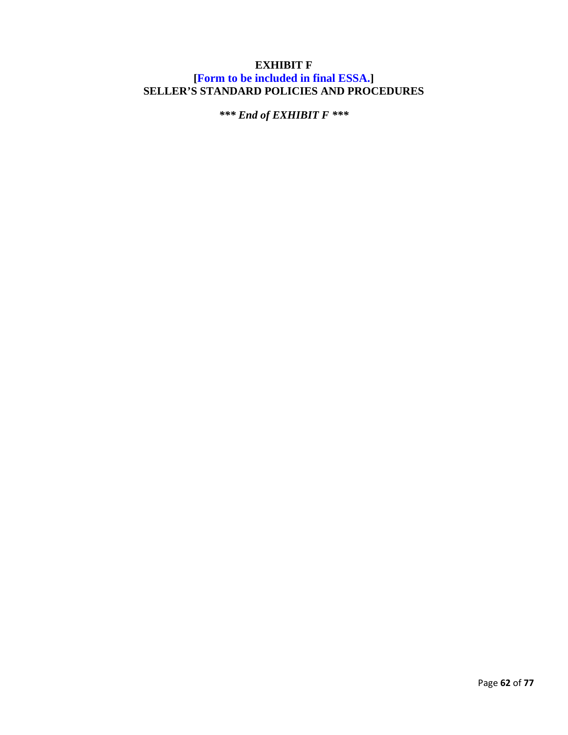# EXHIBIT F

**[Form to be included in final ESSA.]**

**SELLER'S STANDARD POLICIES AND PROCEDURES**

***\*\*\* End of EXHIBIT F \*\*\****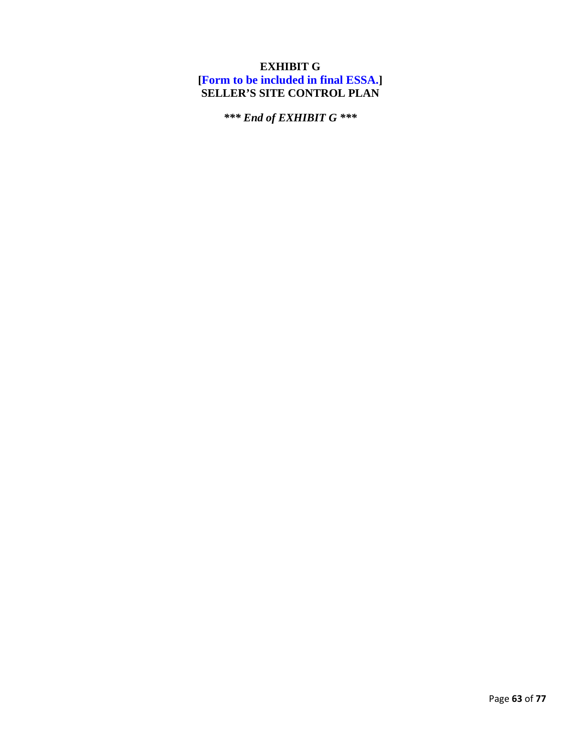**EXHIBIT G**

**[Form to be included in final ESSA.]**

**SELLER'S SITE CONTROL PLAN**

***\*\*\* End of EXHIBIT G \*\*\****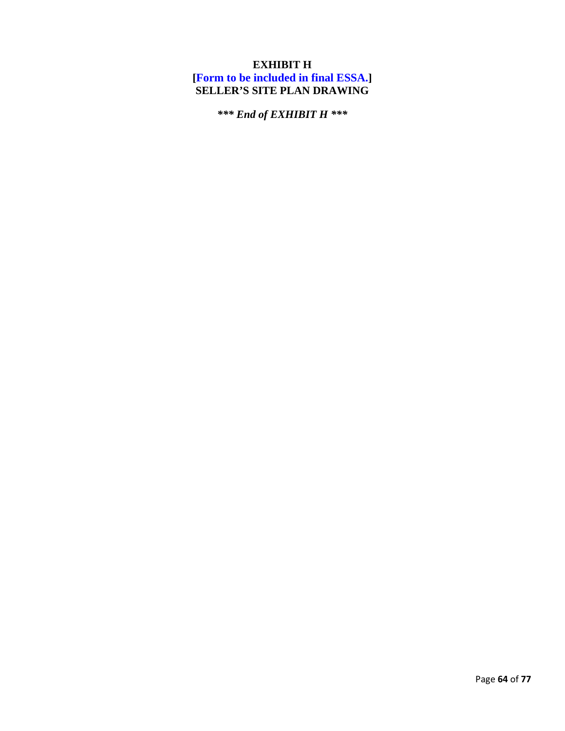**EXHIBIT H**
**[Form to be included in final ESSA.]**
**SELLER'S SITE PLAN DRAWING**

***\*\*\* End of EXHIBIT H \*\*\****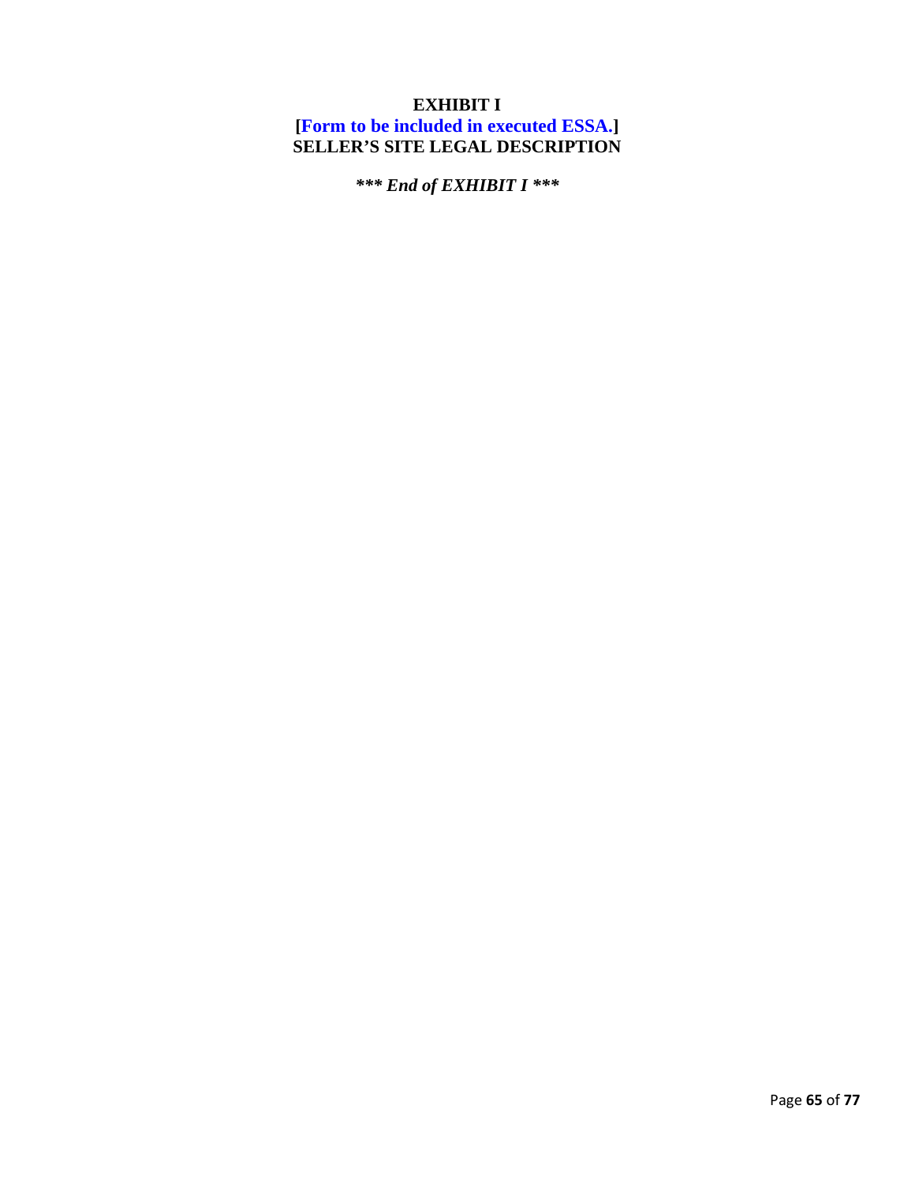# EXHIBIT I

**[Form to be included in executed ESSA.]**

**SELLER'S SITE LEGAL DESCRIPTION**

***\*\*\* End of EXHIBIT I \*\*\****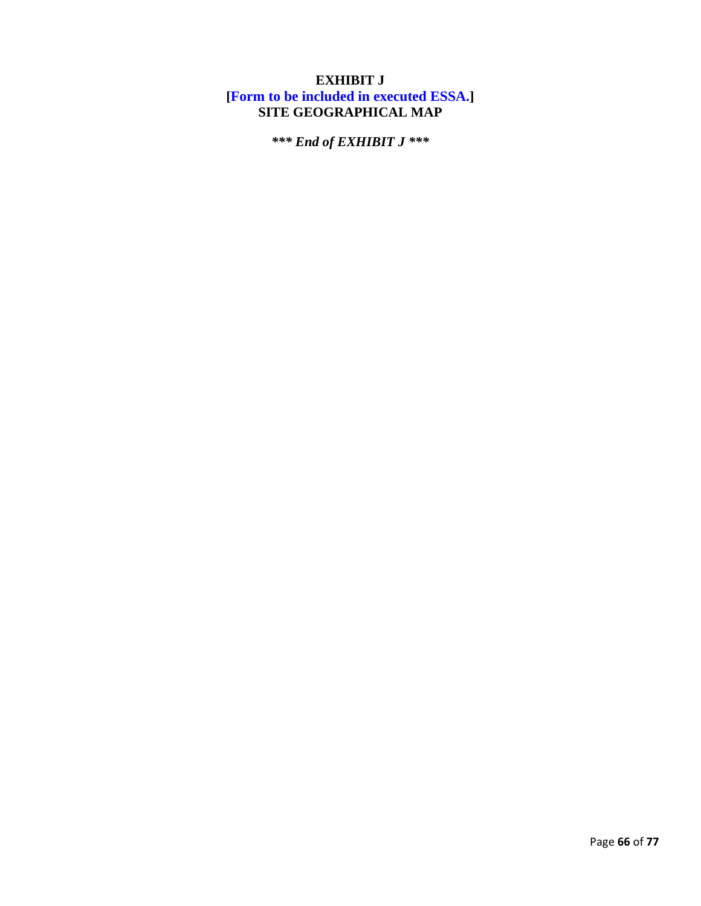**EXHIBIT J**
**[Form to be included in executed ESSA.]**
**SITE GEOGRAPHICAL MAP**

***\*\*\* End of EXHIBIT J \*\*\****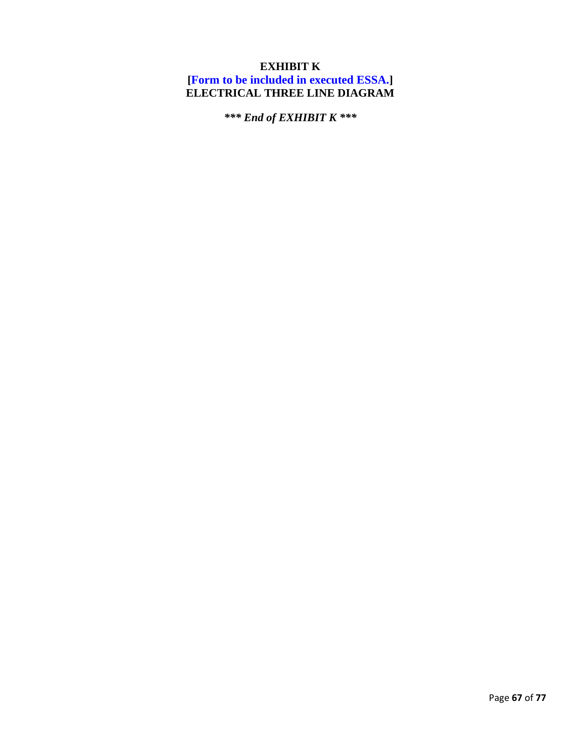**EXHIBIT K**

**[Form to be included in executed ESSA.]**

**ELECTRICAL THREE LINE DIAGRAM**

***\*\*\* End of EXHIBIT K \*\*\****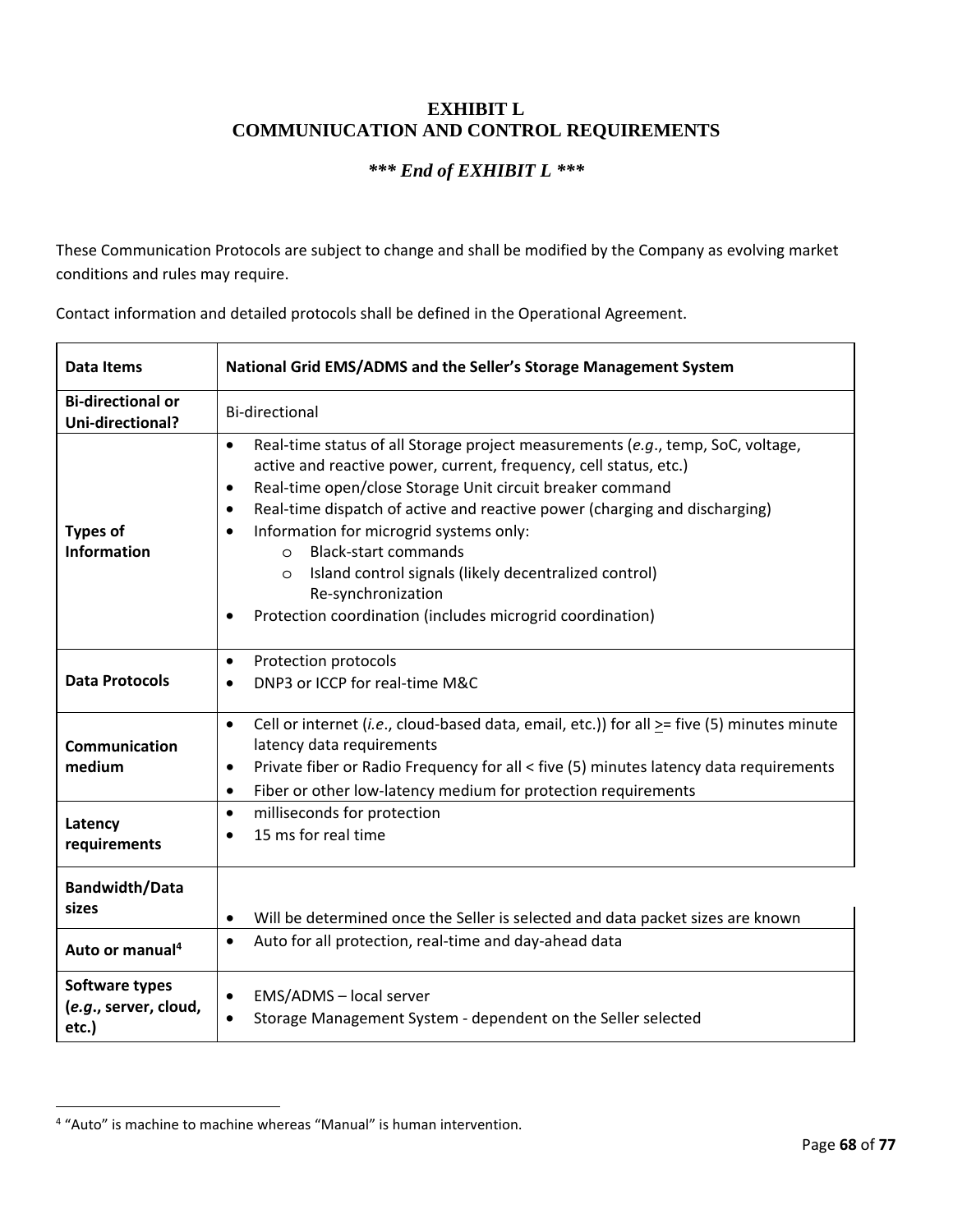# EXHIBIT L
# COMMUNIUCATION AND CONTROL REQUIREMENTS

***\*\*\* End of EXHIBIT L \*\*\****

These Communication Protocols are subject to change and shall be modified by the Company as evolving market conditions and rules may require.

Contact information and detailed protocols shall be defined in the Operational Agreement.

| **Data Items** | **National Grid EMS/ADMS and the Seller's Storage Management System** |
|---|---|
| **Bi-directional or Uni-directional?** | Bi-directional |
| **Types of Information** | • Real-time status of all Storage project measurements (*e.g*., temp, SoC, voltage, active and reactive power, current, frequency, cell status, etc.)<br>• Real-time open/close Storage Unit circuit breaker command<br>• Real-time dispatch of active and reactive power (charging and discharging)<br>• Information for microgrid systems only:<br>  o Black-start commands<br>  o Island control signals (likely decentralized control) Re-synchronization<br>• Protection coordination (includes microgrid coordination) |
| **Data Protocols** | • Protection protocols<br>• DNP3 or ICCP for real-time M&C |
| **Communication medium** | • Cell or internet (*i.e*., cloud-based data, email, etc.)) for all >= five (5) minutes minute latency data requirements<br>• Private fiber or Radio Frequency for all < five (5) minutes latency data requirements<br>• Fiber or other low-latency medium for protection requirements |
| **Latency requirements** | • milliseconds for protection<br>• 15 ms for real time |
| **Bandwidth/Data sizes** | • Will be determined once the Seller is selected and data packet sizes are known |
| **Auto or manual[4]** | • Auto for all protection, real-time and day-ahead data |
| **Software types (*e.g*., server, cloud, etc.)** | • EMS/ADMS – local server<br>• Storage Management System - dependent on the Seller selected |

[4] "Auto" is machine to machine whereas "Manual" is human intervention.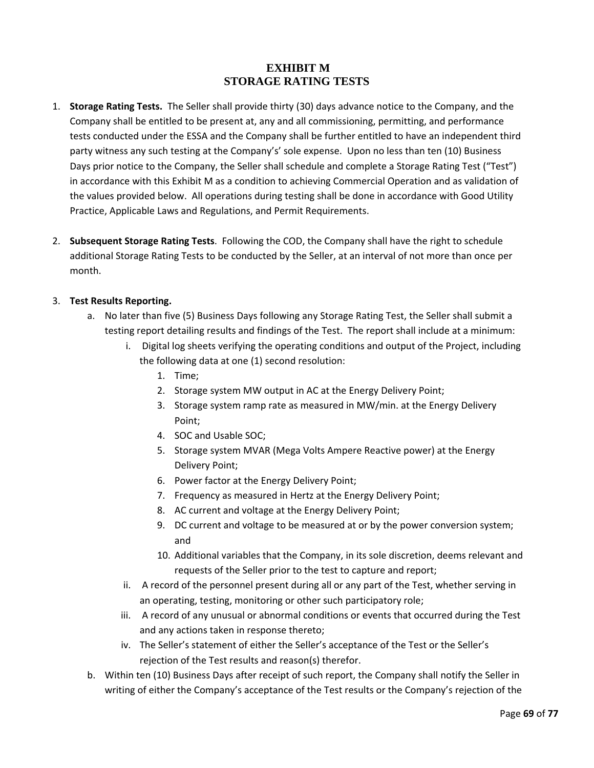# EXHIBIT M
# STORAGE RATING TESTS

1. **Storage Rating Tests.** The Seller shall provide thirty (30) days advance notice to the Company, and the Company shall be entitled to be present at, any and all commissioning, permitting, and performance tests conducted under the ESSA and the Company shall be further entitled to have an independent third party witness any such testing at the Company's' sole expense. Upon no less than ten (10) Business Days prior notice to the Company, the Seller shall schedule and complete a Storage Rating Test ("Test") in accordance with this Exhibit M as a condition to achieving Commercial Operation and as validation of the values provided below. All operations during testing shall be done in accordance with Good Utility Practice, Applicable Laws and Regulations, and Permit Requirements.

2. **Subsequent Storage Rating Tests**. Following the COD, the Company shall have the right to schedule additional Storage Rating Tests to be conducted by the Seller, at an interval of not more than once per month.

3. **Test Results Reporting.**
   a. No later than five (5) Business Days following any Storage Rating Test, the Seller shall submit a testing report detailing results and findings of the Test. The report shall include at a minimum:
      i. Digital log sheets verifying the operating conditions and output of the Project, including the following data at one (1) second resolution:
         1. Time;
         2. Storage system MW output in AC at the Energy Delivery Point;
         3. Storage system ramp rate as measured in MW/min. at the Energy Delivery Point;
         4. SOC and Usable SOC;
         5. Storage system MVAR (Mega Volts Ampere Reactive power) at the Energy Delivery Point;
         6. Power factor at the Energy Delivery Point;
         7. Frequency as measured in Hertz at the Energy Delivery Point;
         8. AC current and voltage at the Energy Delivery Point;
         9. DC current and voltage to be measured at or by the power conversion system; and
         10. Additional variables that the Company, in its sole discretion, deems relevant and requests of the Seller prior to the test to capture and report;
      ii. A record of the personnel present during all or any part of the Test, whether serving in an operating, testing, monitoring or other such participatory role;
      iii. A record of any unusual or abnormal conditions or events that occurred during the Test and any actions taken in response thereto;
      iv. The Seller's statement of either the Seller's acceptance of the Test or the Seller's rejection of the Test results and reason(s) therefor.
   b. Within ten (10) Business Days after receipt of such report, the Company shall notify the Seller in writing of either the Company's acceptance of the Test results or the Company's rejection of the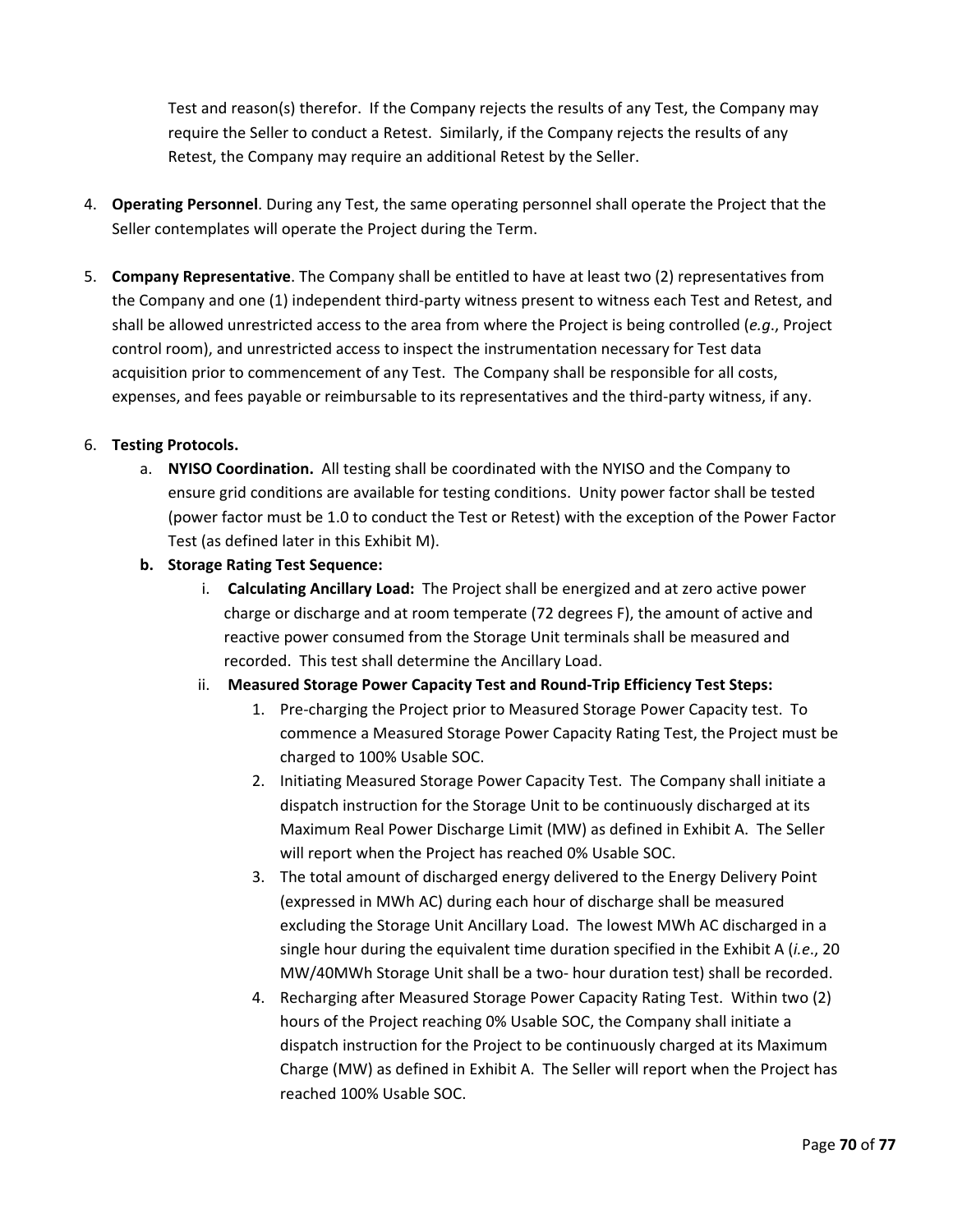Test and reason(s) therefor. If the Company rejects the results of any Test, the Company may require the Seller to conduct a Retest. Similarly, if the Company rejects the results of any Retest, the Company may require an additional Retest by the Seller.

4. **Operating Personnel**. During any Test, the same operating personnel shall operate the Project that the Seller contemplates will operate the Project during the Term.

5. **Company Representative**. The Company shall be entitled to have at least two (2) representatives from the Company and one (1) independent third-party witness present to witness each Test and Retest, and shall be allowed unrestricted access to the area from where the Project is being controlled (*e.g.*, Project control room), and unrestricted access to inspect the instrumentation necessary for Test data acquisition prior to commencement of any Test. The Company shall be responsible for all costs, expenses, and fees payable or reimbursable to its representatives and the third-party witness, if any.

6. **Testing Protocols.**
   a. **NYISO Coordination.** All testing shall be coordinated with the NYISO and the Company to ensure grid conditions are available for testing conditions. Unity power factor shall be tested (power factor must be 1.0 to conduct the Test or Retest) with the exception of the Power Factor Test (as defined later in this Exhibit M).
   
   **b. Storage Rating Test Sequence:**
      i. **Calculating Ancillary Load:** The Project shall be energized and at zero active power charge or discharge and at room temperate (72 degrees F), the amount of active and reactive power consumed from the Storage Unit terminals shall be measured and recorded. This test shall determine the Ancillary Load.
      
      ii. **Measured Storage Power Capacity Test and Round-Trip Efficiency Test Steps:**
         1. Pre-charging the Project prior to Measured Storage Power Capacity test. To commence a Measured Storage Power Capacity Rating Test, the Project must be charged to 100% Usable SOC.
         2. Initiating Measured Storage Power Capacity Test. The Company shall initiate a dispatch instruction for the Storage Unit to be continuously discharged at its Maximum Real Power Discharge Limit (MW) as defined in Exhibit A. The Seller will report when the Project has reached 0% Usable SOC.
         3. The total amount of discharged energy delivered to the Energy Delivery Point (expressed in MWh AC) during each hour of discharge shall be measured excluding the Storage Unit Ancillary Load. The lowest MWh AC discharged in a single hour during the equivalent time duration specified in the Exhibit A (*i.e.*, 20 MW/40MWh Storage Unit shall be a two- hour duration test) shall be recorded.
         4. Recharging after Measured Storage Power Capacity Rating Test. Within two (2) hours of the Project reaching 0% Usable SOC, the Company shall initiate a dispatch instruction for the Project to be continuously charged at its Maximum Charge (MW) as defined in Exhibit A. The Seller will report when the Project has reached 100% Usable SOC.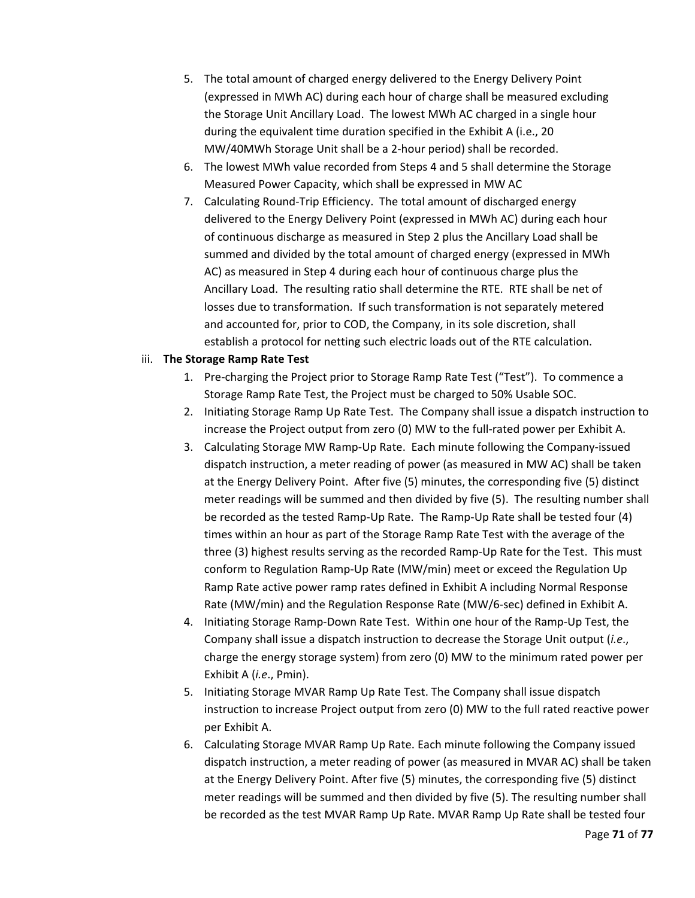5. The total amount of charged energy delivered to the Energy Delivery Point (expressed in MWh AC) during each hour of charge shall be measured excluding the Storage Unit Ancillary Load. The lowest MWh AC charged in a single hour during the equivalent time duration specified in the Exhibit A (i.e., 20 MW/40MWh Storage Unit shall be a 2-hour period) shall be recorded.
6. The lowest MWh value recorded from Steps 4 and 5 shall determine the Storage Measured Power Capacity, which shall be expressed in MW AC
7. Calculating Round-Trip Efficiency. The total amount of discharged energy delivered to the Energy Delivery Point (expressed in MWh AC) during each hour of continuous discharge as measured in Step 2 plus the Ancillary Load shall be summed and divided by the total amount of charged energy (expressed in MWh AC) as measured in Step 4 during each hour of continuous charge plus the Ancillary Load. The resulting ratio shall determine the RTE. RTE shall be net of losses due to transformation. If such transformation is not separately metered and accounted for, prior to COD, the Company, in its sole discretion, shall establish a protocol for netting such electric loads out of the RTE calculation.

iii. **The Storage Ramp Rate Test**

1. Pre-charging the Project prior to Storage Ramp Rate Test ("Test"). To commence a Storage Ramp Rate Test, the Project must be charged to 50% Usable SOC.
2. Initiating Storage Ramp Up Rate Test. The Company shall issue a dispatch instruction to increase the Project output from zero (0) MW to the full-rated power per Exhibit A.
3. Calculating Storage MW Ramp-Up Rate. Each minute following the Company-issued dispatch instruction, a meter reading of power (as measured in MW AC) shall be taken at the Energy Delivery Point. After five (5) minutes, the corresponding five (5) distinct meter readings will be summed and then divided by five (5). The resulting number shall be recorded as the tested Ramp-Up Rate. The Ramp-Up Rate shall be tested four (4) times within an hour as part of the Storage Ramp Rate Test with the average of the three (3) highest results serving as the recorded Ramp-Up Rate for the Test. This must conform to Regulation Ramp-Up Rate (MW/min) meet or exceed the Regulation Up Ramp Rate active power ramp rates defined in Exhibit A including Normal Response Rate (MW/min) and the Regulation Response Rate (MW/6-sec) defined in Exhibit A.
4. Initiating Storage Ramp-Down Rate Test. Within one hour of the Ramp-Up Test, the Company shall issue a dispatch instruction to decrease the Storage Unit output (*i.e*., charge the energy storage system) from zero (0) MW to the minimum rated power per Exhibit A (*i.e*., Pmin).
5. Initiating Storage MVAR Ramp Up Rate Test. The Company shall issue dispatch instruction to increase Project output from zero (0) MW to the full rated reactive power per Exhibit A.
6. Calculating Storage MVAR Ramp Up Rate. Each minute following the Company issued dispatch instruction, a meter reading of power (as measured in MVAR AC) shall be taken at the Energy Delivery Point. After five (5) minutes, the corresponding five (5) distinct meter readings will be summed and then divided by five (5). The resulting number shall be recorded as the test MVAR Ramp Up Rate. MVAR Ramp Up Rate shall be tested four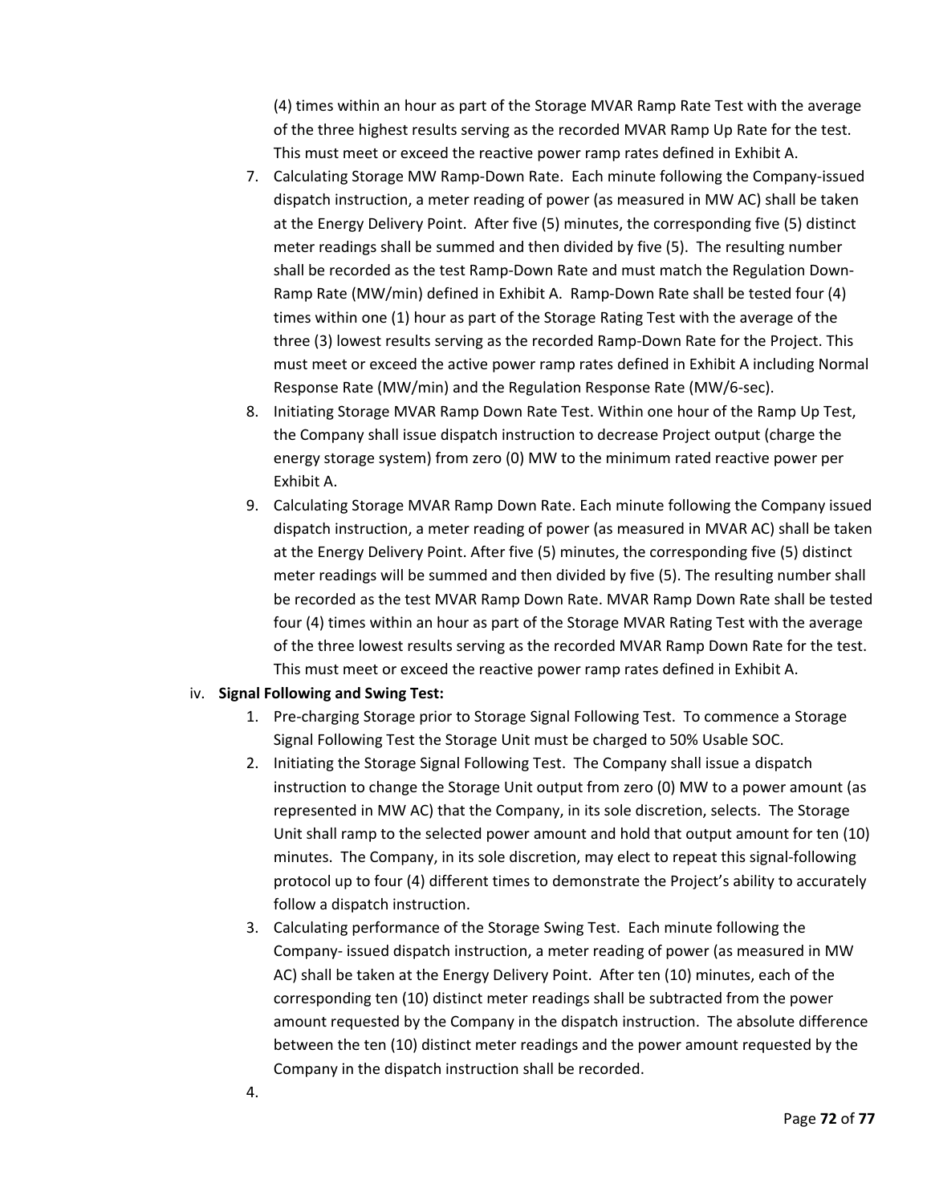(4) times within an hour as part of the Storage MVAR Ramp Rate Test with the average of the three highest results serving as the recorded MVAR Ramp Up Rate for the test. This must meet or exceed the reactive power ramp rates defined in Exhibit A.

7. Calculating Storage MW Ramp-Down Rate. Each minute following the Company-issued dispatch instruction, a meter reading of power (as measured in MW AC) shall be taken at the Energy Delivery Point. After five (5) minutes, the corresponding five (5) distinct meter readings shall be summed and then divided by five (5). The resulting number shall be recorded as the test Ramp-Down Rate and must match the Regulation Down-Ramp Rate (MW/min) defined in Exhibit A. Ramp-Down Rate shall be tested four (4) times within one (1) hour as part of the Storage Rating Test with the average of the three (3) lowest results serving as the recorded Ramp-Down Rate for the Project. This must meet or exceed the active power ramp rates defined in Exhibit A including Normal Response Rate (MW/min) and the Regulation Response Rate (MW/6-sec).
8. Initiating Storage MVAR Ramp Down Rate Test. Within one hour of the Ramp Up Test, the Company shall issue dispatch instruction to decrease Project output (charge the energy storage system) from zero (0) MW to the minimum rated reactive power per Exhibit A.
9. Calculating Storage MVAR Ramp Down Rate. Each minute following the Company issued dispatch instruction, a meter reading of power (as measured in MVAR AC) shall be taken at the Energy Delivery Point. After five (5) minutes, the corresponding five (5) distinct meter readings will be summed and then divided by five (5). The resulting number shall be recorded as the test MVAR Ramp Down Rate. MVAR Ramp Down Rate shall be tested four (4) times within an hour as part of the Storage MVAR Rating Test with the average of the three lowest results serving as the recorded MVAR Ramp Down Rate for the test. This must meet or exceed the reactive power ramp rates defined in Exhibit A.

iv. **Signal Following and Swing Test:**

1. Pre-charging Storage prior to Storage Signal Following Test. To commence a Storage Signal Following Test the Storage Unit must be charged to 50% Usable SOC.
2. Initiating the Storage Signal Following Test. The Company shall issue a dispatch instruction to change the Storage Unit output from zero (0) MW to a power amount (as represented in MW AC) that the Company, in its sole discretion, selects. The Storage Unit shall ramp to the selected power amount and hold that output amount for ten (10) minutes. The Company, in its sole discretion, may elect to repeat this signal-following protocol up to four (4) different times to demonstrate the Project's ability to accurately follow a dispatch instruction.
3. Calculating performance of the Storage Swing Test. Each minute following the Company- issued dispatch instruction, a meter reading of power (as measured in MW AC) shall be taken at the Energy Delivery Point. After ten (10) minutes, each of the corresponding ten (10) distinct meter readings shall be subtracted from the power amount requested by the Company in the dispatch instruction. The absolute difference between the ten (10) distinct meter readings and the power amount requested by the Company in the dispatch instruction shall be recorded.
4.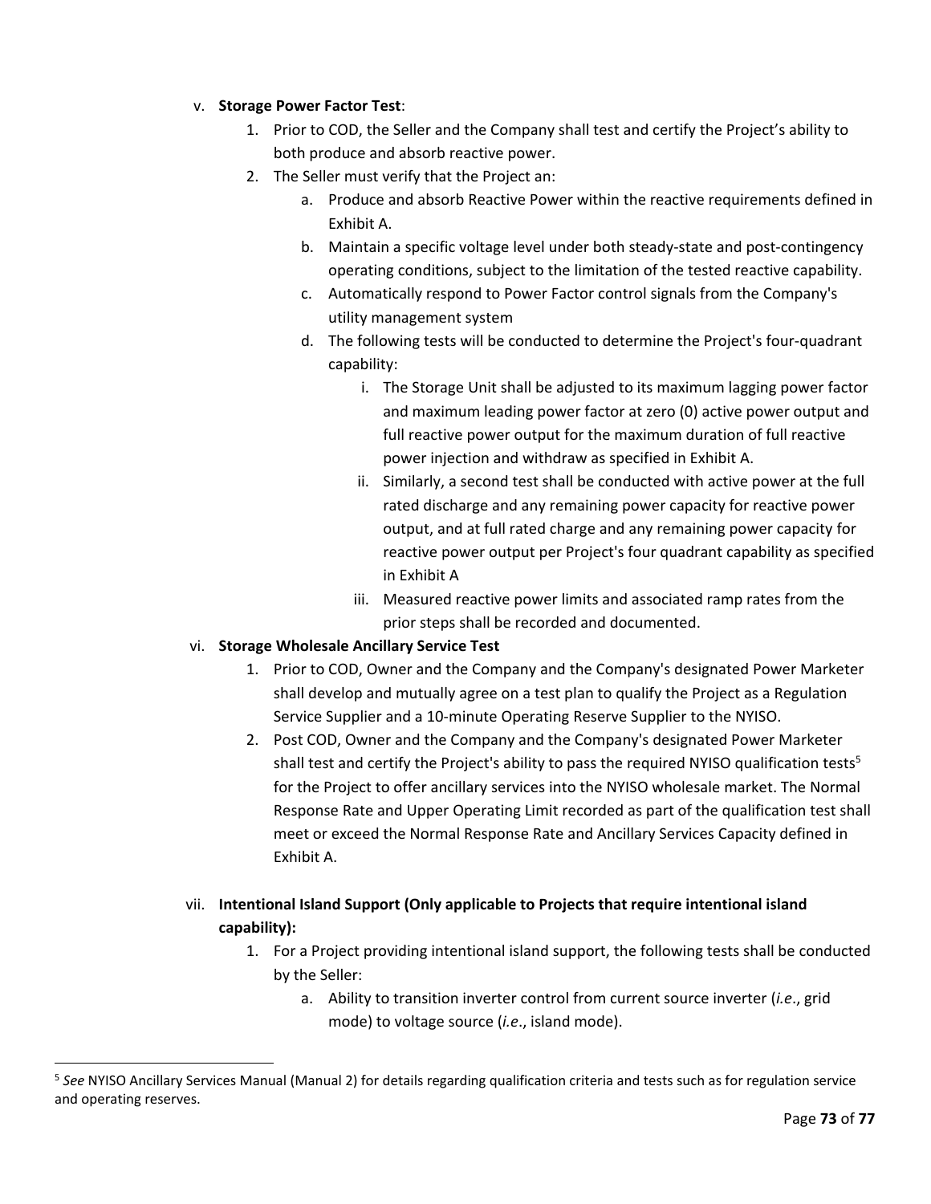v. **Storage Power Factor Test**:

1. Prior to COD, the Seller and the Company shall test and certify the Project's ability to both produce and absorb reactive power.
2. The Seller must verify that the Project an:
    a. Produce and absorb Reactive Power within the reactive requirements defined in Exhibit A.
    b. Maintain a specific voltage level under both steady-state and post-contingency operating conditions, subject to the limitation of the tested reactive capability.
    c. Automatically respond to Power Factor control signals from the Company's utility management system
    d. The following tests will be conducted to determine the Project's four-quadrant capability:
        i. The Storage Unit shall be adjusted to its maximum lagging power factor and maximum leading power factor at zero (0) active power output and full reactive power output for the maximum duration of full reactive power injection and withdraw as specified in Exhibit A.
        ii. Similarly, a second test shall be conducted with active power at the full rated discharge and any remaining power capacity for reactive power output, and at full rated charge and any remaining power capacity for reactive power output per Project's four quadrant capability as specified in Exhibit A
        iii. Measured reactive power limits and associated ramp rates from the prior steps shall be recorded and documented.

vi. **Storage Wholesale Ancillary Service Test**

1. Prior to COD, Owner and the Company and the Company's designated Power Marketer shall develop and mutually agree on a test plan to qualify the Project as a Regulation Service Supplier and a 10-minute Operating Reserve Supplier to the NYISO.
2. Post COD, Owner and the Company and the Company's designated Power Marketer shall test and certify the Project's ability to pass the required NYISO qualification tests[5] for the Project to offer ancillary services into the NYISO wholesale market. The Normal Response Rate and Upper Operating Limit recorded as part of the qualification test shall meet or exceed the Normal Response Rate and Ancillary Services Capacity defined in Exhibit A.

vii. **Intentional Island Support (Only applicable to Projects that require intentional island capability):**

1. For a Project providing intentional island support, the following tests shall be conducted by the Seller:
    a. Ability to transition inverter control from current source inverter (*i.e*., grid mode) to voltage source (*i.e*., island mode).

[5] *See* NYISO Ancillary Services Manual (Manual 2) for details regarding qualification criteria and tests such as for regulation service and operating reserves.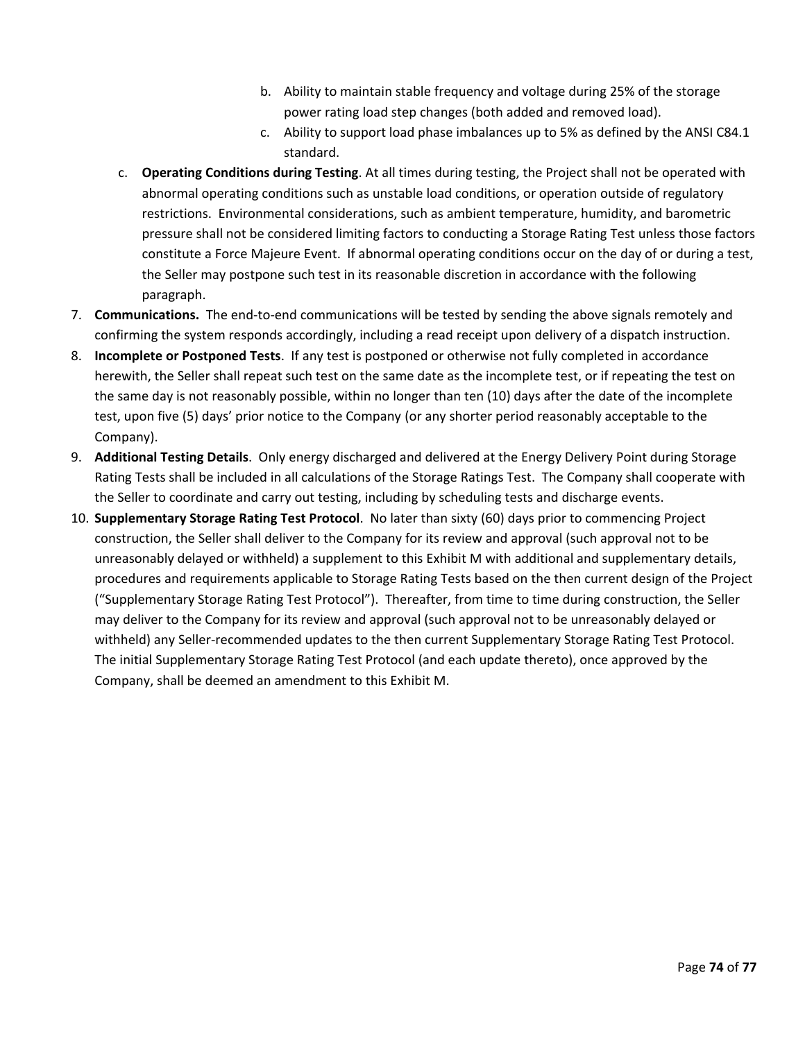b. Ability to maintain stable frequency and voltage during 25% of the storage power rating load step changes (both added and removed load).
   c. Ability to support load phase imbalances up to 5% as defined by the ANSI C84.1 standard.

   c. **Operating Conditions during Testing**. At all times during testing, the Project shall not be operated with abnormal operating conditions such as unstable load conditions, or operation outside of regulatory restrictions. Environmental considerations, such as ambient temperature, humidity, and barometric pressure shall not be considered limiting factors to conducting a Storage Rating Test unless those factors constitute a Force Majeure Event. If abnormal operating conditions occur on the day of or during a test, the Seller may postpone such test in its reasonable discretion in accordance with the following paragraph.

7. **Communications.** The end-to-end communications will be tested by sending the above signals remotely and confirming the system responds accordingly, including a read receipt upon delivery of a dispatch instruction.
8. **Incomplete or Postponed Tests**. If any test is postponed or otherwise not fully completed in accordance herewith, the Seller shall repeat such test on the same date as the incomplete test, or if repeating the test on the same day is not reasonably possible, within no longer than ten (10) days after the date of the incomplete test, upon five (5) days' prior notice to the Company (or any shorter period reasonably acceptable to the Company).
9. **Additional Testing Details**. Only energy discharged and delivered at the Energy Delivery Point during Storage Rating Tests shall be included in all calculations of the Storage Ratings Test. The Company shall cooperate with the Seller to coordinate and carry out testing, including by scheduling tests and discharge events.
10. **Supplementary Storage Rating Test Protocol**. No later than sixty (60) days prior to commencing Project construction, the Seller shall deliver to the Company for its review and approval (such approval not to be unreasonably delayed or withheld) a supplement to this Exhibit M with additional and supplementary details, procedures and requirements applicable to Storage Rating Tests based on the then current design of the Project ("Supplementary Storage Rating Test Protocol"). Thereafter, from time to time during construction, the Seller may deliver to the Company for its review and approval (such approval not to be unreasonably delayed or withheld) any Seller-recommended updates to the then current Supplementary Storage Rating Test Protocol. The initial Supplementary Storage Rating Test Protocol (and each update thereto), once approved by the Company, shall be deemed an amendment to this Exhibit M.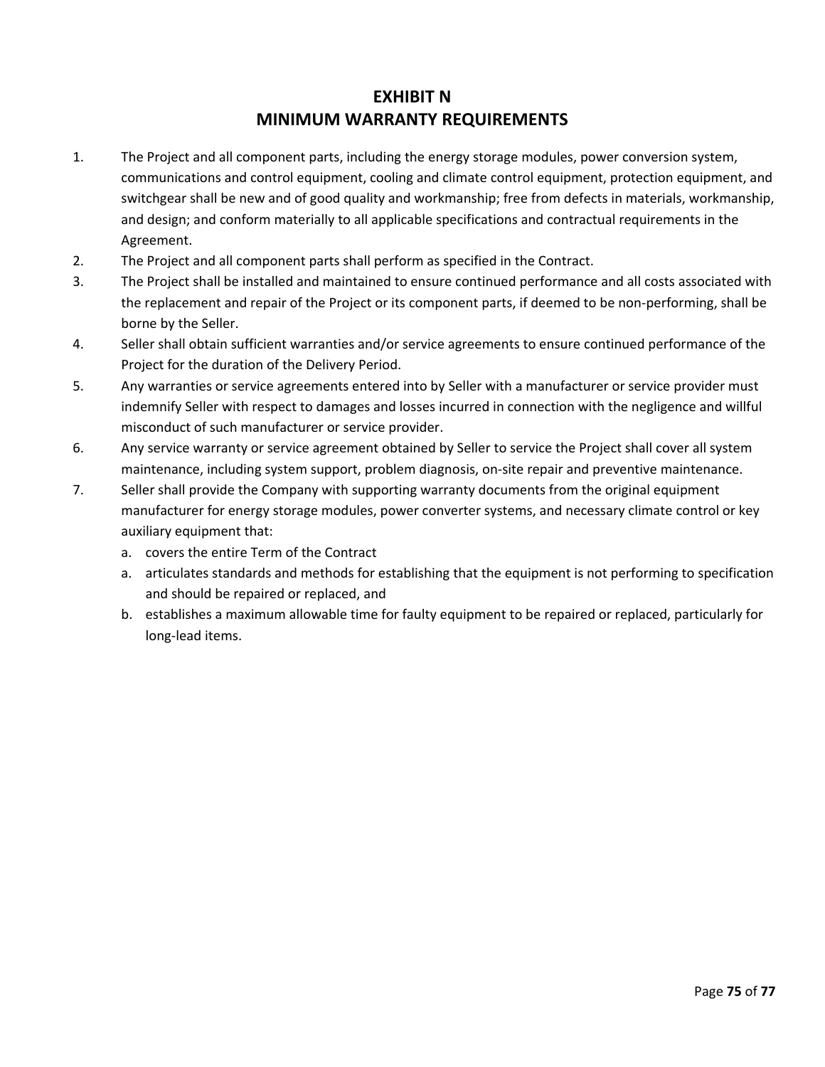# EXHIBIT N
# MINIMUM WARRANTY REQUIREMENTS

1. The Project and all component parts, including the energy storage modules, power conversion system, communications and control equipment, cooling and climate control equipment, protection equipment, and switchgear shall be new and of good quality and workmanship; free from defects in materials, workmanship, and design; and conform materially to all applicable specifications and contractual requirements in the Agreement.
2. The Project and all component parts shall perform as specified in the Contract.
3. The Project shall be installed and maintained to ensure continued performance and all costs associated with the replacement and repair of the Project or its component parts, if deemed to be non-performing, shall be borne by the Seller.
4. Seller shall obtain sufficient warranties and/or service agreements to ensure continued performance of the Project for the duration of the Delivery Period.
5. Any warranties or service agreements entered into by Seller with a manufacturer or service provider must indemnify Seller with respect to damages and losses incurred in connection with the negligence and willful misconduct of such manufacturer or service provider.
6. Any service warranty or service agreement obtained by Seller to service the Project shall cover all system maintenance, including system support, problem diagnosis, on-site repair and preventive maintenance.
7. Seller shall provide the Company with supporting warranty documents from the original equipment manufacturer for energy storage modules, power converter systems, and necessary climate control or key auxiliary equipment that:
   a. covers the entire Term of the Contract
   a. articulates standards and methods for establishing that the equipment is not performing to specification and should be repaired or replaced, and
   b. establishes a maximum allowable time for faulty equipment to be repaired or replaced, particularly for long-lead items.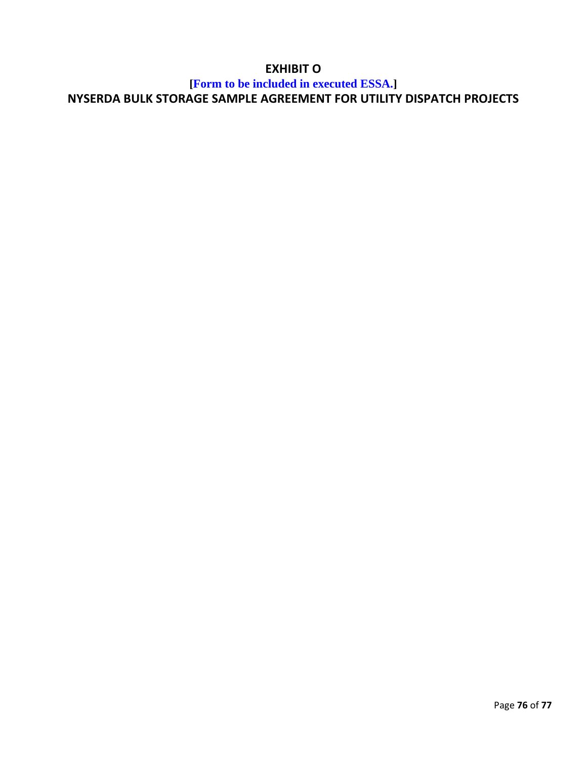# EXHIBIT O

**[Form to be included in executed ESSA.]**

# NYSERDA BULK STORAGE SAMPLE AGREEMENT FOR UTILITY DISPATCH PROJECTS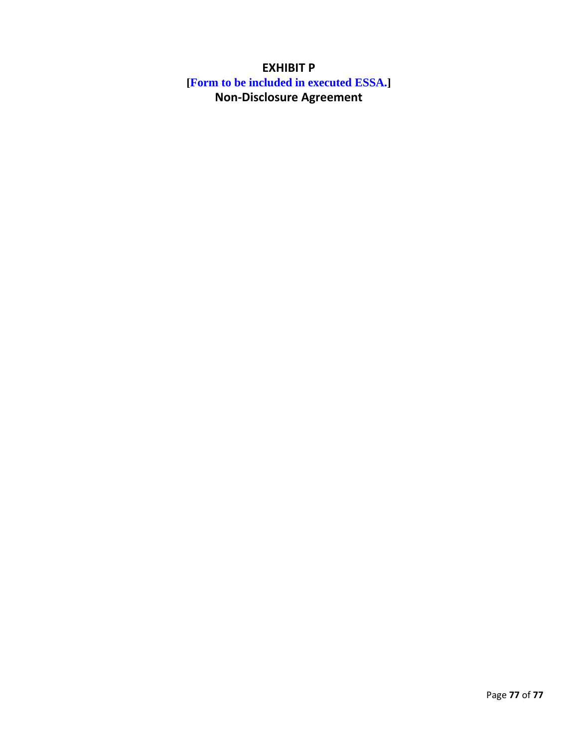# EXHIBIT P

**[Form to be included in executed ESSA.]**

**Non-Disclosure Agreement**